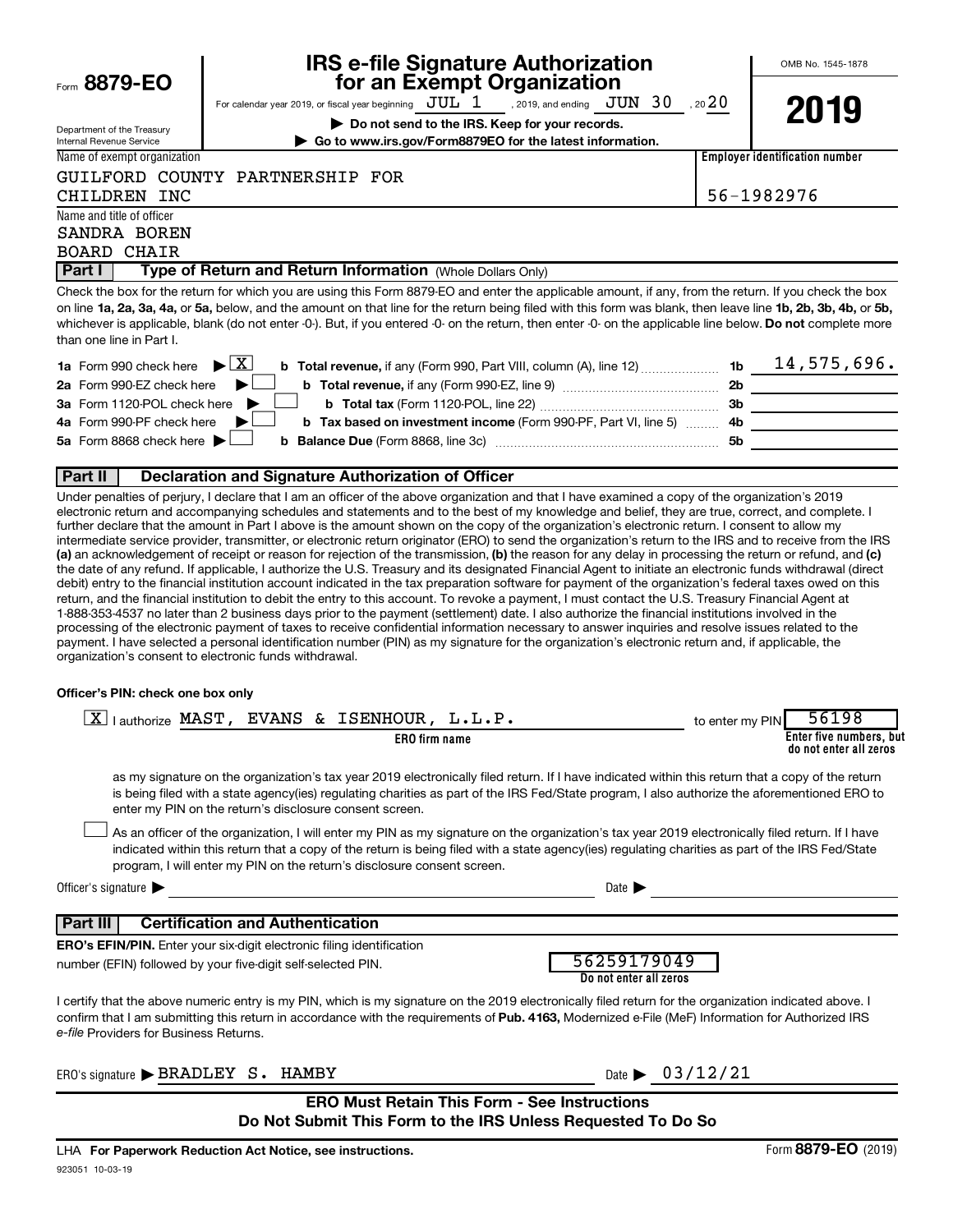Form **8879-EO**

Department of the Treasury
Internal Revenue Service

# IRS e-file Signature Authorization for an Exempt Organization

For calendar year 2019, or fiscal year beginning JUL 1 , 2019, and ending JUN 30 , 2020

▶ **Do not send to the IRS. Keep for your records.**

▶ **Go to www.irs.gov/Form8879EO for the latest information.**

OMB No. 1545-1878

**2019**

Name of exempt organization: GUILFORD COUNTY PARTNERSHIP FOR CHILDREN INC

**Employer identification number:** 56-1982976

Name and title of officer: SANDRA BOREN, BOARD CHAIR

## Part I — Type of Return and Return Information (Whole Dollars Only)

Check the box for the return for which you are using this Form 8879-EO and enter the applicable amount, if any, from the return. If you check the box on line **1a, 2a, 3a, 4a,** or **5a,** below, and the amount on that line for the return being filed with this form was blank, then leave line **1b, 2b, 3b, 4b,** or **5b,** whichever is applicable, blank (do not enter -0-). But, if you entered -0- on the return, then enter -0- on the applicable line below. **Do not** complete more than one line in Part I.

| | | | |
|---|---|---|---|
| **1a** Form 990 check here ▶ [X] | **b Total revenue,** if any (Form 990, Part VIII, column (A), line 12) | **1b** | 14,575,696. |
| **2a** Form 990-EZ check here ▶ [ ] | **b Total revenue,** if any (Form 990-EZ, line 9) | **2b** | |
| **3a** Form 1120-POL check here ▶ [ ] | **b Total tax** (Form 1120-POL, line 22) | **3b** | |
| **4a** Form 990-PF check here ▶ [ ] | **b Tax based on investment income** (Form 990-PF, Part VI, line 5) | **4b** | |
| **5a** Form 8868 check here ▶ [ ] | **b Balance Due** (Form 8868, line 3c) | **5b** | |

## Part II — Declaration and Signature Authorization of Officer

Under penalties of perjury, I declare that I am an officer of the above organization and that I have examined a copy of the organization's 2019 electronic return and accompanying schedules and statements and to the best of my knowledge and belief, they are true, correct, and complete. I further declare that the amount in Part I above is the amount shown on the copy of the organization's electronic return. I consent to allow my intermediate service provider, transmitter, or electronic return originator (ERO) to send the organization's return to the IRS and to receive from the IRS **(a)** an acknowledgement of receipt or reason for rejection of the transmission, **(b)** the reason for any delay in processing the return or refund, and **(c)** the date of any refund. If applicable, I authorize the U.S. Treasury and its designated Financial Agent to initiate an electronic funds withdrawal (direct debit) entry to the financial institution account indicated in the tax preparation software for payment of the organization's federal taxes owed on this return, and the financial institution to debit the entry to this account. To revoke a payment, I must contact the U.S. Treasury Financial Agent at 1-888-353-4537 no later than 2 business days prior to the payment (settlement) date. I also authorize the financial institutions involved in the processing of the electronic payment of taxes to receive confidential information necessary to answer inquiries and resolve issues related to the payment. I have selected a personal identification number (PIN) as my signature for the organization's electronic return and, if applicable, the organization's consent to electronic funds withdrawal.

**Officer's PIN: check one box only**

[X] I authorize MAST, EVANS & ISENHOUR, L.L.P. (**ERO firm name**) to enter my PIN 56198 (**Enter five numbers, but do not enter all zeros**)

as my signature on the organization's tax year 2019 electronically filed return. If I have indicated within this return that a copy of the return is being filed with a state agency(ies) regulating charities as part of the IRS Fed/State program, I also authorize the aforementioned ERO to enter my PIN on the return's disclosure consent screen.

[ ] As an officer of the organization, I will enter my PIN as my signature on the organization's tax year 2019 electronically filed return. If I have indicated within this return that a copy of the return is being filed with a state agency(ies) regulating charities as part of the IRS Fed/State program, I will enter my PIN on the return's disclosure consent screen.

Officer's signature ▶ ______________________ Date ▶ ______________

## Part III — Certification and Authentication

**ERO's EFIN/PIN.** Enter your six-digit electronic filing identification number (EFIN) followed by your five-digit self-selected PIN.

56259179049
**Do not enter all zeros**

I certify that the above numeric entry is my PIN, which is my signature on the 2019 electronically filed return for the organization indicated above. I confirm that I am submitting this return in accordance with the requirements of **Pub. 4163,** Modernized e-File (MeF) Information for Authorized IRS *e-file* Providers for Business Returns.

ERO's signature ▶ BRADLEY S. HAMBY    Date ▶ 03/12/21

**ERO Must Retain This Form - See Instructions**
**Do Not Submit This Form to the IRS Unless Requested To Do So**

LHA **For Paperwork Reduction Act Notice, see instructions.**    Form **8879-EO** (2019)

923051 10-03-19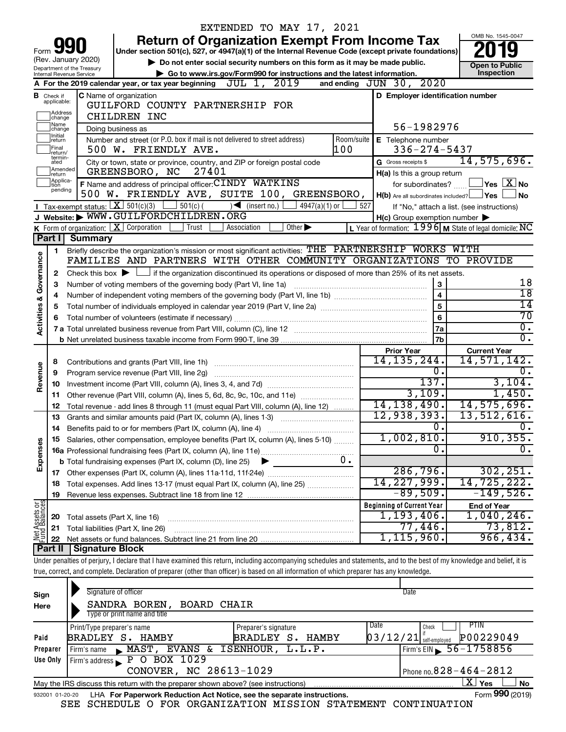EXTENDED TO MAY 17, 2021

# Form 990 Return of Organization Exempt From Income Tax

Form **990** (Rev. January 2020) Department of the Treasury Internal Revenue Service

Under section 501(c), 527, or 4947(a)(1) of the Internal Revenue Code (except private foundations)

▶ Do not enter social security numbers on this form as it may be made public.

▶ Go to www.irs.gov/Form990 for instructions and the latest information.

OMB No. 1545-0047 **2019** **Open to Public Inspection**

**A** For the 2019 calendar year, or tax year beginning JUL 1, 2019 and ending JUN 30, 2020

**B** Check if applicable: Address change, Name change, Initial return, Final return/terminated, Amended return, Application pending

**C** Name of organization: GUILFORD COUNTY PARTNERSHIP FOR CHILDREN INC

Doing business as

Number and street (or P.O. box if mail is not delivered to street address): 500 W. FRIENDLY AVE. Room/suite: 100

City or town, state or province, country, and ZIP or foreign postal code: GREENSBORO, NC 27401

**D** Employer identification number: 56-1982976

**E** Telephone number: 336-274-5437

**G** Gross receipts $ 14,575,696.

**F** Name and address of principal officer: CINDY WATKINS 500 W. FRIENDLY AVE, SUITE 100, GREENSBORO,

**H(a)** Is this a group return for subordinates? ☐ Yes ☒ No

**H(b)** Are all subordinates included? ☐ Yes ☐ No If "No," attach a list. (see instructions)

**H(c)** Group exemption number ▶

**I** Tax-exempt status: ☒ 501(c)(3) ☐ 501(c) ( ) ◀ (insert no.) ☐ 4947(a)(1) or ☐ 527

**J** Website: ▶ WWW.GUILFORDCHILDREN.ORG

**K** Form of organization: ☒ Corporation ☐ Trust ☐ Association ☐ Other ▶

**L** Year of formation: 1996 **M** State of legal domicile: NC

## Part I Summary

**Activities & Governance**

1 Briefly describe the organization's mission or most significant activities: THE PARTNERSHIP WORKS WITH FAMILIES AND PARTNERS WITH OTHER COMMUNITY ORGANIZATIONS TO PROVIDE

2 Check this box ▶ ☐ if the organization discontinued its operations or disposed of more than 25% of its net assets.

| Line | Description | No. | Value |
|---|---|---|---|
| 3 | Number of voting members of the governing body (Part VI, line 1a) | 3 | 18 |
| 4 | Number of independent voting members of the governing body (Part VI, line 1b) | 4 | 18 |
| 5 | Total number of individuals employed in calendar year 2019 (Part V, line 2a) | 5 | 14 |
| 6 | Total number of volunteers (estimate if necessary) | 6 | 70 |
| 7a | Total unrelated business revenue from Part VIII, column (C), line 12 | 7a | 0. |
| 7b | Net unrelated business taxable income from Form 990-T, line 39 | 7b | 0. |

| Section | Line | Description | Prior Year | Current Year |
|---|---|---|---|---|
| Revenue | 8 | Contributions and grants (Part VIII, line 1h) | 14,135,244. | 14,571,142. |
| | 9 | Program service revenue (Part VIII, line 2g) | 0. | 0. |
| | 10 | Investment income (Part VIII, column (A), lines 3, 4, and 7d) | 137. | 3,104. |
| | 11 | Other revenue (Part VIII, column (A), lines 5, 6d, 8c, 9c, 10c, and 11e) | 3,109. | 1,450. |
| | 12 | Total revenue - add lines 8 through 11 (must equal Part VIII, column (A), line 12) | 14,138,490. | 14,575,696. |
| Expenses | 13 | Grants and similar amounts paid (Part IX, column (A), lines 1-3) | 12,938,393. | 13,512,616. |
| | 14 | Benefits paid to or for members (Part IX, column (A), line 4) | 0. | 0. |
| | 15 | Salaries, other compensation, employee benefits (Part IX, column (A), lines 5-10) | 1,002,810. | 910,355. |
| | 16a | Professional fundraising fees (Part IX, column (A), line 11e) | 0. | 0. |
| | b | Total fundraising expenses (Part IX, column (D), line 25) ▶ 0. | | |
| | 17 | Other expenses (Part IX, column (A), lines 11a-11d, 11f-24e) | 286,796. | 302,251. |
| | 18 | Total expenses. Add lines 13-17 (must equal Part IX, column (A), line 25) | 14,227,999. | 14,725,222. |
| | 19 | Revenue less expenses. Subtract line 18 from line 12 | -89,509. | -149,526. |

| Section | Line | Description | Beginning of Current Year | End of Year |
|---|---|---|---|---|
| Net Assets or Fund Balances | 20 | Total assets (Part X, line 16) | 1,193,406. | 1,040,246. |
| | 21 | Total liabilities (Part X, line 26) | 77,446. | 73,812. |
| | 22 | Net assets or fund balances. Subtract line 21 from line 20 | 1,115,960. | 966,434. |

## Part II Signature Block

Under penalties of perjury, I declare that I have examined this return, including accompanying schedules and statements, and to the best of my knowledge and belief, it is true, correct, and complete. Declaration of preparer (other than officer) is based on all information of which preparer has any knowledge.

**Sign Here**

Signature of officer | Date

SANDRA BOREN, BOARD CHAIR

Type or print name and title

**Paid Preparer Use Only**

| Print/Type preparer's name | Preparer's signature | Date | Check ☐ if self-employed | PTIN |
|---|---|---|---|---|
| BRADLEY S. HAMBY | BRADLEY S. HAMBY | 03/12/21 | | P00229049 |

Firm's name ▶ MAST, EVANS & ISENHOUR, L.L.P. Firm's EIN ▶ 56-1758856

Firm's address ▶ P O BOX 1029 CONOVER, NC 28613-1029 Phone no. 828-464-2812

May the IRS discuss this return with the preparer shown above? (see instructions) ☒ Yes ☐ No

932001 01-20-20 LHA For Paperwork Reduction Act Notice, see the separate instructions. Form **990** (2019)

SEE SCHEDULE O FOR ORGANIZATION MISSION STATEMENT CONTINUATION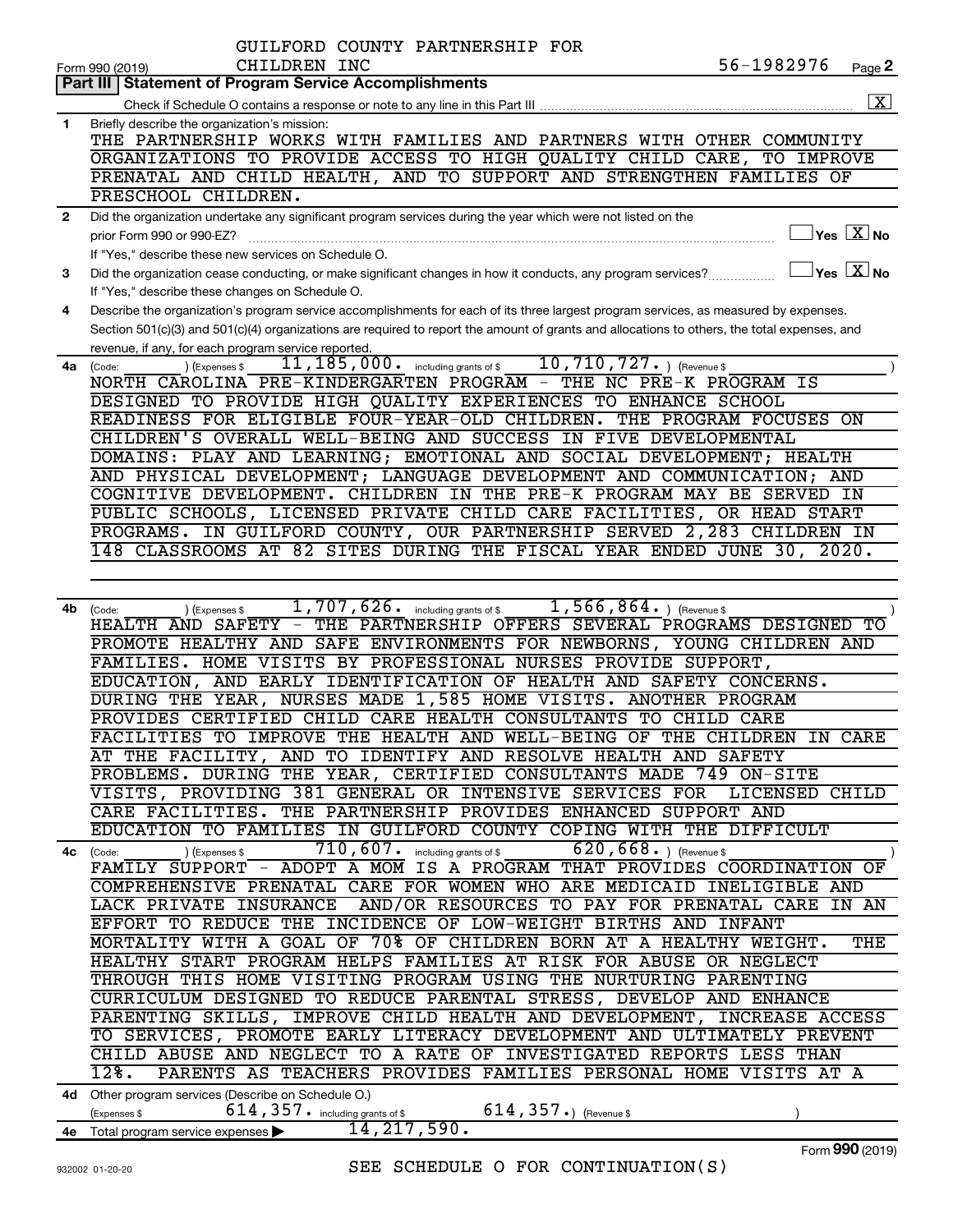GUILFORD COUNTY PARTNERSHIP FOR CHILDREN INC

Form 990 (2019) 56-1982976 Page 2

## Part III Statement of Program Service Accomplishments

Check if Schedule O contains a response or note to any line in this Part III ..... [X]

**1** Briefly describe the organization's mission:

THE PARTNERSHIP WORKS WITH FAMILIES AND PARTNERS WITH OTHER COMMUNITY ORGANIZATIONS TO PROVIDE ACCESS TO HIGH QUALITY CHILD CARE, TO IMPROVE PRENATAL AND CHILD HEALTH, AND TO SUPPORT AND STRENGTHEN FAMILIES OF PRESCHOOL CHILDREN.

**2** Did the organization undertake any significant program services during the year which were not listed on the prior Form 990 or 990-EZ? ..... [ ] Yes [X] No

If "Yes," describe these new services on Schedule O.

**3** Did the organization cease conducting, or make significant changes in how it conducts, any program services? ..... [ ] Yes [X] No

If "Yes," describe these changes on Schedule O.

**4** Describe the organization's program service accomplishments for each of its three largest program services, as measured by expenses. Section 501(c)(3) and 501(c)(4) organizations are required to report the amount of grants and allocations to others, the total expenses, and revenue, if any, for each program service reported.

**4a** (Code: ) (Expenses $ 11,185,000. including grants of $ 10,710,727. ) (Revenue $ )

NORTH CAROLINA PRE-KINDERGARTEN PROGRAM - THE NC PRE-K PROGRAM IS DESIGNED TO PROVIDE HIGH QUALITY EXPERIENCES TO ENHANCE SCHOOL READINESS FOR ELIGIBLE FOUR-YEAR-OLD CHILDREN. THE PROGRAM FOCUSES ON CHILDREN'S OVERALL WELL-BEING AND SUCCESS IN FIVE DEVELOPMENTAL DOMAINS: PLAY AND LEARNING; EMOTIONAL AND SOCIAL DEVELOPMENT; HEALTH AND PHYSICAL DEVELOPMENT; LANGUAGE DEVELOPMENT AND COMMUNICATION; AND COGNITIVE DEVELOPMENT. CHILDREN IN THE PRE-K PROGRAM MAY BE SERVED IN PUBLIC SCHOOLS, LICENSED PRIVATE CHILD CARE FACILITIES, OR HEAD START PROGRAMS. IN GUILFORD COUNTY, OUR PARTNERSHIP SERVED 2,283 CHILDREN IN 148 CLASSROOMS AT 82 SITES DURING THE FISCAL YEAR ENDED JUNE 30, 2020.

**4b** (Code: ) (Expenses $ 1,707,626. including grants of $ 1,566,864. ) (Revenue $ )

HEALTH AND SAFETY - THE PARTNERSHIP OFFERS SEVERAL PROGRAMS DESIGNED TO PROMOTE HEALTHY AND SAFE ENVIRONMENTS FOR NEWBORNS, YOUNG CHILDREN AND FAMILIES. HOME VISITS BY PROFESSIONAL NURSES PROVIDE SUPPORT, EDUCATION, AND EARLY IDENTIFICATION OF HEALTH AND SAFETY CONCERNS. DURING THE YEAR, NURSES MADE 1,585 HOME VISITS. ANOTHER PROGRAM PROVIDES CERTIFIED CHILD CARE HEALTH CONSULTANTS TO CHILD CARE FACILITIES TO IMPROVE THE HEALTH AND WELL-BEING OF THE CHILDREN IN CARE AT THE FACILITY, AND TO IDENTIFY AND RESOLVE HEALTH AND SAFETY PROBLEMS. DURING THE YEAR, CERTIFIED CONSULTANTS MADE 749 ON-SITE VISITS, PROVIDING 381 GENERAL OR INTENSIVE SERVICES FOR LICENSED CHILD CARE FACILITIES. THE PARTNERSHIP PROVIDES ENHANCED SUPPORT AND EDUCATION TO FAMILIES IN GUILFORD COUNTY COPING WITH THE DIFFICULT

**4c** (Code: ) (Expenses $ 710,607. including grants of $ 620,668. ) (Revenue $ )

FAMILY SUPPORT - ADOPT A MOM IS A PROGRAM THAT PROVIDES COORDINATION OF COMPREHENSIVE PRENATAL CARE FOR WOMEN WHO ARE MEDICAID INELIGIBLE AND LACK PRIVATE INSURANCE AND/OR RESOURCES TO PAY FOR PRENATAL CARE IN AN EFFORT TO REDUCE THE INCIDENCE OF LOW-WEIGHT BIRTHS AND INFANT MORTALITY WITH A GOAL OF 70% OF CHILDREN BORN AT A HEALTHY WEIGHT. THE HEALTHY START PROGRAM HELPS FAMILIES AT RISK FOR ABUSE OR NEGLECT THROUGH THIS HOME VISITING PROGRAM USING THE NURTURING PARENTING CURRICULUM DESIGNED TO REDUCE PARENTAL STRESS, DEVELOP AND ENHANCE PARENTING SKILLS, IMPROVE CHILD HEALTH AND DEVELOPMENT, INCREASE ACCESS TO SERVICES, PROMOTE EARLY LITERACY DEVELOPMENT AND ULTIMATELY PREVENT CHILD ABUSE AND NEGLECT TO A RATE OF INVESTIGATED REPORTS LESS THAN 12%. PARENTS AS TEACHERS PROVIDES FAMILIES PERSONAL HOME VISITS AT A

**4d** Other program services (Describe on Schedule O.)
(Expenses $ 614,357. including grants of $ 614,357.) (Revenue $ )

**4e** Total program service expenses ▶ 14,217,590.

Form 990 (2019)

932002 01-20-20 SEE SCHEDULE O FOR CONTINUATION(S)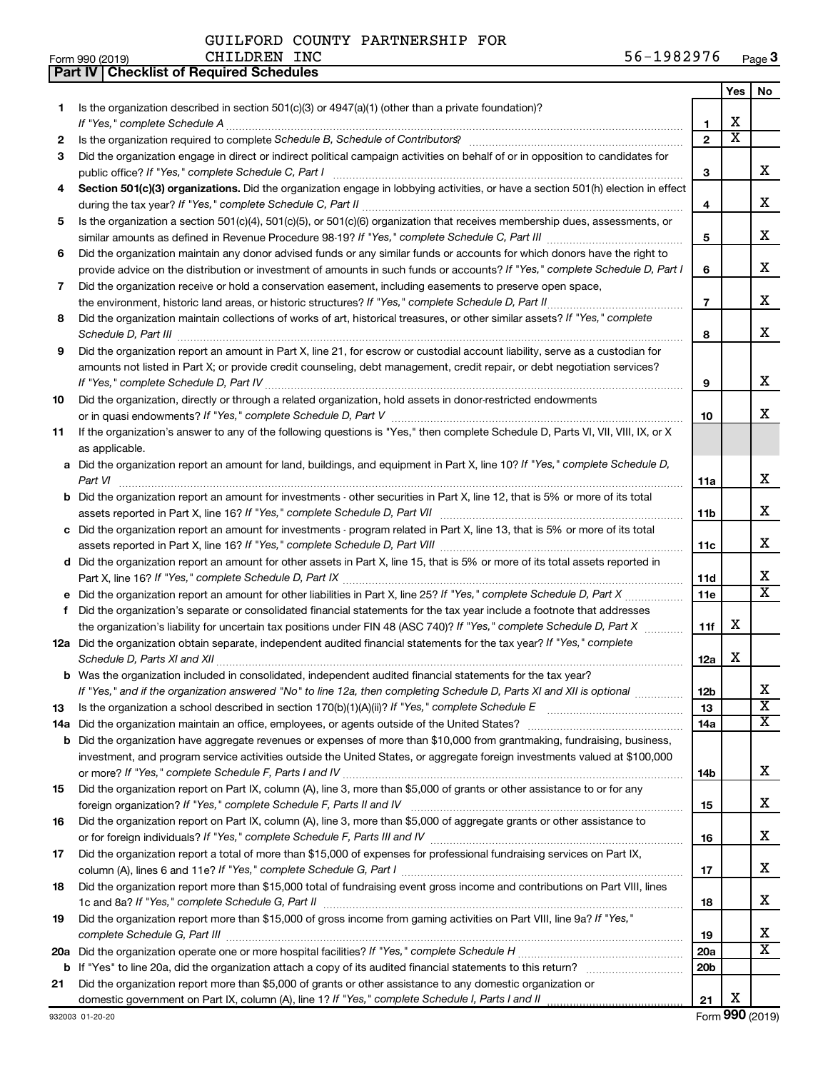GUILFORD COUNTY PARTNERSHIP FOR CHILDREN INC 56-1982976

Form 990 (2019) Page 3

## Part IV | Checklist of Required Schedules

| | | | Yes | No |
|---|---|---|---|---|
| 1 | Is the organization described in section 501(c)(3) or 4947(a)(1) (other than a private foundation)? *If "Yes," complete Schedule A* | 1 | X | |
| 2 | Is the organization required to complete *Schedule B, Schedule of Contributors*? | 2 | X | |
| 3 | Did the organization engage in direct or indirect political campaign activities on behalf of or in opposition to candidates for public office? *If "Yes," complete Schedule C, Part I* | 3 | | X |
| 4 | **Section 501(c)(3) organizations.** Did the organization engage in lobbying activities, or have a section 501(h) election in effect during the tax year? *If "Yes," complete Schedule C, Part II* | 4 | | X |
| 5 | Is the organization a section 501(c)(4), 501(c)(5), or 501(c)(6) organization that receives membership dues, assessments, or similar amounts as defined in Revenue Procedure 98-19? *If "Yes," complete Schedule C, Part III* | 5 | | X |
| 6 | Did the organization maintain any donor advised funds or any similar funds or accounts for which donors have the right to provide advice on the distribution or investment of amounts in such funds or accounts? *If "Yes," complete Schedule D, Part I* | 6 | | X |
| 7 | Did the organization receive or hold a conservation easement, including easements to preserve open space, the environment, historic land areas, or historic structures? *If "Yes," complete Schedule D, Part II* | 7 | | X |
| 8 | Did the organization maintain collections of works of art, historical treasures, or other similar assets? *If "Yes," complete Schedule D, Part III* | 8 | | X |
| 9 | Did the organization report an amount in Part X, line 21, for escrow or custodial account liability, serve as a custodian for amounts not listed in Part X; or provide credit counseling, debt management, credit repair, or debt negotiation services? *If "Yes," complete Schedule D, Part IV* | 9 | | X |
| 10 | Did the organization, directly or through a related organization, hold assets in donor-restricted endowments or in quasi endowments? *If "Yes," complete Schedule D, Part V* | 10 | | X |
| 11 | If the organization's answer to any of the following questions is "Yes," then complete Schedule D, Parts VI, VII, VIII, IX, or X as applicable. | | | |
| a | Did the organization report an amount for land, buildings, and equipment in Part X, line 10? *If "Yes," complete Schedule D, Part VI* | 11a | | X |
| b | Did the organization report an amount for investments - other securities in Part X, line 12, that is 5% or more of its total assets reported in Part X, line 16? *If "Yes," complete Schedule D, Part VII* | 11b | | X |
| c | Did the organization report an amount for investments - program related in Part X, line 13, that is 5% or more of its total assets reported in Part X, line 16? *If "Yes," complete Schedule D, Part VIII* | 11c | | X |
| d | Did the organization report an amount for other assets in Part X, line 15, that is 5% or more of its total assets reported in Part X, line 16? *If "Yes," complete Schedule D, Part IX* | 11d | | X |
| e | Did the organization report an amount for other liabilities in Part X, line 25? *If "Yes," complete Schedule D, Part X* | 11e | | X |
| f | Did the organization's separate or consolidated financial statements for the tax year include a footnote that addresses the organization's liability for uncertain tax positions under FIN 48 (ASC 740)? *If "Yes," complete Schedule D, Part X* | 11f | X | |
| 12a | Did the organization obtain separate, independent audited financial statements for the tax year? *If "Yes," complete Schedule D, Parts XI and XII* | 12a | X | |
| b | Was the organization included in consolidated, independent audited financial statements for the tax year? *If "Yes," and if the organization answered "No" to line 12a, then completing Schedule D, Parts XI and XII is optional* | 12b | | X |
| 13 | Is the organization a school described in section 170(b)(1)(A)(ii)? *If "Yes," complete Schedule E* | 13 | | X |
| 14a | Did the organization maintain an office, employees, or agents outside of the United States? | 14a | | X |
| b | Did the organization have aggregate revenues or expenses of more than $10,000 from grantmaking, fundraising, business, investment, and program service activities outside the United States, or aggregate foreign investments valued at $100,000 or more? *If "Yes," complete Schedule F, Parts I and IV* | 14b | | X |
| 15 | Did the organization report on Part IX, column (A), line 3, more than $5,000 of grants or other assistance to or for any foreign organization? *If "Yes," complete Schedule F, Parts II and IV* | 15 | | X |
| 16 | Did the organization report on Part IX, column (A), line 3, more than $5,000 of aggregate grants or other assistance to or for foreign individuals? *If "Yes," complete Schedule F, Parts III and IV* | 16 | | X |
| 17 | Did the organization report a total of more than $15,000 of expenses for professional fundraising services on Part IX, column (A), lines 6 and 11e? *If "Yes," complete Schedule G, Part I* | 17 | | X |
| 18 | Did the organization report more than $15,000 total of fundraising event gross income and contributions on Part VIII, lines 1c and 8a? *If "Yes," complete Schedule G, Part II* | 18 | | X |
| 19 | Did the organization report more than $15,000 of gross income from gaming activities on Part VIII, line 9a? *If "Yes," complete Schedule G, Part III* | 19 | | X |
| 20a | Did the organization operate one or more hospital facilities? *If "Yes," complete Schedule H* | 20a | | X |
| b | If "Yes" to line 20a, did the organization attach a copy of its audited financial statements to this return? | 20b | | |
| 21 | Did the organization report more than $5,000 of grants or other assistance to any domestic organization or domestic government on Part IX, column (A), line 1? *If "Yes," complete Schedule I, Parts I and II* | 21 | X | |

932003 01-20-20 Form **990** (2019)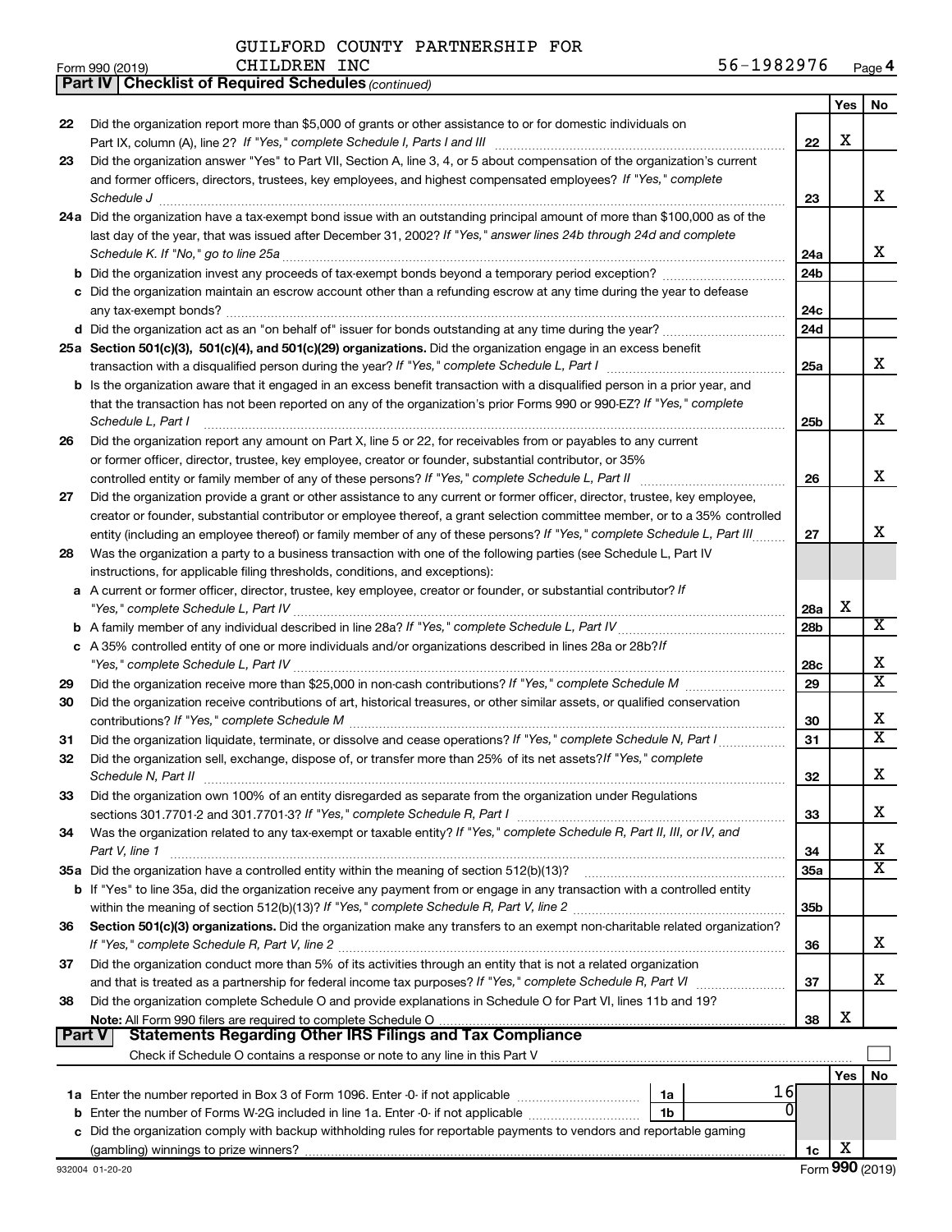GUILFORD COUNTY PARTNERSHIP FOR CHILDREN INC 56-1982976

Form 990 (2019) Page 4

**Part IV | Checklist of Required Schedules** *(continued)*

| | | | Yes | No |
|---|---|---|---|---|
| 22 | Did the organization report more than $5,000 of grants or other assistance to or for domestic individuals on Part IX, column (A), line 2? *If "Yes," complete Schedule I, Parts I and III* | 22 | X | |
| 23 | Did the organization answer "Yes" to Part VII, Section A, line 3, 4, or 5 about compensation of the organization's current and former officers, directors, trustees, key employees, and highest compensated employees? *If "Yes," complete Schedule J* | 23 | | X |
| 24a | Did the organization have a tax-exempt bond issue with an outstanding principal amount of more than $100,000 as of the last day of the year, that was issued after December 31, 2002? *If "Yes," answer lines 24b through 24d and complete Schedule K. If "No," go to line 25a* | 24a | | X |
| b | Did the organization invest any proceeds of tax-exempt bonds beyond a temporary period exception? | 24b | | |
| c | Did the organization maintain an escrow account other than a refunding escrow at any time during the year to defease any tax-exempt bonds? | 24c | | |
| d | Did the organization act as an "on behalf of" issuer for bonds outstanding at any time during the year? | 24d | | |
| 25a | **Section 501(c)(3), 501(c)(4), and 501(c)(29) organizations.** Did the organization engage in an excess benefit transaction with a disqualified person during the year? *If "Yes," complete Schedule L, Part I* | 25a | | X |
| b | Is the organization aware that it engaged in an excess benefit transaction with a disqualified person in a prior year, and that the transaction has not been reported on any of the organization's prior Forms 990 or 990-EZ? *If "Yes," complete Schedule L, Part I* | 25b | | X |
| 26 | Did the organization report any amount on Part X, line 5 or 22, for receivables from or payables to any current or former officer, director, trustee, key employee, creator or founder, substantial contributor, or 35% controlled entity or family member of any of these persons? *If "Yes," complete Schedule L, Part II* | 26 | | X |
| 27 | Did the organization provide a grant or other assistance to any current or former officer, director, trustee, key employee, creator or founder, substantial contributor or employee thereof, a grant selection committee member, or to a 35% controlled entity (including an employee thereof) or family member of any of these persons? *If "Yes," complete Schedule L, Part III* | 27 | | X |
| 28 | Was the organization a party to a business transaction with one of the following parties (see Schedule L, Part IV instructions, for applicable filing thresholds, conditions, and exceptions): | | | |
| a | A current or former officer, director, trustee, key employee, creator or founder, or substantial contributor? *If "Yes," complete Schedule L, Part IV* | 28a | X | |
| b | A family member of any individual described in line 28a? *If "Yes," complete Schedule L, Part IV* | 28b | | X |
| c | A 35% controlled entity of one or more individuals and/or organizations described in lines 28a or 28b? *If "Yes," complete Schedule L, Part IV* | 28c | | X |
| 29 | Did the organization receive more than $25,000 in non-cash contributions? *If "Yes," complete Schedule M* | 29 | | X |
| 30 | Did the organization receive contributions of art, historical treasures, or other similar assets, or qualified conservation contributions? *If "Yes," complete Schedule M* | 30 | | X |
| 31 | Did the organization liquidate, terminate, or dissolve and cease operations? *If "Yes," complete Schedule N, Part I* | 31 | | X |
| 32 | Did the organization sell, exchange, dispose of, or transfer more than 25% of its net assets? *If "Yes," complete Schedule N, Part II* | 32 | | X |
| 33 | Did the organization own 100% of an entity disregarded as separate from the organization under Regulations sections 301.7701-2 and 301.7701-3? *If "Yes," complete Schedule R, Part I* | 33 | | X |
| 34 | Was the organization related to any tax-exempt or taxable entity? *If "Yes," complete Schedule R, Part II, III, or IV, and Part V, line 1* | 34 | | X |
| 35a | Did the organization have a controlled entity within the meaning of section 512(b)(13)? | 35a | | X |
| b | If "Yes" to line 35a, did the organization receive any payment from or engage in any transaction with a controlled entity within the meaning of section 512(b)(13)? *If "Yes," complete Schedule R, Part V, line 2* | 35b | | |
| 36 | **Section 501(c)(3) organizations.** Did the organization make any transfers to an exempt non-charitable related organization? *If "Yes," complete Schedule R, Part V, line 2* | 36 | | X |
| 37 | Did the organization conduct more than 5% of its activities through an entity that is not a related organization and that is treated as a partnership for federal income tax purposes? *If "Yes," complete Schedule R, Part VI* | 37 | | X |
| 38 | Did the organization complete Schedule O and provide explanations in Schedule O for Part VI, lines 11b and 19? **Note:** All Form 990 filers are required to complete Schedule O | 38 | X | |

**Part V | Statements Regarding Other IRS Filings and Tax Compliance**

Check if Schedule O contains a response or note to any line in this Part V

| | | | | | Yes | No |
|---|---|---|---|---|---|---|
| 1a | Enter the number reported in Box 3 of Form 1096. Enter -0- if not applicable | 1a | 16 | | | |
| b | Enter the number of Forms W-2G included in line 1a. Enter -0- if not applicable | 1b | 0 | | | |
| c | Did the organization comply with backup withholding rules for reportable payments to vendors and reportable gaming (gambling) winnings to prize winners? | | | 1c | X | |

932004 01-20-20 Form **990** (2019)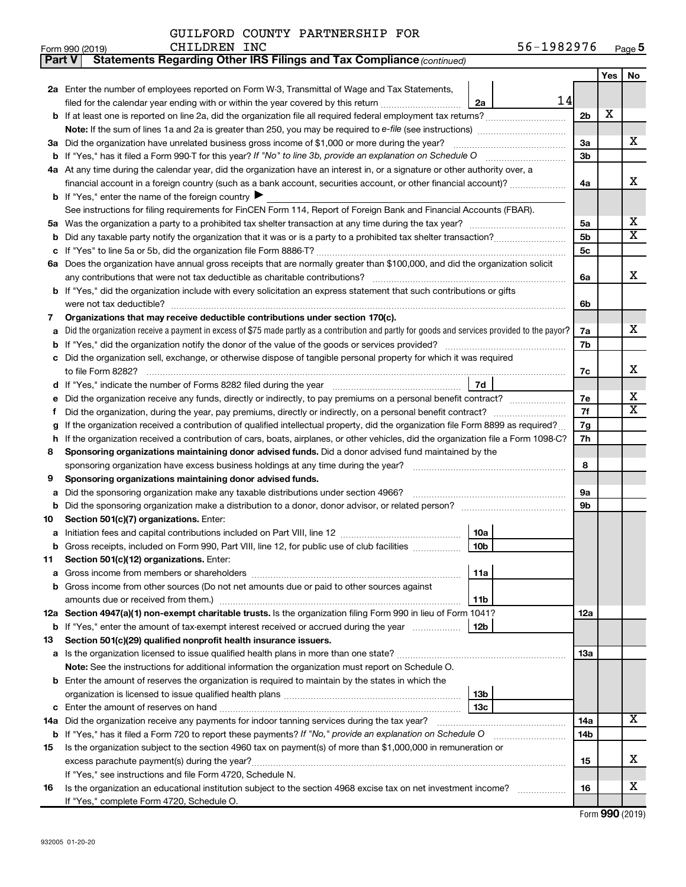GUILFORD COUNTY PARTNERSHIP FOR CHILDREN INC

Form 990 (2019) 56-1982976 Page 5

**Part V Statements Regarding Other IRS Filings and Tax Compliance** *(continued)*

| | | | | Yes | No |
|---|---|---|---|---|---|
| **2a** | Enter the number of employees reported on Form W-3, Transmittal of Wage and Tax Statements, filed for the calendar year ending with or within the year covered by this return | 2a 14 | | | |
| **b** | If at least one is reported on line 2a, did the organization file all required federal employment tax returns? | | 2b | X | |
| | **Note:** If the sum of lines 1a and 2a is greater than 250, you may be required to *e-file* (see instructions) | | | | |
| **3a** | Did the organization have unrelated business gross income of $1,000 or more during the year? | | 3a | | X |
| **b** | If "Yes," has it filed a Form 990-T for this year? *If "No" to line 3b, provide an explanation on Schedule O* | | 3b | | |
| **4a** | At any time during the calendar year, did the organization have an interest in, or a signature or other authority over, a financial account in a foreign country (such as a bank account, securities account, or other financial account)? | | 4a | | X |
| **b** | If "Yes," enter the name of the foreign country ▶ | | | | |
| | See instructions for filing requirements for FinCEN Form 114, Report of Foreign Bank and Financial Accounts (FBAR). | | | | |
| **5a** | Was the organization a party to a prohibited tax shelter transaction at any time during the tax year? | | 5a | | X |
| **b** | Did any taxable party notify the organization that it was or is a party to a prohibited tax shelter transaction? | | 5b | | X |
| **c** | If "Yes" to line 5a or 5b, did the organization file Form 8886-T? | | 5c | | |
| **6a** | Does the organization have annual gross receipts that are normally greater than $100,000, and did the organization solicit any contributions that were not tax deductible as charitable contributions? | | 6a | | X |
| **b** | If "Yes," did the organization include with every solicitation an express statement that such contributions or gifts were not tax deductible? | | 6b | | |
| **7** | **Organizations that may receive deductible contributions under section 170(c).** | | | | |
| **a** | Did the organization receive a payment in excess of $75 made partly as a contribution and partly for goods and services provided to the payor? | | 7a | | X |
| **b** | If "Yes," did the organization notify the donor of the value of the goods or services provided? | | 7b | | |
| **c** | Did the organization sell, exchange, or otherwise dispose of tangible personal property for which it was required to file Form 8282? | | 7c | | X |
| **d** | If "Yes," indicate the number of Forms 8282 filed during the year | 7d | | | |
| **e** | Did the organization receive any funds, directly or indirectly, to pay premiums on a personal benefit contract? | | 7e | | X |
| **f** | Did the organization, during the year, pay premiums, directly or indirectly, on a personal benefit contract? | | 7f | | X |
| **g** | If the organization received a contribution of qualified intellectual property, did the organization file Form 8899 as required? | | 7g | | |
| **h** | If the organization received a contribution of cars, boats, airplanes, or other vehicles, did the organization file a Form 1098-C? | | 7h | | |
| **8** | **Sponsoring organizations maintaining donor advised funds.** Did a donor advised fund maintained by the sponsoring organization have excess business holdings at any time during the year? | | 8 | | |
| **9** | **Sponsoring organizations maintaining donor advised funds.** | | | | |
| **a** | Did the sponsoring organization make any taxable distributions under section 4966? | | 9a | | |
| **b** | Did the sponsoring organization make a distribution to a donor, donor advisor, or related person? | | 9b | | |
| **10** | **Section 501(c)(7) organizations.** Enter: | | | | |
| **a** | Initiation fees and capital contributions included on Part VIII, line 12 | 10a | | | |
| **b** | Gross receipts, included on Form 990, Part VIII, line 12, for public use of club facilities | 10b | | | |
| **11** | **Section 501(c)(12) organizations.** Enter: | | | | |
| **a** | Gross income from members or shareholders | 11a | | | |
| **b** | Gross income from other sources (Do not net amounts due or paid to other sources against amounts due or received from them.) | 11b | | | |
| **12a** | **Section 4947(a)(1) non-exempt charitable trusts.** Is the organization filing Form 990 in lieu of Form 1041? | | 12a | | |
| **b** | If "Yes," enter the amount of tax-exempt interest received or accrued during the year | 12b | | | |
| **13** | **Section 501(c)(29) qualified nonprofit health insurance issuers.** | | | | |
| **a** | Is the organization licensed to issue qualified health plans in more than one state? | | 13a | | |
| | **Note:** See the instructions for additional information the organization must report on Schedule O. | | | | |
| **b** | Enter the amount of reserves the organization is required to maintain by the states in which the organization is licensed to issue qualified health plans | 13b | | | |
| **c** | Enter the amount of reserves on hand | 13c | | | |
| **14a** | Did the organization receive any payments for indoor tanning services during the tax year? | | 14a | | X |
| **b** | If "Yes," has it filed a Form 720 to report these payments? *If "No," provide an explanation on Schedule O* | | 14b | | |
| **15** | Is the organization subject to the section 4960 tax on payment(s) of more than $1,000,000 in remuneration or excess parachute payment(s) during the year? | | 15 | | X |
| | If "Yes," see instructions and file Form 4720, Schedule N. | | | | |
| **16** | Is the organization an educational institution subject to the section 4968 excise tax on net investment income? | | 16 | | X |
| | If "Yes," complete Form 4720, Schedule O. | | | | |

Form **990** (2019)

932005 01-20-20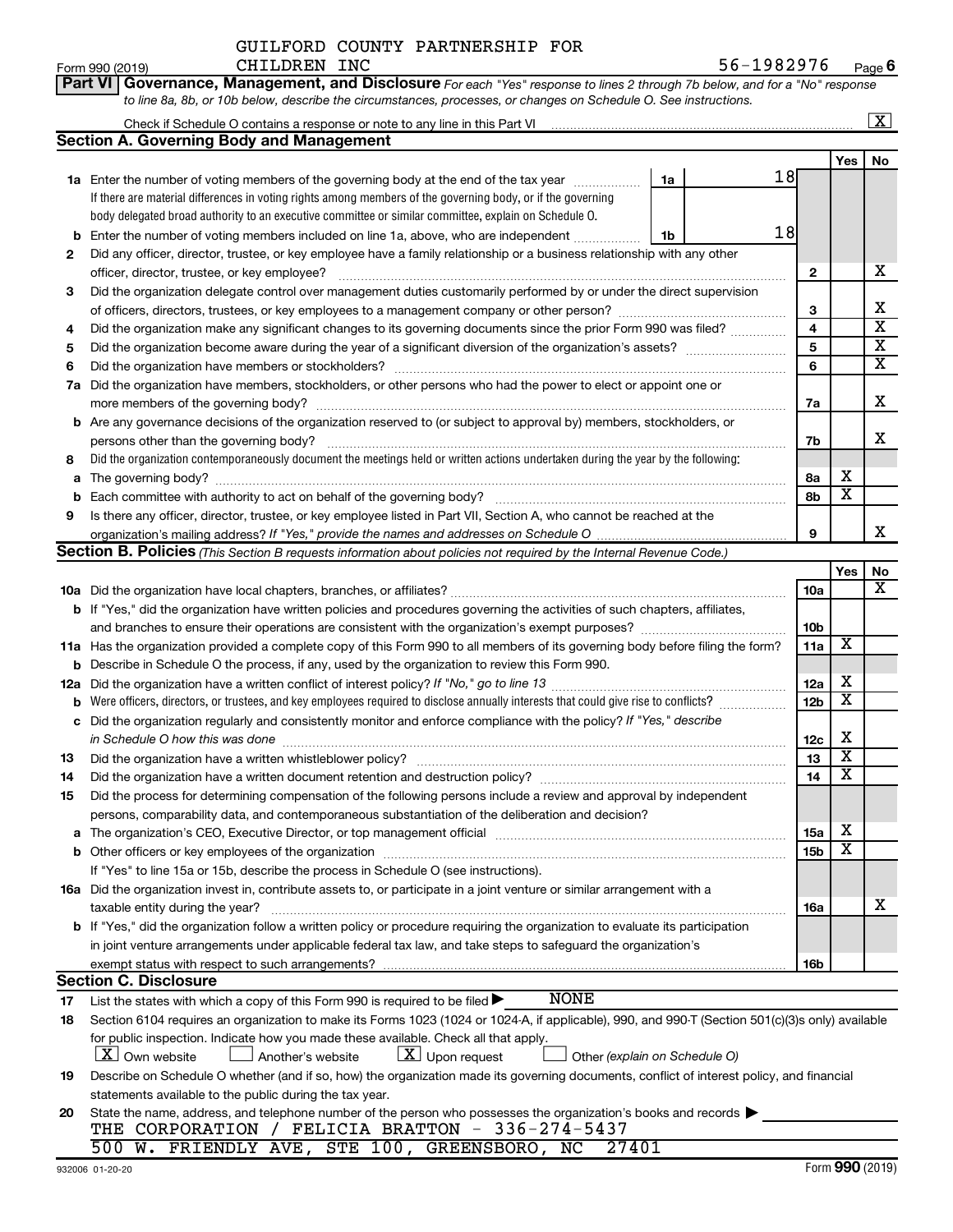GUILFORD COUNTY PARTNERSHIP FOR CHILDREN INC

Form 990 (2019) 56-1982976 Page 6

**Part VI Governance, Management, and Disclosure** *For each "Yes" response to lines 2 through 7b below, and for a "No" response to line 8a, 8b, or 10b below, describe the circumstances, processes, or changes on Schedule O. See instructions.*

Check if Schedule O contains a response or note to any line in this Part VI ... [X]

## Section A. Governing Body and Management

| | | | | Yes | No |
|---|---|---|---|---|---|
| **1a** | Enter the number of voting members of the governing body at the end of the tax year ... **1a** 18<br>If there are material differences in voting rights among members of the governing body, or if the governing body delegated broad authority to an executive committee or similar committee, explain on Schedule O. | | | | |
| **b** | Enter the number of voting members included on line 1a, above, who are independent ... **1b** 18 | | | | |
| **2** | Did any officer, director, trustee, or key employee have a family relationship or a business relationship with any other officer, director, trustee, or key employee? | **2** | | | X |
| **3** | Did the organization delegate control over management duties customarily performed by or under the direct supervision of officers, directors, trustees, or key employees to a management company or other person? | **3** | | | X |
| **4** | Did the organization make any significant changes to its governing documents since the prior Form 990 was filed? | **4** | | | X |
| **5** | Did the organization become aware during the year of a significant diversion of the organization's assets? | **5** | | | X |
| **6** | Did the organization have members or stockholders? | **6** | | | X |
| **7a** | Did the organization have members, stockholders, or other persons who had the power to elect or appoint one or more members of the governing body? | **7a** | | | X |
| **b** | Are any governance decisions of the organization reserved to (or subject to approval by) members, stockholders, or persons other than the governing body? | **7b** | | | X |
| **8** | Did the organization contemporaneously document the meetings held or written actions undertaken during the year by the following: | | | | |
| **a** | The governing body? | **8a** | | X | |
| **b** | Each committee with authority to act on behalf of the governing body? | **8b** | | X | |
| **9** | Is there any officer, director, trustee, or key employee listed in Part VII, Section A, who cannot be reached at the organization's mailing address? *If "Yes," provide the names and addresses on Schedule O* | **9** | | | X |

## Section B. Policies *(This Section B requests information about policies not required by the Internal Revenue Code.)*

| | | | Yes | No |
|---|---|---|---|---|
| **10a** | Did the organization have local chapters, branches, or affiliates? | **10a** | | X |
| **b** | If "Yes," did the organization have written policies and procedures governing the activities of such chapters, affiliates, and branches to ensure their operations are consistent with the organization's exempt purposes? | **10b** | | |
| **11a** | Has the organization provided a complete copy of this Form 990 to all members of its governing body before filing the form? | **11a** | X | |
| **b** | Describe in Schedule O the process, if any, used by the organization to review this Form 990. | | | |
| **12a** | Did the organization have a written conflict of interest policy? *If "No," go to line 13* | **12a** | X | |
| **b** | Were officers, directors, or trustees, and key employees required to disclose annually interests that could give rise to conflicts? | **12b** | X | |
| **c** | Did the organization regularly and consistently monitor and enforce compliance with the policy? *If "Yes," describe in Schedule O how this was done* | **12c** | X | |
| **13** | Did the organization have a written whistleblower policy? | **13** | X | |
| **14** | Did the organization have a written document retention and destruction policy? | **14** | X | |
| **15** | Did the process for determining compensation of the following persons include a review and approval by independent persons, comparability data, and contemporaneous substantiation of the deliberation and decision? | | | |
| **a** | The organization's CEO, Executive Director, or top management official | **15a** | X | |
| **b** | Other officers or key employees of the organization | **15b** | X | |
| | If "Yes" to line 15a or 15b, describe the process in Schedule O (see instructions). | | | |
| **16a** | Did the organization invest in, contribute assets to, or participate in a joint venture or similar arrangement with a taxable entity during the year? | **16a** | | X |
| **b** | If "Yes," did the organization follow a written policy or procedure requiring the organization to evaluate its participation in joint venture arrangements under applicable federal tax law, and take steps to safeguard the organization's exempt status with respect to such arrangements? | **16b** | | |

## Section C. Disclosure

**17** List the states with which a copy of this Form 990 is required to be filed ▶ NONE

**18** Section 6104 requires an organization to make its Forms 1023 (1024 or 1024-A, if applicable), 990, and 990-T (Section 501(c)(3)s only) available for public inspection. Indicate how you made these available. Check all that apply.

[X] Own website [ ] Another's website [X] Upon request [ ] Other *(explain on Schedule O)*

**19** Describe on Schedule O whether (and if so, how) the organization made its governing documents, conflict of interest policy, and financial statements available to the public during the tax year.

**20** State the name, address, and telephone number of the person who possesses the organization's books and records ▶

THE CORPORATION / FELICIA BRATTON - 336-274-5437
500 W. FRIENDLY AVE, STE 100, GREENSBORO, NC 27401

932006 01-20-20 Form **990** (2019)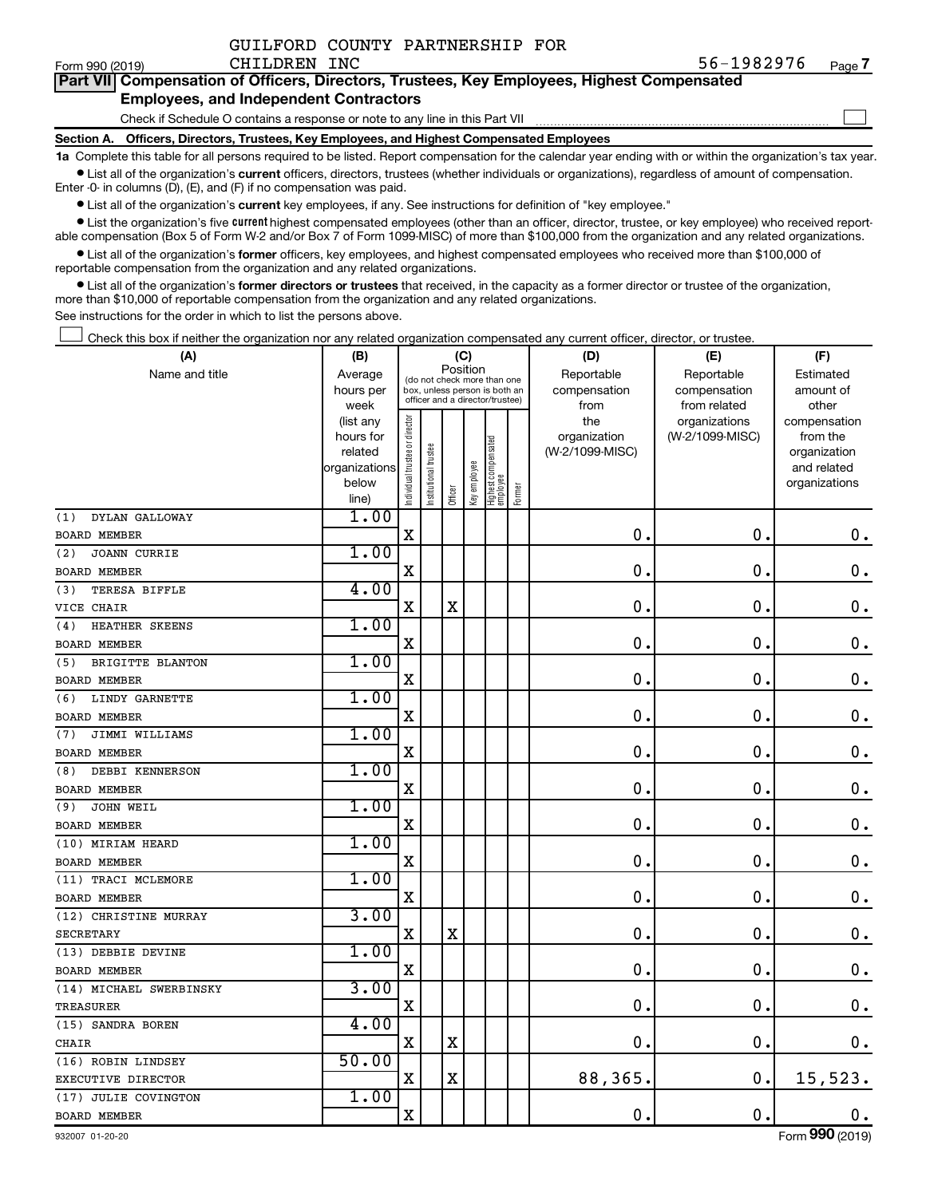GUILFORD COUNTY PARTNERSHIP FOR CHILDREN INC

Form 990 (2019) 56-1982976 Page 7

**Part VII Compensation of Officers, Directors, Trustees, Key Employees, Highest Compensated Employees, and Independent Contractors**

Check if Schedule O contains a response or note to any line in this Part VII

**Section A. Officers, Directors, Trustees, Key Employees, and Highest Compensated Employees**

**1a** Complete this table for all persons required to be listed. Report compensation for the calendar year ending with or within the organization's tax year.

- List all of the organization's **current** officers, directors, trustees (whether individuals or organizations), regardless of amount of compensation. Enter -0- in columns (D), (E), and (F) if no compensation was paid.
- List all of the organization's **current** key employees, if any. See instructions for definition of "key employee."
- List the organization's five **current** highest compensated employees (other than an officer, director, trustee, or key employee) who received reportable compensation (Box 5 of Form W-2 and/or Box 7 of Form 1099-MISC) of more than $100,000 from the organization and any related organizations.
- List all of the organization's **former** officers, key employees, and highest compensated employees who received more than $100,000 of reportable compensation from the organization and any related organizations.
- List all of the organization's **former directors or trustees** that received, in the capacity as a former director or trustee of the organization, more than $10,000 of reportable compensation from the organization and any related organizations.

See instructions for the order in which to list the persons above.

Check this box if neither the organization nor any related organization compensated any current officer, director, or trustee.

| (A) Name and title | (B) Average hours per week (list any hours for related organizations below line) | (C) Position: Individual trustee or director | Institutional trustee | Officer | Key employee | Highest compensated employee | Former | (D) Reportable compensation from the organization (W-2/1099-MISC) | (E) Reportable compensation from related organizations (W-2/1099-MISC) | (F) Estimated amount of other compensation from the organization and related organizations |
|---|---|---|---|---|---|---|---|---|---|---|
| (1) DYLAN GALLOWAY<br>BOARD MEMBER | 1.00 | X | | | | | | 0. | 0. | 0. |
| (2) JOANN CURRIE<br>BOARD MEMBER | 1.00 | X | | | | | | 0. | 0. | 0. |
| (3) TERESA BIFFLE<br>VICE CHAIR | 4.00 | X | | X | | | | 0. | 0. | 0. |
| (4) HEATHER SKEENS<br>BOARD MEMBER | 1.00 | X | | | | | | 0. | 0. | 0. |
| (5) BRIGITTE BLANTON<br>BOARD MEMBER | 1.00 | X | | | | | | 0. | 0. | 0. |
| (6) LINDY GARNETTE<br>BOARD MEMBER | 1.00 | X | | | | | | 0. | 0. | 0. |
| (7) JIMMI WILLIAMS<br>BOARD MEMBER | 1.00 | X | | | | | | 0. | 0. | 0. |
| (8) DEBBI KENNERSON<br>BOARD MEMBER | 1.00 | X | | | | | | 0. | 0. | 0. |
| (9) JOHN WEIL<br>BOARD MEMBER | 1.00 | X | | | | | | 0. | 0. | 0. |
| (10) MIRIAM HEARD<br>BOARD MEMBER | 1.00 | X | | | | | | 0. | 0. | 0. |
| (11) TRACI MCLEMORE<br>BOARD MEMBER | 1.00 | X | | | | | | 0. | 0. | 0. |
| (12) CHRISTINE MURRAY<br>SECRETARY | 3.00 | X | | X | | | | 0. | 0. | 0. |
| (13) DEBBIE DEVINE<br>BOARD MEMBER | 1.00 | X | | | | | | 0. | 0. | 0. |
| (14) MICHAEL SWERBINSKY<br>TREASURER | 3.00 | X | | | | | | 0. | 0. | 0. |
| (15) SANDRA BOREN<br>CHAIR | 4.00 | X | | X | | | | 0. | 0. | 0. |
| (16) ROBIN LINDSEY<br>EXECUTIVE DIRECTOR | 50.00 | X | | X | | | | 88,365. | 0. | 15,523. |
| (17) JULIE COVINGTON<br>BOARD MEMBER | 1.00 | X | | | | | | 0. | 0. | 0. |

932007 01-20-20 Form 990 (2019)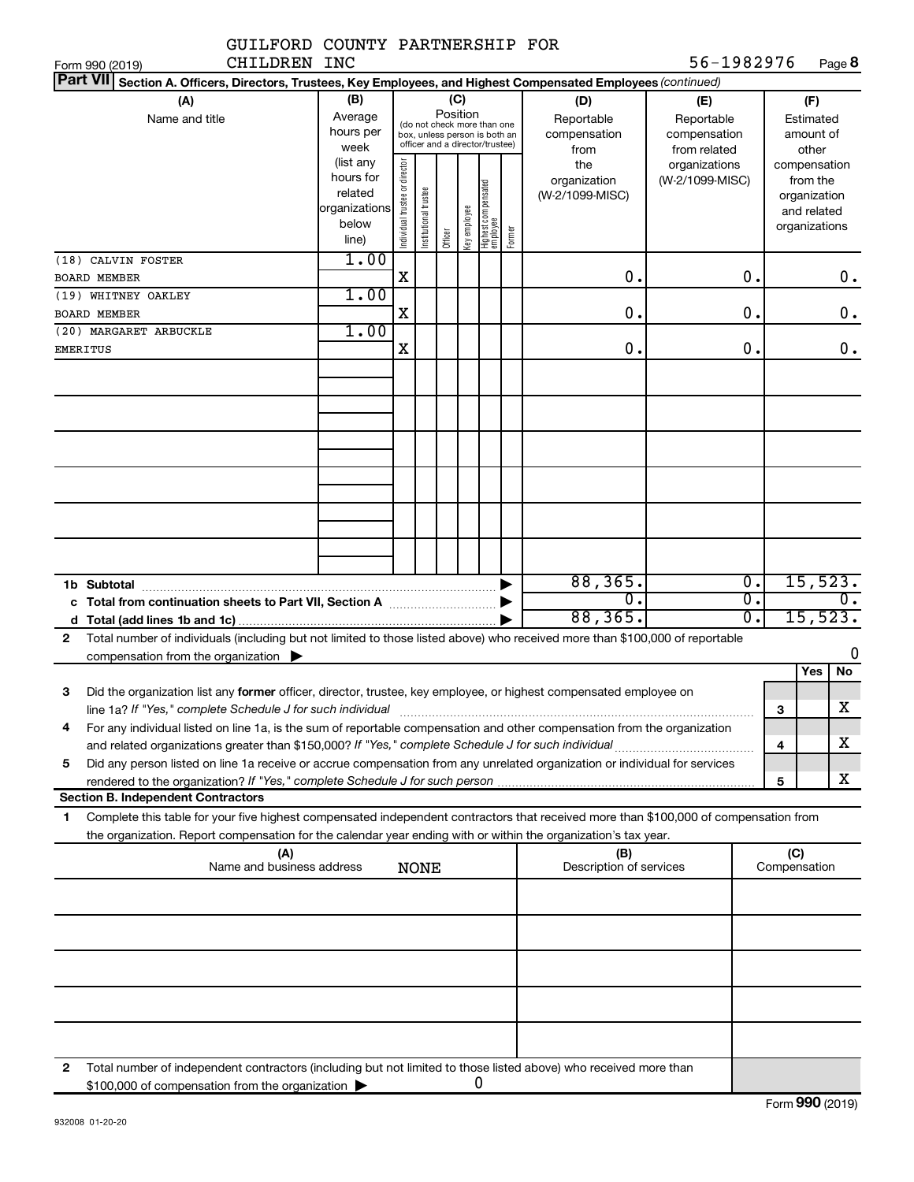GUILFORD COUNTY PARTNERSHIP FOR CHILDREN INC

Form 990 (2019) 56-1982976 Page **8**

**Part VII** **Section A. Officers, Directors, Trustees, Key Employees, and Highest Compensated Employees** *(continued)*

| (A) Name and title | (B) Average hours per week (list any hours for related organizations below line) | (C) Position: Individual trustee or director | Institutional trustee | Officer | Key employee | Highest compensated employee | Former | (D) Reportable compensation from the organization (W-2/1099-MISC) | (E) Reportable compensation from related organizations (W-2/1099-MISC) | (F) Estimated amount of other compensation from the organization and related organizations |
|---|---|---|---|---|---|---|---|---|---|---|
| (18) CALVIN FOSTER<br>BOARD MEMBER | 1.00 | X | | | | | | 0. | 0. | 0. |
| (19) WHITNEY OAKLEY<br>BOARD MEMBER | 1.00 | X | | | | | | 0. | 0. | 0. |
| (20) MARGARET ARBUCKLE<br>EMERITUS | 1.00 | X | | | | | | 0. | 0. | 0. |
| | | | | | | | | | | |
| | | | | | | | | | | |
| | | | | | | | | | | |
| | | | | | | | | | | |
| | | | | | | | | | | |
| | | | | | | | | | | |
| **1b Subtotal** | | | | | | | | 88,365. | 0. | 15,523. |
| **c Total from continuation sheets to Part VII, Section A** | | | | | | | | 0. | 0. | 0. |
| **d Total (add lines 1b and 1c)** | | | | | | | | 88,365. | 0. | 15,523. |

**2** Total number of individuals (including but not limited to those listed above) who received more than $100,000 of reportable compensation from the organization ▶ 0

| | | | Yes | No |
|---|---|---|---|---|
| **3** | Did the organization list any **former** officer, director, trustee, key employee, or highest compensated employee on line 1a? *If "Yes," complete Schedule J for such individual* | **3** | | X |
| **4** | For any individual listed on line 1a, is the sum of reportable compensation and other compensation from the organization and related organizations greater than $150,000? *If "Yes," complete Schedule J for such individual* | **4** | | X |
| **5** | Did any person listed on line 1a receive or accrue compensation from any unrelated organization or individual for services rendered to the organization? *If "Yes," complete Schedule J for such person* | **5** | | X |

**Section B. Independent Contractors**

**1** Complete this table for your five highest compensated independent contractors that received more than $100,000 of compensation from the organization. Report compensation for the calendar year ending with or within the organization's tax year.

| (A) Name and business address | (B) Description of services | (C) Compensation |
|---|---|---|
| NONE | | |
| | | |
| | | |
| | | |
| | | |

**2** Total number of independent contractors (including but not limited to those listed above) who received more than $100,000 of compensation from the organization ▶ 0

932008 01-20-20

Form **990** (2019)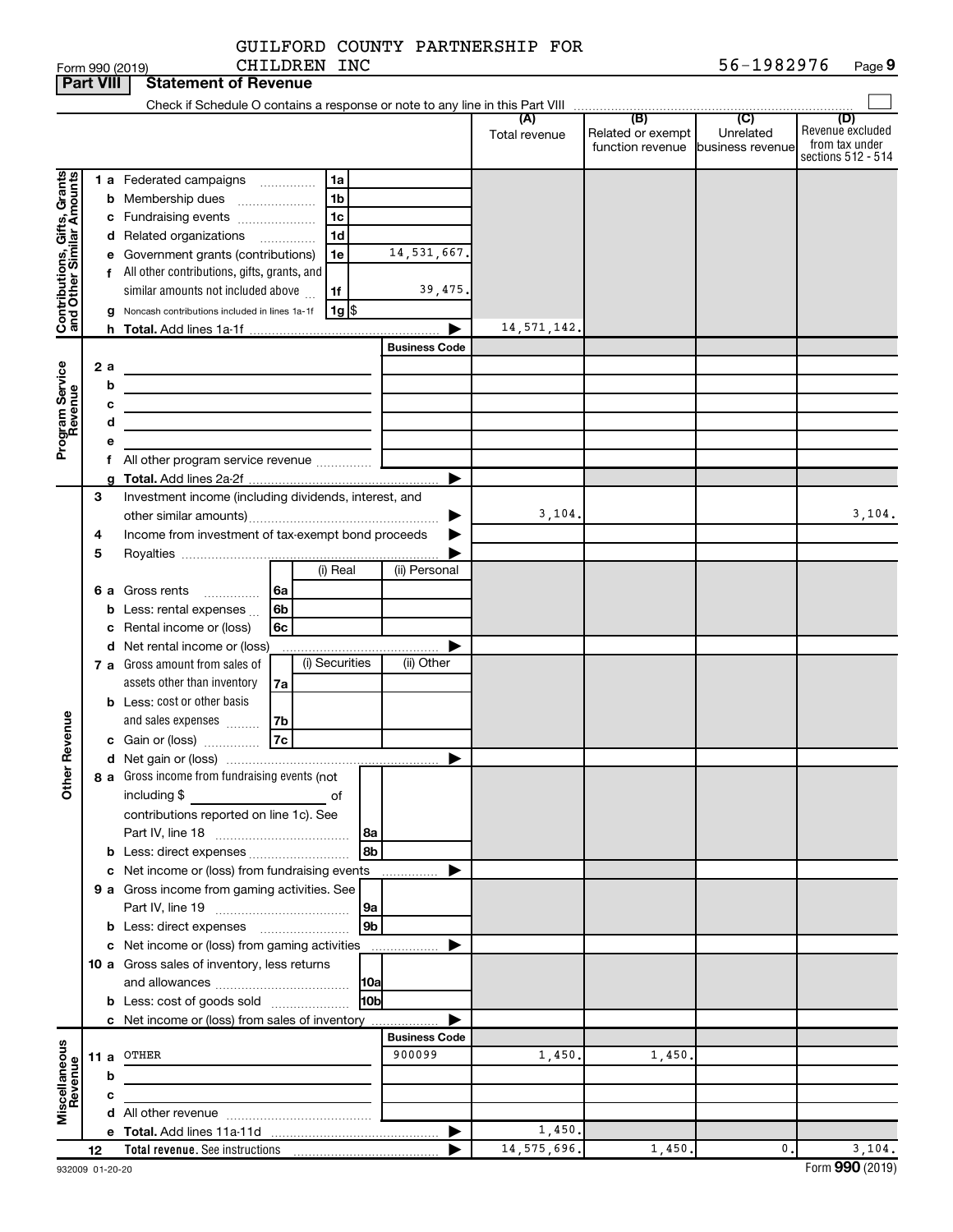GUILFORD COUNTY PARTNERSHIP FOR CHILDREN INC

Form 990 (2019) 56-1982976 Page **9**

**Part VIII Statement of Revenue**

Check if Schedule O contains a response or note to any line in this Part VIII

| | | | (A) Total revenue | (B) Related or exempt function revenue | (C) Unrelated business revenue | (D) Revenue excluded from tax under sections 512 - 514 |
|---|---|---|---|---|---|---|
| **Contributions, Gifts, Grants and Other Similar Amounts** | 1 a Federated campaigns | 1a | | | | |
| | b Membership dues | 1b | | | | |
| | c Fundraising events | 1c | | | | |
| | d Related organizations | 1d | | | | |
| | e Government grants (contributions) | 1e 14,531,667. | | | | |
| | f All other contributions, gifts, grants, and similar amounts not included above | 1f 39,475. | | | | |
| | g Noncash contributions included in lines 1a-1f | 1g $ | | | | |
| | h **Total.** Add lines 1a-1f | ▶ | 14,571,142. | | | |
| **Program Service Revenue** | | Business Code | | | | |
| | 2 a | | | | | |
| | b | | | | | |
| | c | | | | | |
| | d | | | | | |
| | e | | | | | |
| | f All other program service revenue | | | | | |
| | g **Total.** Add lines 2a-2f | ▶ | | | | |
| **Other Revenue** | 3 Investment income (including dividends, interest, and other similar amounts) | ▶ | 3,104. | | | 3,104. |
| | 4 Income from investment of tax-exempt bond proceeds | ▶ | | | | |
| | 5 Royalties | ▶ | | | | |
| | 6 a Gross rents | 6a (i) Real / (ii) Personal | | | | |
| | b Less: rental expenses | 6b | | | | |
| | c Rental income or (loss) | 6c | | | | |
| | d Net rental income or (loss) | ▶ | | | | |
| | 7 a Gross amount from sales of assets other than inventory | 7a (i) Securities / (ii) Other | | | | |
| | b Less: cost or other basis and sales expenses | 7b | | | | |
| | c Gain or (loss) | 7c | | | | |
| | d Net gain or (loss) | ▶ | | | | |
| | 8 a Gross income from fundraising events (not including $ of contributions reported on line 1c). See Part IV, line 18 | 8a | | | | |
| | b Less: direct expenses | 8b | | | | |
| | c Net income or (loss) from fundraising events | ▶ | | | | |
| | 9 a Gross income from gaming activities. See Part IV, line 19 | 9a | | | | |
| | b Less: direct expenses | 9b | | | | |
| | c Net income or (loss) from gaming activities | ▶ | | | | |
| | 10 a Gross sales of inventory, less returns and allowances | 10a | | | | |
| | b Less: cost of goods sold | 10b | | | | |
| | c Net income or (loss) from sales of inventory | ▶ | | | | |
| **Miscellaneous Revenue** | | Business Code | | | | |
| | 11 a OTHER | 900099 | 1,450. | 1,450. | | |
| | b | | | | | |
| | c | | | | | |
| | d All other revenue | | | | | |
| | e **Total.** Add lines 11a-11d | ▶ | 1,450. | | | |
| | 12 **Total revenue.** See instructions | ▶ | 14,575,696. | 1,450. | 0. | 3,104. |

932009 01-20-20 Form **990** (2019)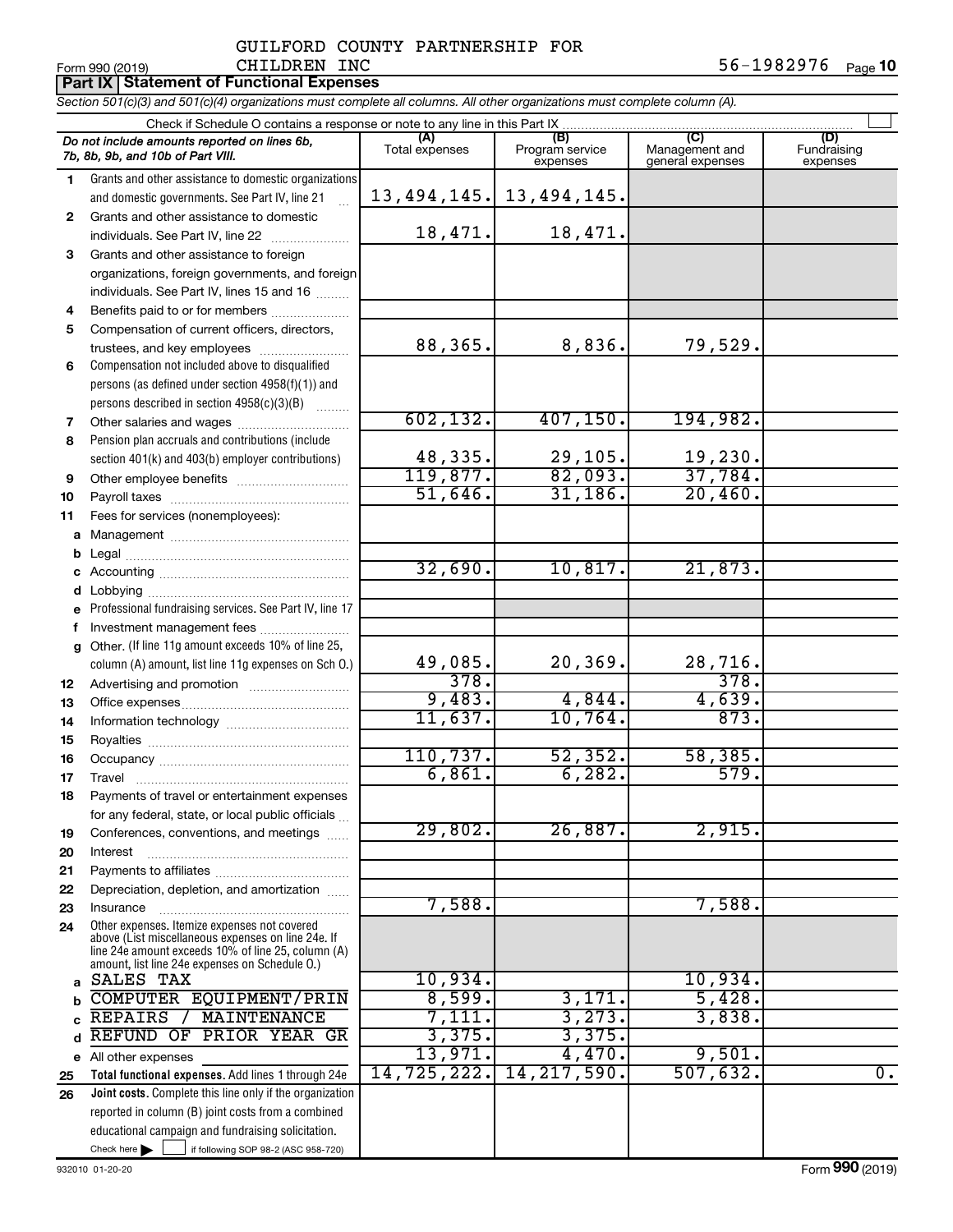GUILFORD COUNTY PARTNERSHIP FOR CHILDREN INC

Form 990 (2019) 56-1982976 Page 10

## Part IX Statement of Functional Expenses

*Section 501(c)(3) and 501(c)(4) organizations must complete all columns. All other organizations must complete column (A).*

Check if Schedule O contains a response or note to any line in this Part IX

| | *Do not include amounts reported on lines 6b, 7b, 8b, 9b, and 10b of Part VIII.* | (A) Total expenses | (B) Program service expenses | (C) Management and general expenses | (D) Fundraising expenses |
|---|---|---|---|---|---|
| 1 | Grants and other assistance to domestic organizations and domestic governments. See Part IV, line 21 | 13,494,145. | 13,494,145. | | |
| 2 | Grants and other assistance to domestic individuals. See Part IV, line 22 | 18,471. | 18,471. | | |
| 3 | Grants and other assistance to foreign organizations, foreign governments, and foreign individuals. See Part IV, lines 15 and 16 | | | | |
| 4 | Benefits paid to or for members | | | | |
| 5 | Compensation of current officers, directors, trustees, and key employees | 88,365. | 8,836. | 79,529. | |
| 6 | Compensation not included above to disqualified persons (as defined under section 4958(f)(1)) and persons described in section 4958(c)(3)(B) | | | | |
| 7 | Other salaries and wages | 602,132. | 407,150. | 194,982. | |
| 8 | Pension plan accruals and contributions (include section 401(k) and 403(b) employer contributions) | 48,335. | 29,105. | 19,230. | |
| 9 | Other employee benefits | 119,877. | 82,093. | 37,784. | |
| 10 | Payroll taxes | 51,646. | 31,186. | 20,460. | |
| 11 | Fees for services (nonemployees): | | | | |
| a | Management | | | | |
| b | Legal | | | | |
| c | Accounting | 32,690. | 10,817. | 21,873. | |
| d | Lobbying | | | | |
| e | Professional fundraising services. See Part IV, line 17 | | | | |
| f | Investment management fees | | | | |
| g | Other. (If line 11g amount exceeds 10% of line 25, column (A) amount, list line 11g expenses on Sch O.) | 49,085. | 20,369. | 28,716. | |
| 12 | Advertising and promotion | 378. | | 378. | |
| 13 | Office expenses | 9,483. | 4,844. | 4,639. | |
| 14 | Information technology | 11,637. | 10,764. | 873. | |
| 15 | Royalties | | | | |
| 16 | Occupancy | 110,737. | 52,352. | 58,385. | |
| 17 | Travel | 6,861. | 6,282. | 579. | |
| 18 | Payments of travel or entertainment expenses for any federal, state, or local public officials | | | | |
| 19 | Conferences, conventions, and meetings | 29,802. | 26,887. | 2,915. | |
| 20 | Interest | | | | |
| 21 | Payments to affiliates | | | | |
| 22 | Depreciation, depletion, and amortization | | | | |
| 23 | Insurance | 7,588. | | 7,588. | |
| 24 | Other expenses. Itemize expenses not covered above (List miscellaneous expenses on line 24e. If line 24e amount exceeds 10% of line 25, column (A) amount, list line 24e expenses on Schedule O.) | | | | |
| a | SALES TAX | 10,934. | | 10,934. | |
| b | COMPUTER EQUIPMENT/PRIN | 8,599. | 3,171. | 5,428. | |
| c | REPAIRS / MAINTENANCE | 7,111. | 3,273. | 3,838. | |
| d | REFUND OF PRIOR YEAR GR | 3,375. | 3,375. | | |
| e | All other expenses | 13,971. | 4,470. | 9,501. | |
| 25 | **Total functional expenses.** Add lines 1 through 24e | 14,725,222. | 14,217,590. | 507,632. | 0. |
| 26 | **Joint costs.** Complete this line only if the organization reported in column (B) joint costs from a combined educational campaign and fundraising solicitation. Check here ☐ if following SOP 98-2 (ASC 958-720) | | | | |

932010 01-20-20 Form 990 (2019)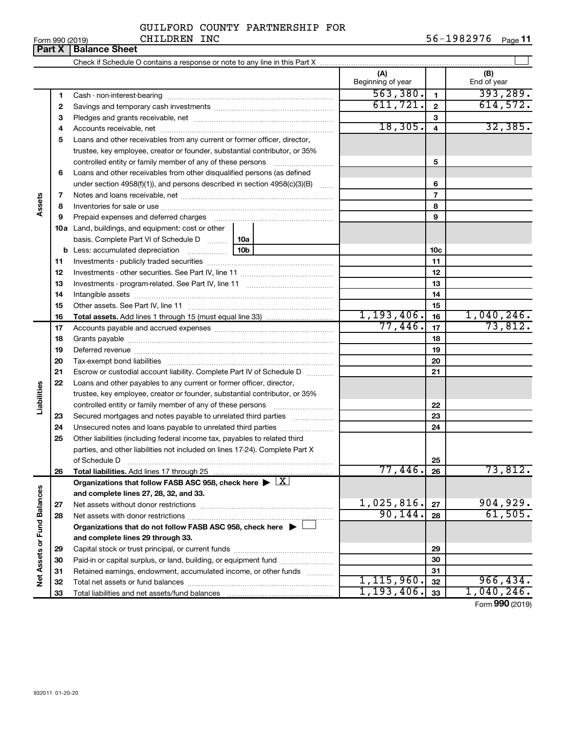GUILFORD COUNTY PARTNERSHIP FOR CHILDREN INC

Form 990 (2019) 56-1982976 Page 11

**Part X Balance Sheet**

Check if Schedule O contains a response or note to any line in this Part X

| | | | (A) Beginning of year | | (B) End of year |
|---|---|---|---|---|---|
| Assets | 1 | Cash - non-interest-bearing | 563,380. | 1 | 393,289. |
| | 2 | Savings and temporary cash investments | 611,721. | 2 | 614,572. |
| | 3 | Pledges and grants receivable, net | | 3 | |
| | 4 | Accounts receivable, net | 18,305. | 4 | 32,385. |
| | 5 | Loans and other receivables from any current or former officer, director, trustee, key employee, creator or founder, substantial contributor, or 35% controlled entity or family member of any of these persons | | 5 | |
| | 6 | Loans and other receivables from other disqualified persons (as defined under section 4958(f)(1)), and persons described in section 4958(c)(3)(B) | | 6 | |
| | 7 | Notes and loans receivable, net | | 7 | |
| | 8 | Inventories for sale or use | | 8 | |
| | 9 | Prepaid expenses and deferred charges | | 9 | |
| | 10a | Land, buildings, and equipment: cost or other basis. Complete Part VI of Schedule D (10a) | | | |
| | b | Less: accumulated depreciation (10b) | | 10c | |
| | 11 | Investments - publicly traded securities | | 11 | |
| | 12 | Investments - other securities. See Part IV, line 11 | | 12 | |
| | 13 | Investments - program-related. See Part IV, line 11 | | 13 | |
| | 14 | Intangible assets | | 14 | |
| | 15 | Other assets. See Part IV, line 11 | | 15 | |
| | 16 | **Total assets.** Add lines 1 through 15 (must equal line 33) | 1,193,406. | 16 | 1,040,246. |
| Liabilities | 17 | Accounts payable and accrued expenses | 77,446. | 17 | 73,812. |
| | 18 | Grants payable | | 18 | |
| | 19 | Deferred revenue | | 19 | |
| | 20 | Tax-exempt bond liabilities | | 20 | |
| | 21 | Escrow or custodial account liability. Complete Part IV of Schedule D | | 21 | |
| | 22 | Loans and other payables to any current or former officer, director, trustee, key employee, creator or founder, substantial contributor, or 35% controlled entity or family member of any of these persons | | 22 | |
| | 23 | Secured mortgages and notes payable to unrelated third parties | | 23 | |
| | 24 | Unsecured notes and loans payable to unrelated third parties | | 24 | |
| | 25 | Other liabilities (including federal income tax, payables to related third parties, and other liabilities not included on lines 17-24). Complete Part X of Schedule D | | 25 | |
| | 26 | **Total liabilities.** Add lines 17 through 25 | 77,446. | 26 | 73,812. |
| Net Assets or Fund Balances | | **Organizations that follow FASB ASC 958, check here** ▶ [X] **and complete lines 27, 28, 32, and 33.** | | | |
| | 27 | Net assets without donor restrictions | 1,025,816. | 27 | 904,929. |
| | 28 | Net assets with donor restrictions | 90,144. | 28 | 61,505. |
| | | **Organizations that do not follow FASB ASC 958, check here** ▶ [ ] **and complete lines 29 through 33.** | | | |
| | 29 | Capital stock or trust principal, or current funds | | 29 | |
| | 30 | Paid-in or capital surplus, or land, building, or equipment fund | | 30 | |
| | 31 | Retained earnings, endowment, accumulated income, or other funds | | 31 | |
| | 32 | Total net assets or fund balances | 1,115,960. | 32 | 966,434. |
| | 33 | Total liabilities and net assets/fund balances | 1,193,406. | 33 | 1,040,246. |

Form **990** (2019)

932011 01-20-20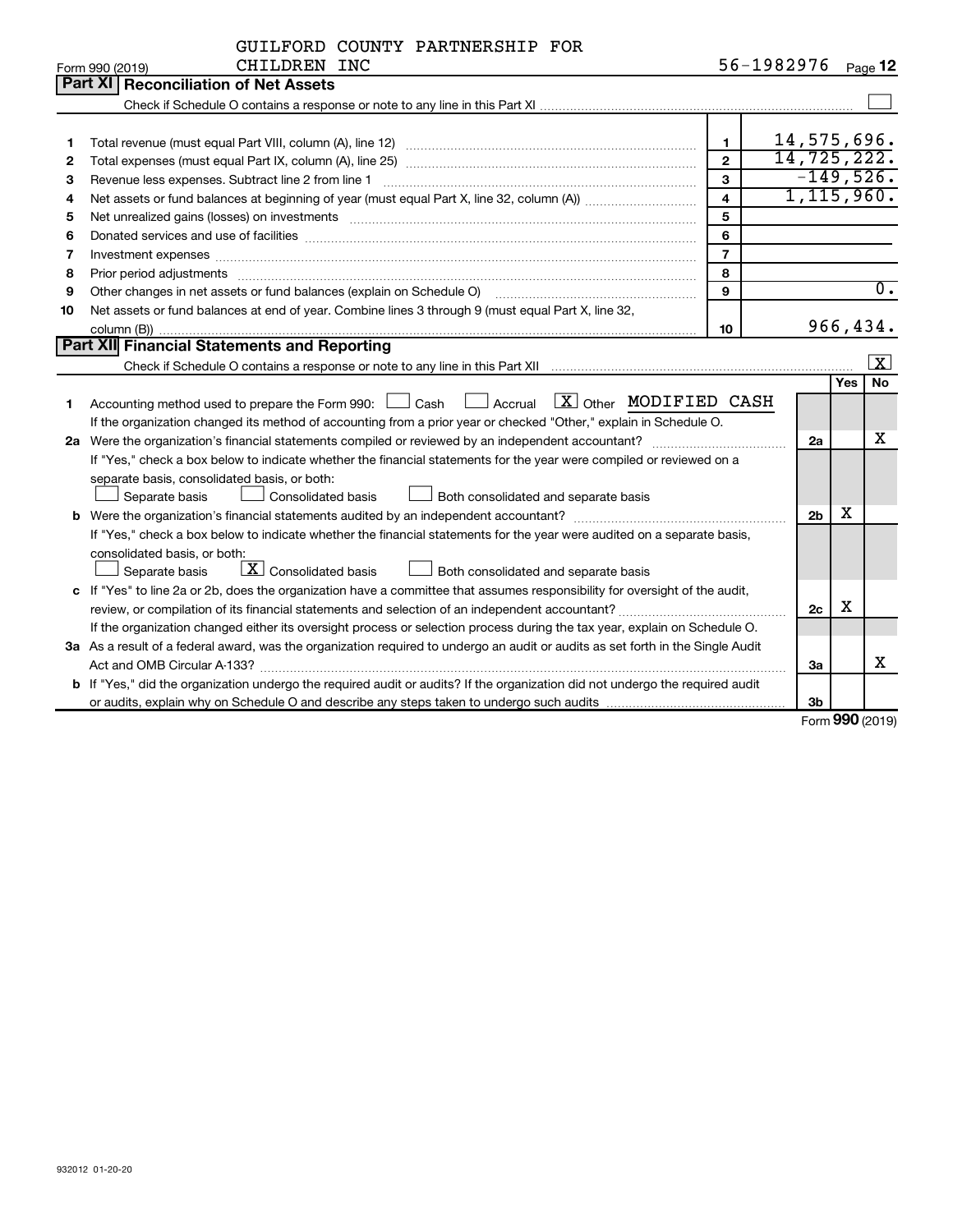GUILFORD COUNTY PARTNERSHIP FOR CHILDREN INC

Form 990 (2019) 56-1982976 Page 12

## Part XI Reconciliation of Net Assets

Check if Schedule O contains a response or note to any line in this Part XI ☐

| | | | |
|---|---|---|---|
| 1 | Total revenue (must equal Part VIII, column (A), line 12) | 1 | 14,575,696. |
| 2 | Total expenses (must equal Part IX, column (A), line 25) | 2 | 14,725,222. |
| 3 | Revenue less expenses. Subtract line 2 from line 1 | 3 | -149,526. |
| 4 | Net assets or fund balances at beginning of year (must equal Part X, line 32, column (A)) | 4 | 1,115,960. |
| 5 | Net unrealized gains (losses) on investments | 5 | |
| 6 | Donated services and use of facilities | 6 | |
| 7 | Investment expenses | 7 | |
| 8 | Prior period adjustments | 8 | |
| 9 | Other changes in net assets or fund balances (explain on Schedule O) | 9 | 0. |
| 10 | Net assets or fund balances at end of year. Combine lines 3 through 9 (must equal Part X, line 32, column (B)) | 10 | 966,434. |

## Part XII Financial Statements and Reporting

Check if Schedule O contains a response or note to any line in this Part XII ☒

| | | | Yes | No |
|---|---|---|---|---|
| 1 | Accounting method used to prepare the Form 990: ☐ Cash ☐ Accrual ☒ Other MODIFIED CASH<br>If the organization changed its method of accounting from a prior year or checked "Other," explain in Schedule O. | | | |
| 2a | Were the organization's financial statements compiled or reviewed by an independent accountant?<br>If "Yes," check a box below to indicate whether the financial statements for the year were compiled or reviewed on a separate basis, consolidated basis, or both:<br>☐ Separate basis ☐ Consolidated basis ☐ Both consolidated and separate basis | 2a | | X |
| b | Were the organization's financial statements audited by an independent accountant?<br>If "Yes," check a box below to indicate whether the financial statements for the year were audited on a separate basis, consolidated basis, or both:<br>☐ Separate basis ☒ Consolidated basis ☐ Both consolidated and separate basis | 2b | X | |
| c | If "Yes" to line 2a or 2b, does the organization have a committee that assumes responsibility for oversight of the audit, review, or compilation of its financial statements and selection of an independent accountant?<br>If the organization changed either its oversight process or selection process during the tax year, explain on Schedule O. | 2c | X | |
| 3a | As a result of a federal award, was the organization required to undergo an audit or audits as set forth in the Single Audit Act and OMB Circular A-133? | 3a | | X |
| b | If "Yes," did the organization undergo the required audit or audits? If the organization did not undergo the required audit or audits, explain why on Schedule O and describe any steps taken to undergo such audits | 3b | | |

Form **990** (2019)

932012 01-20-20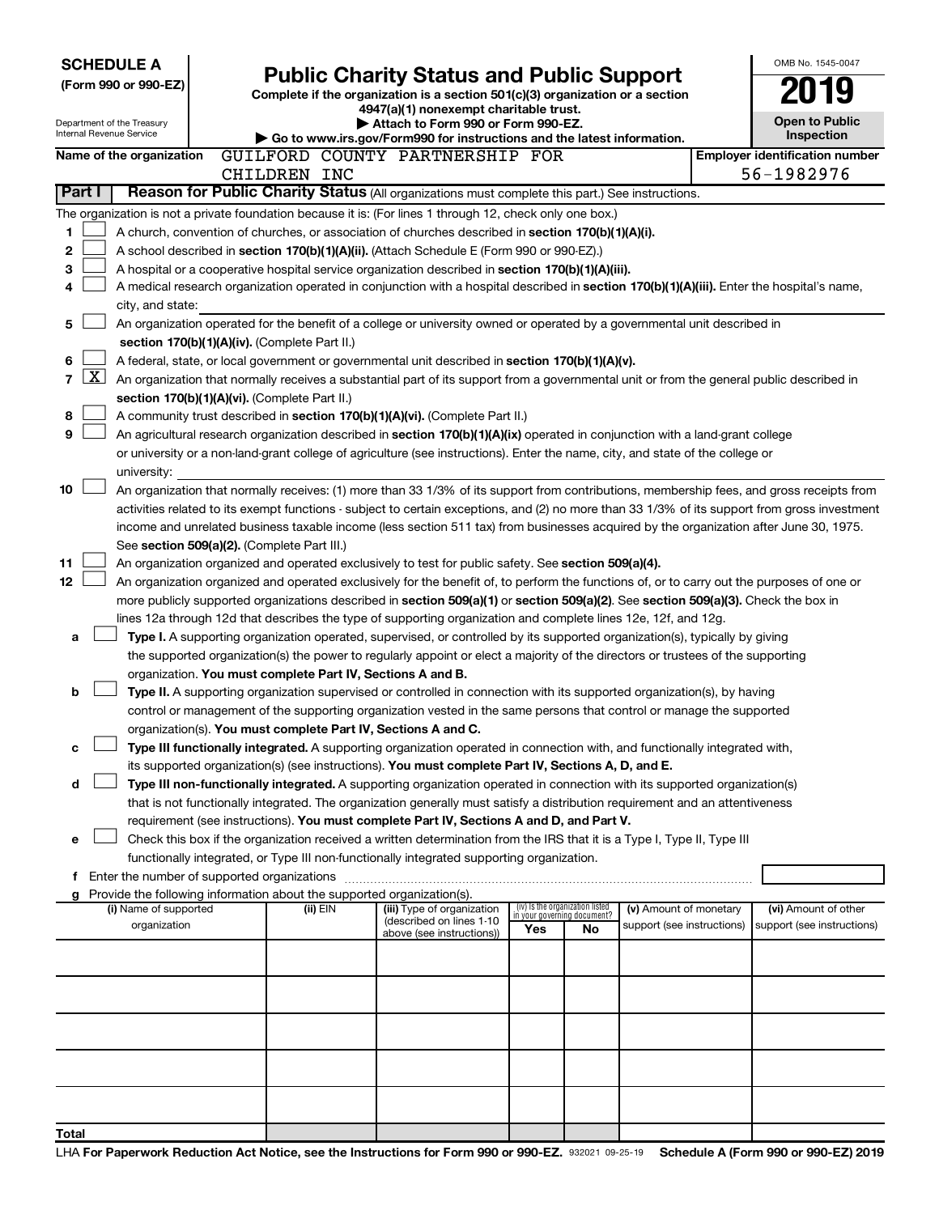**SCHEDULE A**
**(Form 990 or 990-EZ)**

Department of the Treasury
Internal Revenue Service

# Public Charity Status and Public Support

**Complete if the organization is a section 501(c)(3) organization or a section 4947(a)(1) nonexempt charitable trust.**
**▶ Attach to Form 990 or Form 990-EZ.**
**▶ Go to www.irs.gov/Form990 for instructions and the latest information.**

OMB No. 1545-0047
**2019**
**Open to Public Inspection**

**Name of the organization** GUILFORD COUNTY PARTNERSHIP FOR CHILDREN INC
**Employer identification number** 56-1982976

**Part I** **Reason for Public Charity Status** (All organizations must complete this part.) See instructions.

The organization is not a private foundation because it is: (For lines 1 through 12, check only one box.)

1 ☐ A church, convention of churches, or association of churches described in **section 170(b)(1)(A)(i).**
2 ☐ A school described in **section 170(b)(1)(A)(ii).** (Attach Schedule E (Form 990 or 990-EZ).)
3 ☐ A hospital or a cooperative hospital service organization described in **section 170(b)(1)(A)(iii).**
4 ☐ A medical research organization operated in conjunction with a hospital described in **section 170(b)(1)(A)(iii).** Enter the hospital's name, city, and state:
5 ☐ An organization operated for the benefit of a college or university owned or operated by a governmental unit described in **section 170(b)(1)(A)(iv).** (Complete Part II.)
6 ☐ A federal, state, or local government or governmental unit described in **section 170(b)(1)(A)(v).**
7 ☒ An organization that normally receives a substantial part of its support from a governmental unit or from the general public described in **section 170(b)(1)(A)(vi).** (Complete Part II.)
8 ☐ A community trust described in **section 170(b)(1)(A)(vi).** (Complete Part II.)
9 ☐ An agricultural research organization described in **section 170(b)(1)(A)(ix)** operated in conjunction with a land-grant college or university or a non-land-grant college of agriculture (see instructions). Enter the name, city, and state of the college or university:
10 ☐ An organization that normally receives: (1) more than 33 1/3% of its support from contributions, membership fees, and gross receipts from activities related to its exempt functions - subject to certain exceptions, and (2) no more than 33 1/3% of its support from gross investment income and unrelated business taxable income (less section 511 tax) from businesses acquired by the organization after June 30, 1975. See **section 509(a)(2).** (Complete Part III.)
11 ☐ An organization organized and operated exclusively to test for public safety. See **section 509(a)(4).**
12 ☐ An organization organized and operated exclusively for the benefit of, to perform the functions of, or to carry out the purposes of one or more publicly supported organizations described in **section 509(a)(1)** or **section 509(a)(2).** See **section 509(a)(3).** Check the box in lines 12a through 12d that describes the type of supporting organization and complete lines 12e, 12f, and 12g.

a ☐ **Type I.** A supporting organization operated, supervised, or controlled by its supported organization(s), typically by giving the supported organization(s) the power to regularly appoint or elect a majority of the directors or trustees of the supporting organization. **You must complete Part IV, Sections A and B.**
b ☐ **Type II.** A supporting organization supervised or controlled in connection with its supported organization(s), by having control or management of the supporting organization vested in the same persons that control or manage the supported organization(s). **You must complete Part IV, Sections A and C.**
c ☐ **Type III functionally integrated.** A supporting organization operated in connection with, and functionally integrated with, its supported organization(s) (see instructions). **You must complete Part IV, Sections A, D, and E.**
d ☐ **Type III non-functionally integrated.** A supporting organization operated in connection with its supported organization(s) that is not functionally integrated. The organization generally must satisfy a distribution requirement and an attentiveness requirement (see instructions). **You must complete Part IV, Sections A and D, and Part V.**
e ☐ Check this box if the organization received a written determination from the IRS that it is a Type I, Type II, Type III functionally integrated, or Type III non-functionally integrated supporting organization.
f Enter the number of supported organizations
g Provide the following information about the supported organization(s).

| (i) Name of supported organization | (ii) EIN | (iii) Type of organization (described on lines 1-10 above (see instructions)) | (iv) Is the organization listed in your governing document? Yes | No | (v) Amount of monetary support (see instructions) | (vi) Amount of other support (see instructions) |
|---|---|---|---|---|---|---|
| | | | | | | |
| | | | | | | |
| | | | | | | |
| | | | | | | |
| | | | | | | |
| **Total** | | | | | | |

LHA **For Paperwork Reduction Act Notice, see the Instructions for Form 990 or 990-EZ.** 932021 09-25-19 **Schedule A (Form 990 or 990-EZ) 2019**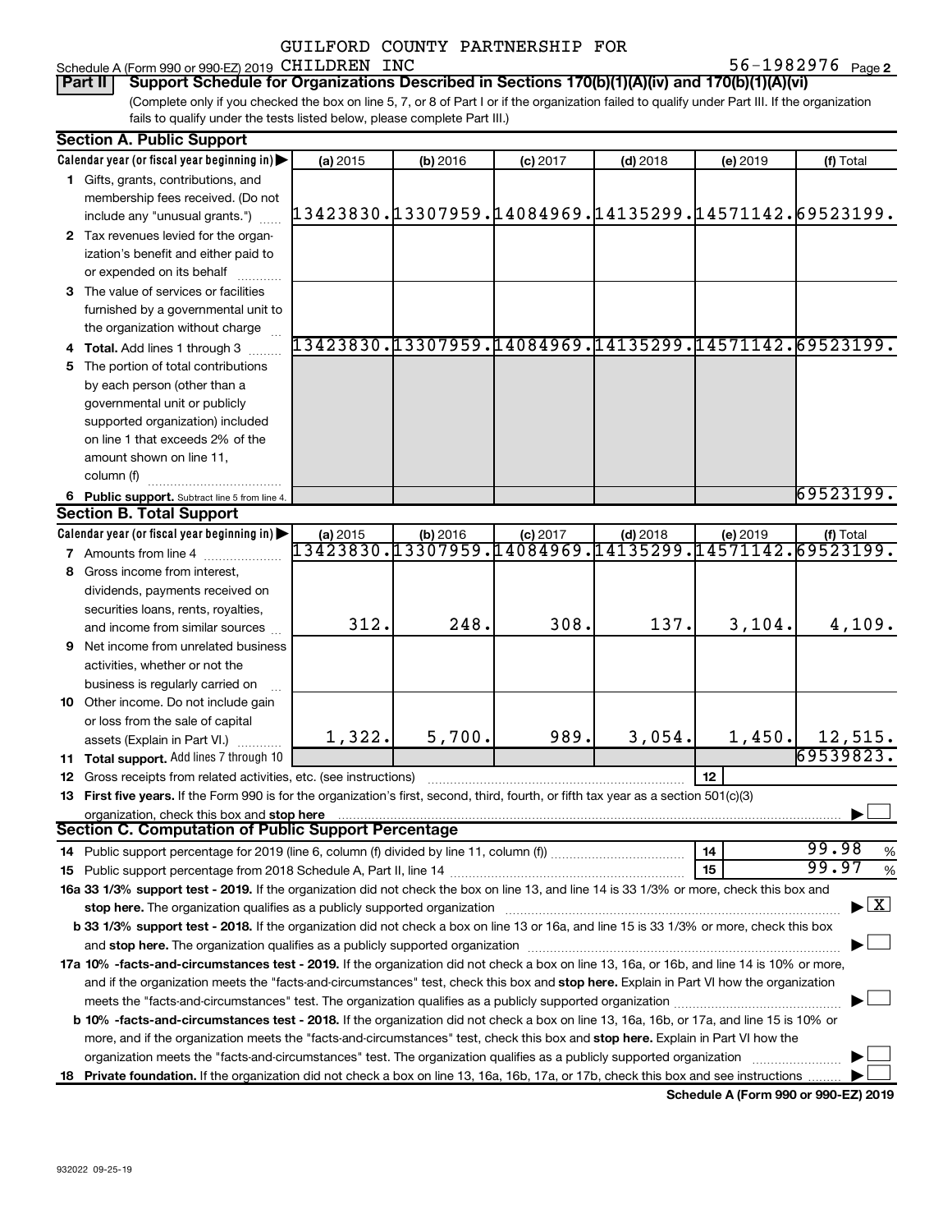GUILFORD COUNTY PARTNERSHIP FOR CHILDREN INC

Schedule A (Form 990 or 990-EZ) 2019 56-1982976 Page 2

**Part II Support Schedule for Organizations Described in Sections 170(b)(1)(A)(iv) and 170(b)(1)(A)(vi)**

(Complete only if you checked the box on line 5, 7, or 8 of Part I or if the organization failed to qualify under Part III. If the organization fails to qualify under the tests listed below, please complete Part III.)

### Section A. Public Support

| Calendar year (or fiscal year beginning in) | (a) 2015 | (b) 2016 | (c) 2017 | (d) 2018 | (e) 2019 | (f) Total |
|---|---|---|---|---|---|---|
| 1 Gifts, grants, contributions, and membership fees received. (Do not include any "unusual grants.") | 13423830. | 13307959. | 14084969. | 14135299. | 14571142. | 69523199. |
| 2 Tax revenues levied for the organization's benefit and either paid to or expended on its behalf | | | | | | |
| 3 The value of services or facilities furnished by a governmental unit to the organization without charge | | | | | | |
| 4 Total. Add lines 1 through 3 | 13423830. | 13307959. | 14084969. | 14135299. | 14571142. | 69523199. |
| 5 The portion of total contributions by each person (other than a governmental unit or publicly supported organization) included on line 1 that exceeds 2% of the amount shown on line 11, column (f) | | | | | | |
| 6 Public support. Subtract line 5 from line 4. | | | | | | 69523199. |

### Section B. Total Support

| Calendar year (or fiscal year beginning in) | (a) 2015 | (b) 2016 | (c) 2017 | (d) 2018 | (e) 2019 | (f) Total |
|---|---|---|---|---|---|---|
| 7 Amounts from line 4 | 13423830. | 13307959. | 14084969. | 14135299. | 14571142. | 69523199. |
| 8 Gross income from interest, dividends, payments received on securities loans, rents, royalties, and income from similar sources | 312. | 248. | 308. | 137. | 3,104. | 4,109. |
| 9 Net income from unrelated business activities, whether or not the business is regularly carried on | | | | | | |
| 10 Other income. Do not include gain or loss from the sale of capital assets (Explain in Part VI.) | 1,322. | 5,700. | 989. | 3,054. | 1,450. | 12,515. |
| 11 Total support. Add lines 7 through 10 | | | | | | 69539823. |

12 Gross receipts from related activities, etc. (see instructions) | 12 |

13 **First five years.** If the Form 990 is for the organization's first, second, third, fourth, or fifth tax year as a section 501(c)(3) organization, check this box and **stop here** ☐

### Section C. Computation of Public Support Percentage

14 Public support percentage for 2019 (line 6, column (f) divided by line 11, column (f)) | 14 | 99.98 %

15 Public support percentage from 2018 Schedule A, Part II, line 14 | 15 | 99.97 %

**16a 33 1/3% support test - 2019.** If the organization did not check the box on line 13, and line 14 is 33 1/3% or more, check this box and **stop here.** The organization qualifies as a publicly supported organization ☒

**b 33 1/3% support test - 2018.** If the organization did not check a box on line 13 or 16a, and line 15 is 33 1/3% or more, check this box and **stop here.** The organization qualifies as a publicly supported organization ☐

**17a 10% -facts-and-circumstances test - 2019.** If the organization did not check a box on line 13, 16a, or 16b, and line 14 is 10% or more, and if the organization meets the "facts-and-circumstances" test, check this box and **stop here.** Explain in Part VI how the organization meets the "facts-and-circumstances" test. The organization qualifies as a publicly supported organization ☐

**b 10% -facts-and-circumstances test - 2018.** If the organization did not check a box on line 13, 16a, 16b, or 17a, and line 15 is 10% or more, and if the organization meets the "facts-and-circumstances" test, check this box and **stop here.** Explain in Part VI how the organization meets the "facts-and-circumstances" test. The organization qualifies as a publicly supported organization ☐

**18 Private foundation.** If the organization did not check a box on line 13, 16a, 16b, 17a, or 17b, check this box and see instructions ☐

**Schedule A (Form 990 or 990-EZ) 2019**

932022 09-25-19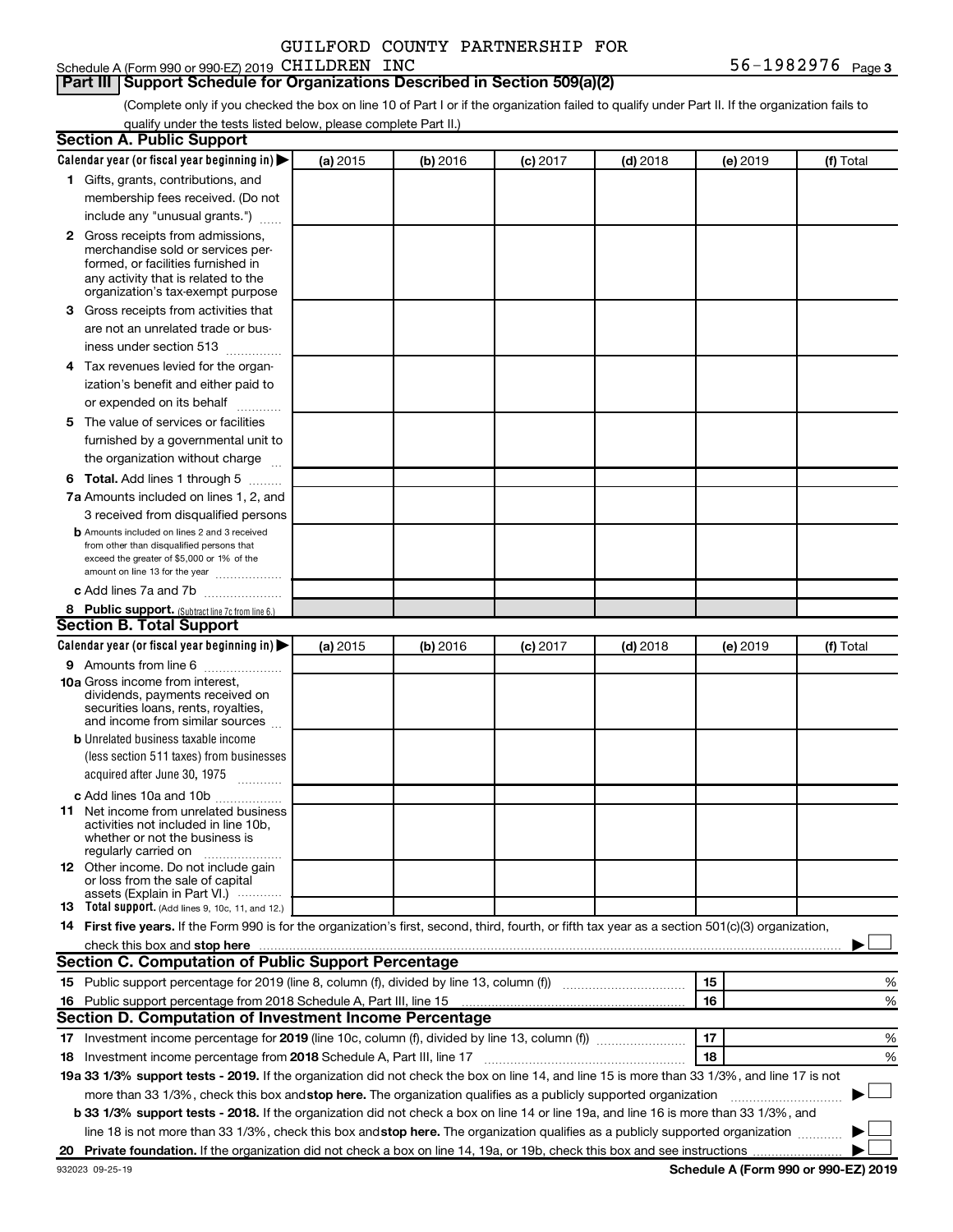GUILFORD COUNTY PARTNERSHIP FOR

Schedule A (Form 990 or 990-EZ) 2019 CHILDREN INC 56-1982976 Page 3

## Part III Support Schedule for Organizations Described in Section 509(a)(2)

(Complete only if you checked the box on line 10 of Part I or if the organization failed to qualify under Part II. If the organization fails to qualify under the tests listed below, please complete Part II.)

### Section A. Public Support

| Calendar year (or fiscal year beginning in) ▶ | (a) 2015 | (b) 2016 | (c) 2017 | (d) 2018 | (e) 2019 | (f) Total |
|---|---|---|---|---|---|---|
| 1 Gifts, grants, contributions, and membership fees received. (Do not include any "unusual grants.") | | | | | | |
| 2 Gross receipts from admissions, merchandise sold or services performed, or facilities furnished in any activity that is related to the organization's tax-exempt purpose | | | | | | |
| 3 Gross receipts from activities that are not an unrelated trade or business under section 513 | | | | | | |
| 4 Tax revenues levied for the organization's benefit and either paid to or expended on its behalf | | | | | | |
| 5 The value of services or facilities furnished by a governmental unit to the organization without charge | | | | | | |
| 6 Total. Add lines 1 through 5 | | | | | | |
| 7a Amounts included on lines 1, 2, and 3 received from disqualified persons | | | | | | |
| b Amounts included on lines 2 and 3 received from other than disqualified persons that exceed the greater of $5,000 or 1% of the amount on line 13 for the year | | | | | | |
| c Add lines 7a and 7b | | | | | | |
| 8 Public support. (Subtract line 7c from line 6.) | | | | | | |

### Section B. Total Support

| Calendar year (or fiscal year beginning in) ▶ | (a) 2015 | (b) 2016 | (c) 2017 | (d) 2018 | (e) 2019 | (f) Total |
|---|---|---|---|---|---|---|
| 9 Amounts from line 6 | | | | | | |
| 10a Gross income from interest, dividends, payments received on securities loans, rents, royalties, and income from similar sources | | | | | | |
| b Unrelated business taxable income (less section 511 taxes) from businesses acquired after June 30, 1975 | | | | | | |
| c Add lines 10a and 10b | | | | | | |
| 11 Net income from unrelated business activities not included in line 10b, whether or not the business is regularly carried on | | | | | | |
| 12 Other income. Do not include gain or loss from the sale of capital assets (Explain in Part VI.) | | | | | | |
| 13 Total support. (Add lines 9, 10c, 11, and 12.) | | | | | | |

14 **First five years.** If the Form 990 is for the organization's first, second, third, fourth, or fifth tax year as a section 501(c)(3) organization, check this box and **stop here** ▶ ☐

### Section C. Computation of Public Support Percentage

| | | | |
|---|---|---|---|
| 15 | Public support percentage for 2019 (line 8, column (f), divided by line 13, column (f)) | 15 | % |
| 16 | Public support percentage from 2018 Schedule A, Part III, line 15 | 16 | % |

### Section D. Computation of Investment Income Percentage

| | | | |
|---|---|---|---|
| 17 | Investment income percentage for **2019** (line 10c, column (f), divided by line 13, column (f)) | 17 | % |
| 18 | Investment income percentage from **2018** Schedule A, Part III, line 17 | 18 | % |

**19a 33 1/3% support tests - 2019.** If the organization did not check the box on line 14, and line 15 is more than 33 1/3%, and line 17 is not more than 33 1/3%, check this box and **stop here.** The organization qualifies as a publicly supported organization ▶ ☐

**b 33 1/3% support tests - 2018.** If the organization did not check a box on line 14 or line 19a, and line 16 is more than 33 1/3%, and line 18 is not more than 33 1/3%, check this box and **stop here.** The organization qualifies as a publicly supported organization ▶ ☐

**20 Private foundation.** If the organization did not check a box on line 14, 19a, or 19b, check this box and see instructions ▶ ☐

932023 09-25-19 **Schedule A (Form 990 or 990-EZ) 2019**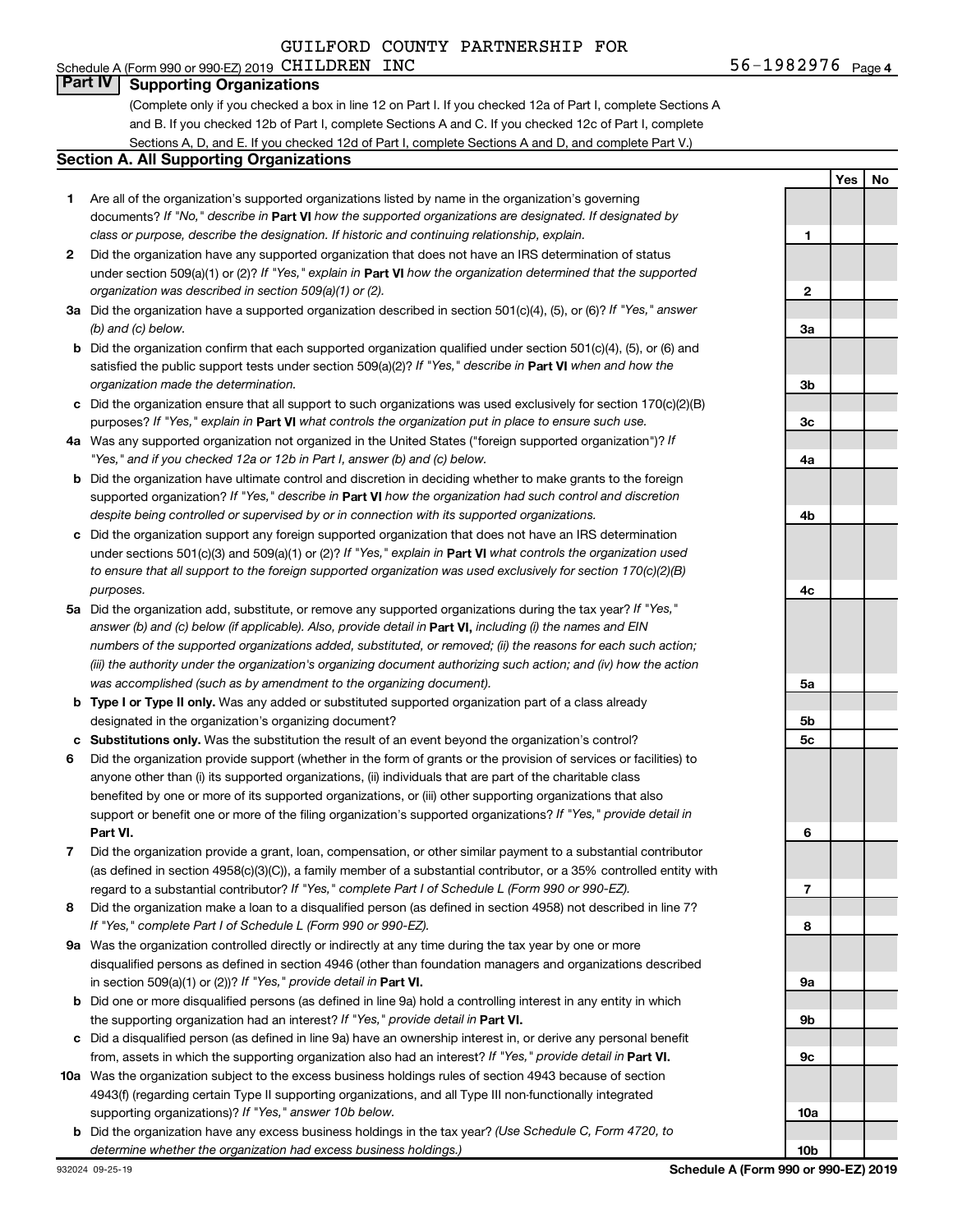GUILFORD COUNTY PARTNERSHIP FOR

Schedule A (Form 990 or 990-EZ) 2019 CHILDREN INC 56-1982976 Page 4

## Part IV Supporting Organizations

(Complete only if you checked a box in line 12 on Part I. If you checked 12a of Part I, complete Sections A and B. If you checked 12b of Part I, complete Sections A and C. If you checked 12c of Part I, complete Sections A, D, and E. If you checked 12d of Part I, complete Sections A and D, and complete Part V.)

### Section A. All Supporting Organizations

| | | | Yes | No |
|---|---|---|---|---|
| **1** | Are all of the organization's supported organizations listed by name in the organization's governing documents? *If "No," describe in* **Part VI** *how the supported organizations are designated. If designated by class or purpose, describe the designation. If historic and continuing relationship, explain.* | **1** | | |
| **2** | Did the organization have any supported organization that does not have an IRS determination of status under section 509(a)(1) or (2)? *If "Yes," explain in* **Part VI** *how the organization determined that the supported organization was described in section 509(a)(1) or (2).* | **2** | | |
| **3a** | Did the organization have a supported organization described in section 501(c)(4), (5), or (6)? *If "Yes," answer (b) and (c) below.* | **3a** | | |
| **b** | Did the organization confirm that each supported organization qualified under section 501(c)(4), (5), or (6) and satisfied the public support tests under section 509(a)(2)? *If "Yes," describe in* **Part VI** *when and how the organization made the determination.* | **3b** | | |
| **c** | Did the organization ensure that all support to such organizations was used exclusively for section 170(c)(2)(B) purposes? *If "Yes," explain in* **Part VI** *what controls the organization put in place to ensure such use.* | **3c** | | |
| **4a** | Was any supported organization not organized in the United States ("foreign supported organization")? *If "Yes," and if you checked 12a or 12b in Part I, answer (b) and (c) below.* | **4a** | | |
| **b** | Did the organization have ultimate control and discretion in deciding whether to make grants to the foreign supported organization? *If "Yes," describe in* **Part VI** *how the organization had such control and discretion despite being controlled or supervised by or in connection with its supported organizations.* | **4b** | | |
| **c** | Did the organization support any foreign supported organization that does not have an IRS determination under sections 501(c)(3) and 509(a)(1) or (2)? *If "Yes," explain in* **Part VI** *what controls the organization used to ensure that all support to the foreign supported organization was used exclusively for section 170(c)(2)(B) purposes.* | **4c** | | |
| **5a** | Did the organization add, substitute, or remove any supported organizations during the tax year? *If "Yes," answer (b) and (c) below (if applicable). Also, provide detail in* **Part VI,** *including (i) the names and EIN numbers of the supported organizations added, substituted, or removed; (ii) the reasons for each such action; (iii) the authority under the organization's organizing document authorizing such action; and (iv) how the action was accomplished (such as by amendment to the organizing document).* | **5a** | | |
| **b** | **Type I or Type II only.** Was any added or substituted supported organization part of a class already designated in the organization's organizing document? | **5b** | | |
| **c** | **Substitutions only.** Was the substitution the result of an event beyond the organization's control? | **5c** | | |
| **6** | Did the organization provide support (whether in the form of grants or the provision of services or facilities) to anyone other than (i) its supported organizations, (ii) individuals that are part of the charitable class benefited by one or more of its supported organizations, or (iii) other supporting organizations that also support or benefit one or more of the filing organization's supported organizations? *If "Yes," provide detail in* **Part VI.** | **6** | | |
| **7** | Did the organization provide a grant, loan, compensation, or other similar payment to a substantial contributor (as defined in section 4958(c)(3)(C)), a family member of a substantial contributor, or a 35% controlled entity with regard to a substantial contributor? *If "Yes," complete Part I of Schedule L (Form 990 or 990-EZ).* | **7** | | |
| **8** | Did the organization make a loan to a disqualified person (as defined in section 4958) not described in line 7? *If "Yes," complete Part I of Schedule L (Form 990 or 990-EZ).* | **8** | | |
| **9a** | Was the organization controlled directly or indirectly at any time during the tax year by one or more disqualified persons as defined in section 4946 (other than foundation managers and organizations described in section 509(a)(1) or (2))? *If "Yes," provide detail in* **Part VI.** | **9a** | | |
| **b** | Did one or more disqualified persons (as defined in line 9a) hold a controlling interest in any entity in which the supporting organization had an interest? *If "Yes," provide detail in* **Part VI.** | **9b** | | |
| **c** | Did a disqualified person (as defined in line 9a) have an ownership interest in, or derive any personal benefit from, assets in which the supporting organization also had an interest? *If "Yes," provide detail in* **Part VI.** | **9c** | | |
| **10a** | Was the organization subject to the excess business holdings rules of section 4943 because of section 4943(f) (regarding certain Type II supporting organizations, and all Type III non-functionally integrated supporting organizations)? *If "Yes," answer 10b below.* | **10a** | | |
| **b** | Did the organization have any excess business holdings in the tax year? *(Use Schedule C, Form 4720, to determine whether the organization had excess business holdings.)* | **10b** | | |

932024 09-25-19 **Schedule A (Form 990 or 990-EZ) 2019**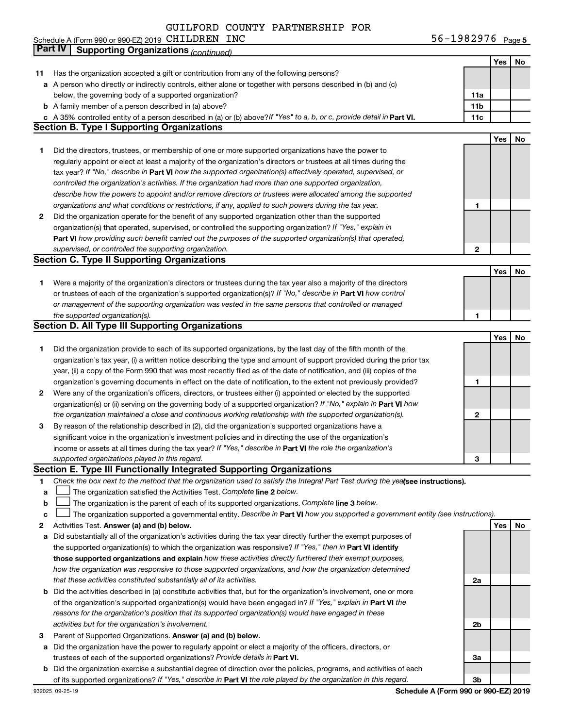GUILFORD COUNTY PARTNERSHIP FOR CHILDREN INC

Schedule A (Form 990 or 990-EZ) 2019 — 56-1982976 Page 5

## Part IV Supporting Organizations *(continued)*

| | | | Yes | No |
|---|---|---|---|---|
| **11** | Has the organization accepted a gift or contribution from any of the following persons? | | | |
| **a** | A person who directly or indirectly controls, either alone or together with persons described in (b) and (c) below, the governing body of a supported organization? | **11a** | | |
| **b** | A family member of a person described in (a) above? | **11b** | | |
| **c** | A 35% controlled entity of a person described in (a) or (b) above? *If "Yes" to a, b, or c, provide detail in* **Part VI.** | **11c** | | |

### Section B. Type I Supporting Organizations

| | | | Yes | No |
|---|---|---|---|---|
| **1** | Did the directors, trustees, or membership of one or more supported organizations have the power to regularly appoint or elect at least a majority of the organization's directors or trustees at all times during the tax year? *If "No," describe in* **Part VI** *how the supported organization(s) effectively operated, supervised, or controlled the organization's activities. If the organization had more than one supported organization, describe how the powers to appoint and/or remove directors or trustees were allocated among the supported organizations and what conditions or restrictions, if any, applied to such powers during the tax year.* | **1** | | |
| **2** | Did the organization operate for the benefit of any supported organization other than the supported organization(s) that operated, supervised, or controlled the supporting organization? *If "Yes," explain in* **Part VI** *how providing such benefit carried out the purposes of the supported organization(s) that operated, supervised, or controlled the supporting organization.* | **2** | | |

### Section C. Type II Supporting Organizations

| | | | Yes | No |
|---|---|---|---|---|
| **1** | Were a majority of the organization's directors or trustees during the tax year also a majority of the directors or trustees of each of the organization's supported organization(s)? *If "No," describe in* **Part VI** *how control or management of the supporting organization was vested in the same persons that controlled or managed the supported organization(s).* | **1** | | |

### Section D. All Type III Supporting Organizations

| | | | Yes | No |
|---|---|---|---|---|
| **1** | Did the organization provide to each of its supported organizations, by the last day of the fifth month of the organization's tax year, (i) a written notice describing the type and amount of support provided during the prior tax year, (ii) a copy of the Form 990 that was most recently filed as of the date of notification, and (iii) copies of the organization's governing documents in effect on the date of notification, to the extent not previously provided? | **1** | | |
| **2** | Were any of the organization's officers, directors, or trustees either (i) appointed or elected by the supported organization(s) or (ii) serving on the governing body of a supported organization? *If "No," explain in* **Part VI** *how the organization maintained a close and continuous working relationship with the supported organization(s).* | **2** | | |
| **3** | By reason of the relationship described in (2), did the organization's supported organizations have a significant voice in the organization's investment policies and in directing the use of the organization's income or assets at all times during the tax year? *If "Yes," describe in* **Part VI** *the role the organization's supported organizations played in this regard.* | **3** | | |

### Section E. Type III Functionally Integrated Supporting Organizations

**1** *Check the box next to the method that the organization used to satisfy the Integral Part Test during the year* **(see instructions).**

- **a** ☐ The organization satisfied the Activities Test. *Complete* **line 2** *below.*
- **b** ☐ The organization is the parent of each of its supported organizations. *Complete* **line 3** *below.*
- **c** ☐ The organization supported a governmental entity. *Describe in* **Part VI** *how you supported a government entity (see instructions).*

| | | | Yes | No |
|---|---|---|---|---|
| **2** | Activities Test. **Answer (a) and (b) below.** | | | |
| **a** | Did substantially all of the organization's activities during the tax year directly further the exempt purposes of the supported organization(s) to which the organization was responsive? *If "Yes," then in* **Part VI identify those supported organizations and explain** *how these activities directly furthered their exempt purposes, how the organization was responsive to those supported organizations, and how the organization determined that these activities constituted substantially all of its activities.* | **2a** | | |
| **b** | Did the activities described in (a) constitute activities that, but for the organization's involvement, one or more of the organization's supported organization(s) would have been engaged in? *If "Yes," explain in* **Part VI** *the reasons for the organization's position that its supported organization(s) would have engaged in these activities but for the organization's involvement.* | **2b** | | |
| **3** | Parent of Supported Organizations. **Answer (a) and (b) below.** | | | |
| **a** | Did the organization have the power to regularly appoint or elect a majority of the officers, directors, or trustees of each of the supported organizations? *Provide details in* **Part VI.** | **3a** | | |
| **b** | Did the organization exercise a substantial degree of direction over the policies, programs, and activities of each of its supported organizations? *If "Yes," describe in* **Part VI** *the role played by the organization in this regard.* | **3b** | | |

932025 09-25-19 — **Schedule A (Form 990 or 990-EZ) 2019**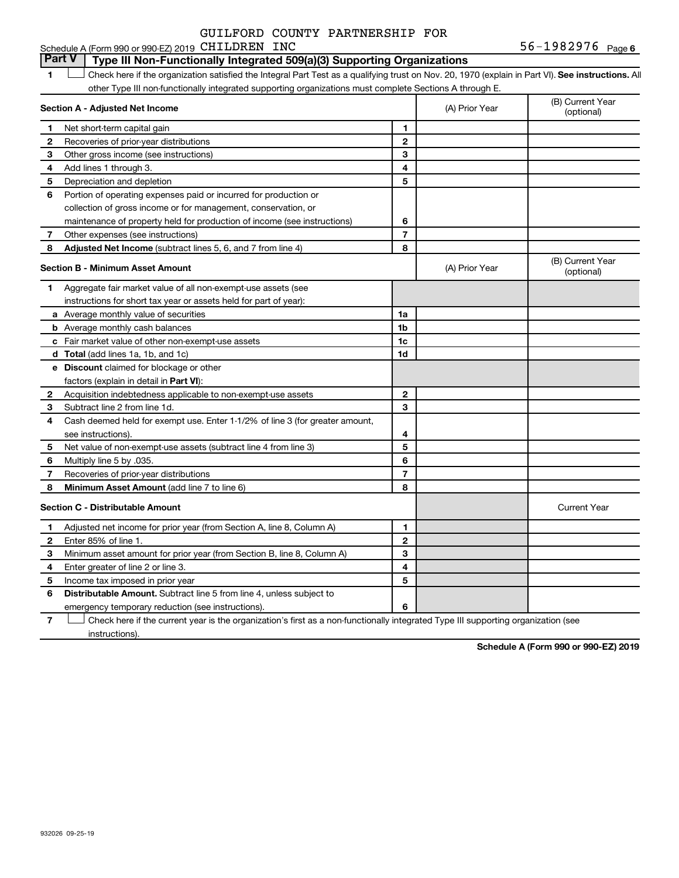GUILFORD COUNTY PARTNERSHIP FOR CHILDREN INC

Schedule A (Form 990 or 990-EZ) 2019 56-1982976 Page 6

## Part V Type III Non-Functionally Integrated 509(a)(3) Supporting Organizations

1 ☐ Check here if the organization satisfied the Integral Part Test as a qualifying trust on Nov. 20, 1970 (explain in Part VI). **See instructions.** All other Type III non-functionally integrated supporting organizations must complete Sections A through E.

| **Section A - Adjusted Net Income** | | (A) Prior Year | (B) Current Year (optional) |
|---|---|---|---|
| 1 Net short-term capital gain | 1 | | |
| 2 Recoveries of prior-year distributions | 2 | | |
| 3 Other gross income (see instructions) | 3 | | |
| 4 Add lines 1 through 3. | 4 | | |
| 5 Depreciation and depletion | 5 | | |
| 6 Portion of operating expenses paid or incurred for production or collection of gross income or for management, conservation, or maintenance of property held for production of income (see instructions) | 6 | | |
| 7 Other expenses (see instructions) | 7 | | |
| 8 **Adjusted Net Income** (subtract lines 5, 6, and 7 from line 4) | 8 | | |

| **Section B - Minimum Asset Amount** | | (A) Prior Year | (B) Current Year (optional) |
|---|---|---|---|
| 1 Aggregate fair market value of all non-exempt-use assets (see instructions for short tax year or assets held for part of year): | | | |
| a Average monthly value of securities | 1a | | |
| b Average monthly cash balances | 1b | | |
| c Fair market value of other non-exempt-use assets | 1c | | |
| d **Total** (add lines 1a, 1b, and 1c) | 1d | | |
| e **Discount** claimed for blockage or other factors (explain in detail in **Part VI**): | | | |
| 2 Acquisition indebtedness applicable to non-exempt-use assets | 2 | | |
| 3 Subtract line 2 from line 1d. | 3 | | |
| 4 Cash deemed held for exempt use. Enter 1-1/2% of line 3 (for greater amount, see instructions). | 4 | | |
| 5 Net value of non-exempt-use assets (subtract line 4 from line 3) | 5 | | |
| 6 Multiply line 5 by .035. | 6 | | |
| 7 Recoveries of prior-year distributions | 7 | | |
| 8 **Minimum Asset Amount** (add line 7 to line 6) | 8 | | |

| **Section C - Distributable Amount** | | | Current Year |
|---|---|---|---|
| 1 Adjusted net income for prior year (from Section A, line 8, Column A) | 1 | | |
| 2 Enter 85% of line 1. | 2 | | |
| 3 Minimum asset amount for prior year (from Section B, line 8, Column A) | 3 | | |
| 4 Enter greater of line 2 or line 3. | 4 | | |
| 5 Income tax imposed in prior year | 5 | | |
| 6 **Distributable Amount.** Subtract line 5 from line 4, unless subject to emergency temporary reduction (see instructions). | 6 | | |

7 ☐ Check here if the current year is the organization's first as a non-functionally integrated Type III supporting organization (see instructions).

**Schedule A (Form 990 or 990-EZ) 2019**

932026 09-25-19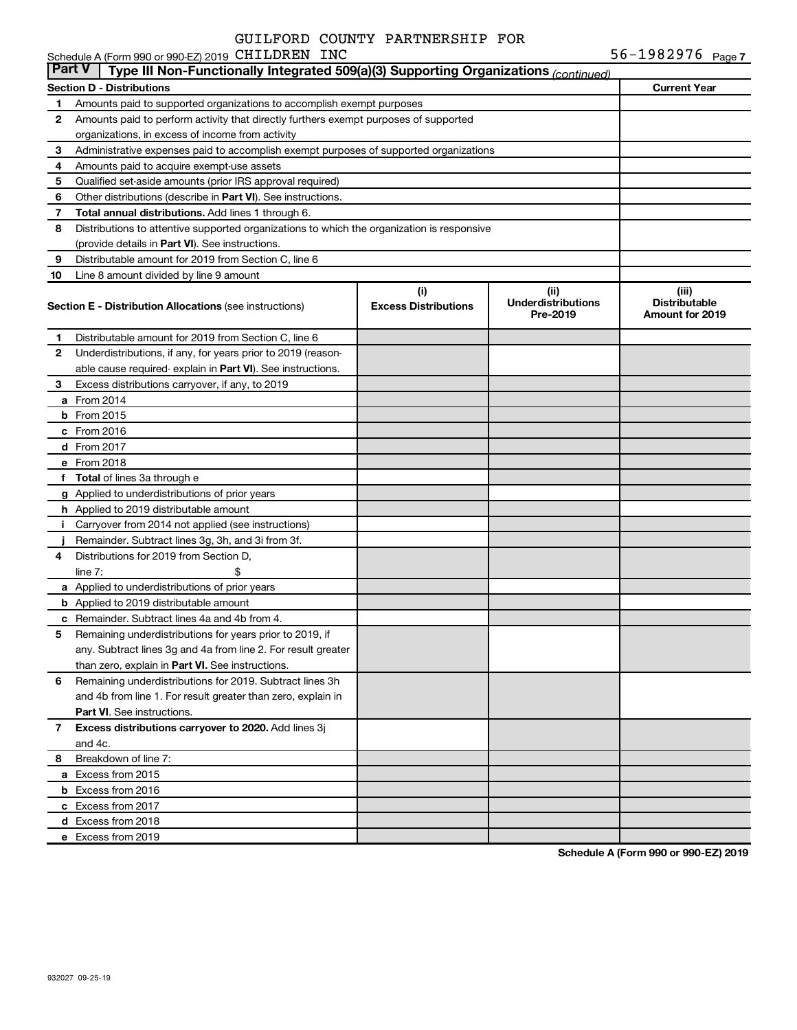Schedule A (Form 990 or 990-EZ) 2019 GUILFORD COUNTY PARTNERSHIP FOR CHILDREN INC 56-1982976 Page 7

## Part V Type III Non-Functionally Integrated 509(a)(3) Supporting Organizations *(continued)*

| Section D - Distributions | | Current Year |
|---|---|---|
| 1 | Amounts paid to supported organizations to accomplish exempt purposes | |
| 2 | Amounts paid to perform activity that directly furthers exempt purposes of supported organizations, in excess of income from activity | |
| 3 | Administrative expenses paid to accomplish exempt purposes of supported organizations | |
| 4 | Amounts paid to acquire exempt-use assets | |
| 5 | Qualified set-aside amounts (prior IRS approval required) | |
| 6 | Other distributions (describe in **Part VI**). See instructions. | |
| 7 | **Total annual distributions.** Add lines 1 through 6. | |
| 8 | Distributions to attentive supported organizations to which the organization is responsive (provide details in **Part VI**). See instructions. | |
| 9 | Distributable amount for 2019 from Section C, line 6 | |
| 10 | Line 8 amount divided by line 9 amount | |

| **Section E - Distribution Allocations** (see instructions) | | (i) Excess Distributions | (ii) Underdistributions Pre-2019 | (iii) Distributable Amount for 2019 |
|---|---|---|---|---|
| 1 | Distributable amount for 2019 from Section C, line 6 | | | |
| 2 | Underdistributions, if any, for years prior to 2019 (reasonable cause required- explain in **Part VI**). See instructions. | | | |
| 3 | Excess distributions carryover, if any, to 2019 | | | |
| a | From 2014 | | | |
| b | From 2015 | | | |
| c | From 2016 | | | |
| d | From 2017 | | | |
| e | From 2018 | | | |
| f | **Total** of lines 3a through e | | | |
| g | Applied to underdistributions of prior years | | | |
| h | Applied to 2019 distributable amount | | | |
| i | Carryover from 2014 not applied (see instructions) | | | |
| j | Remainder. Subtract lines 3g, 3h, and 3i from 3f. | | | |
| 4 | Distributions for 2019 from Section D, line 7: $ | | | |
| a | Applied to underdistributions of prior years | | | |
| b | Applied to 2019 distributable amount | | | |
| c | Remainder. Subtract lines 4a and 4b from 4. | | | |
| 5 | Remaining underdistributions for years prior to 2019, if any. Subtract lines 3g and 4a from line 2. For result greater than zero, explain in **Part VI.** See instructions. | | | |
| 6 | Remaining underdistributions for 2019. Subtract lines 3h and 4b from line 1. For result greater than zero, explain in **Part VI**. See instructions. | | | |
| 7 | **Excess distributions carryover to 2020.** Add lines 3j and 4c. | | | |
| 8 | Breakdown of line 7: | | | |
| a | Excess from 2015 | | | |
| b | Excess from 2016 | | | |
| c | Excess from 2017 | | | |
| d | Excess from 2018 | | | |
| e | Excess from 2019 | | | |

**Schedule A (Form 990 or 990-EZ) 2019**

932027 09-25-19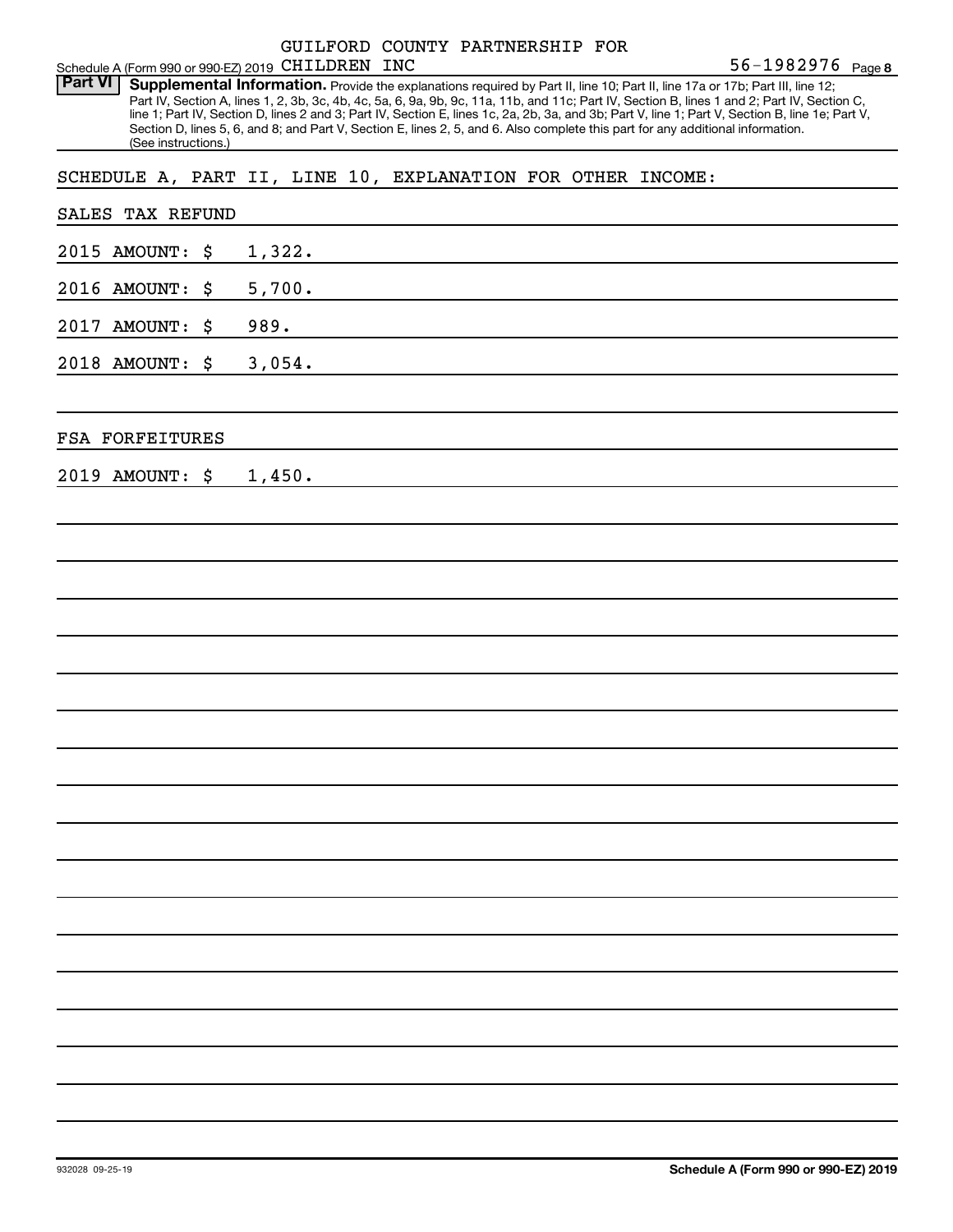GUILFORD COUNTY PARTNERSHIP FOR CHILDREN INC

Schedule A (Form 990 or 990-EZ) 2019 56-1982976 Page 8

**Part VI** **Supplemental Information.** Provide the explanations required by Part II, line 10; Part II, line 17a or 17b; Part III, line 12; Part IV, Section A, lines 1, 2, 3b, 3c, 4b, 4c, 5a, 6, 9a, 9b, 9c, 11a, 11b, and 11c; Part IV, Section B, lines 1 and 2; Part IV, Section C, line 1; Part IV, Section D, lines 2 and 3; Part IV, Section E, lines 1c, 2a, 2b, 3a, and 3b; Part V, line 1; Part V, Section B, line 1e; Part V, Section D, lines 5, 6, and 8; and Part V, Section E, lines 2, 5, and 6. Also complete this part for any additional information. (See instructions.)

SCHEDULE A, PART II, LINE 10, EXPLANATION FOR OTHER INCOME:

SALES TAX REFUND

2015 AMOUNT: $ 1,322.

2016 AMOUNT: $ 5,700.

2017 AMOUNT: $ 989.

2018 AMOUNT: $ 3,054.

FSA FORFEITURES

2019 AMOUNT: $ 1,450.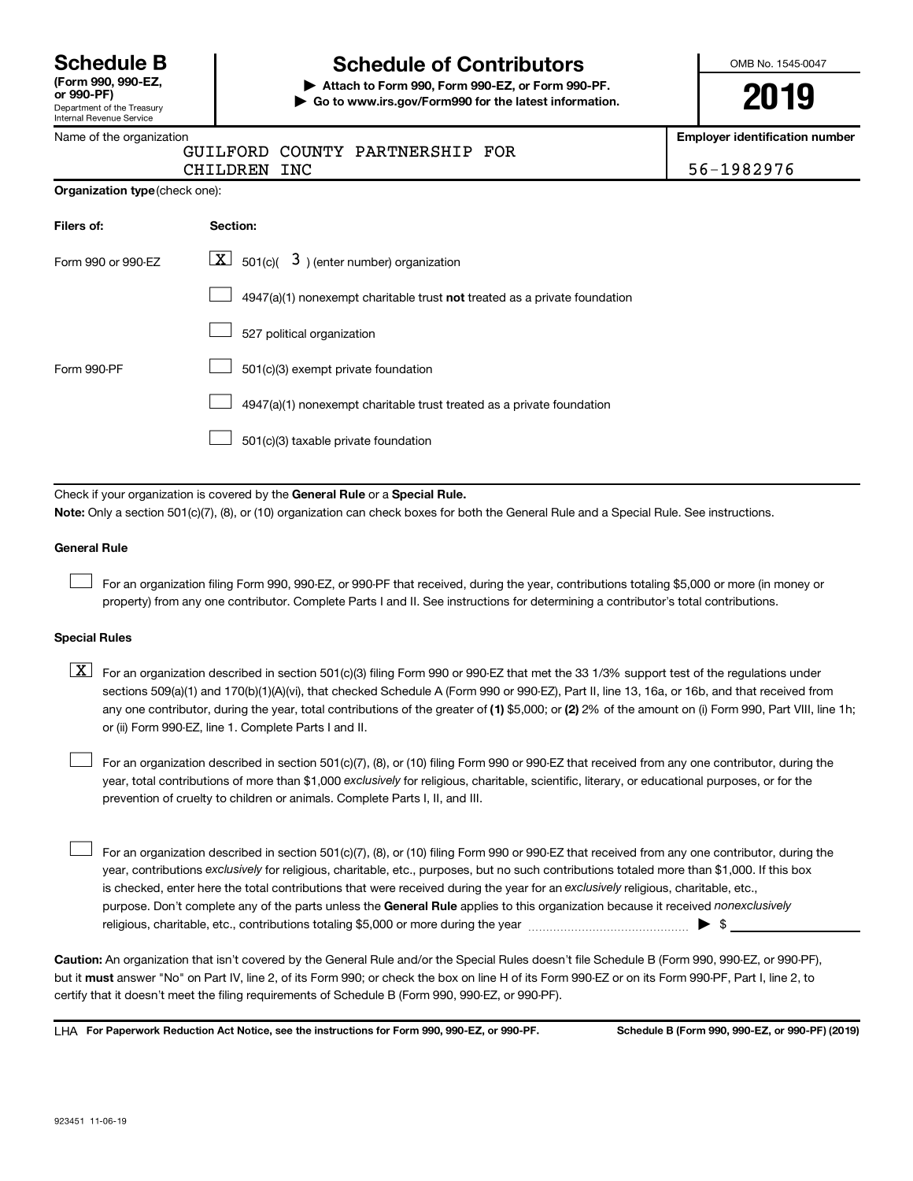# Schedule B

**(Form 990, 990-EZ, or 990-PF)**

Department of the Treasury
Internal Revenue Service

## Schedule of Contributors

**▶ Attach to Form 990, Form 990-EZ, or Form 990-PF.**
**▶ Go to www.irs.gov/Form990 for the latest information.**

OMB No. 1545-0047

**2019**

Name of the organization: GUILFORD COUNTY PARTNERSHIP FOR CHILDREN INC

**Employer identification number:** 56-1982976

**Organization type** (check one):

| Filers of: | Section: |
|---|---|
| Form 990 or 990-EZ | [X] 501(c)( 3 ) (enter number) organization |
| | [ ] 4947(a)(1) nonexempt charitable trust **not** treated as a private foundation |
| | [ ] 527 political organization |
| Form 990-PF | [ ] 501(c)(3) exempt private foundation |
| | [ ] 4947(a)(1) nonexempt charitable trust treated as a private foundation |
| | [ ] 501(c)(3) taxable private foundation |

Check if your organization is covered by the **General Rule** or a **Special Rule.**

**Note:** Only a section 501(c)(7), (8), or (10) organization can check boxes for both the General Rule and a Special Rule. See instructions.

**General Rule**

[ ] For an organization filing Form 990, 990-EZ, or 990-PF that received, during the year, contributions totaling $5,000 or more (in money or property) from any one contributor. Complete Parts I and II. See instructions for determining a contributor's total contributions.

**Special Rules**

[X] For an organization described in section 501(c)(3) filing Form 990 or 990-EZ that met the 33 1/3% support test of the regulations under sections 509(a)(1) and 170(b)(1)(A)(vi), that checked Schedule A (Form 990 or 990-EZ), Part II, line 13, 16a, or 16b, and that received from any one contributor, during the year, total contributions of the greater of **(1)** $5,000; or **(2)** 2% of the amount on (i) Form 990, Part VIII, line 1h; or (ii) Form 990-EZ, line 1. Complete Parts I and II.

[ ] For an organization described in section 501(c)(7), (8), or (10) filing Form 990 or 990-EZ that received from any one contributor, during the year, total contributions of more than $1,000 *exclusively* for religious, charitable, scientific, literary, or educational purposes, or for the prevention of cruelty to children or animals. Complete Parts I, II, and III.

[ ] For an organization described in section 501(c)(7), (8), or (10) filing Form 990 or 990-EZ that received from any one contributor, during the year, contributions *exclusively* for religious, charitable, etc., purposes, but no such contributions totaled more than $1,000. If this box is checked, enter here the total contributions that were received during the year for an *exclusively* religious, charitable, etc., purpose. Don't complete any of the parts unless the **General Rule** applies to this organization because it received *nonexclusively* religious, charitable, etc., contributions totaling $5,000 or more during the year ▶ $ ____________

**Caution:** An organization that isn't covered by the General Rule and/or the Special Rules doesn't file Schedule B (Form 990, 990-EZ, or 990-PF), but it **must** answer "No" on Part IV, line 2, of its Form 990; or check the box on line H of its Form 990-EZ or on its Form 990-PF, Part I, line 2, to certify that it doesn't meet the filing requirements of Schedule B (Form 990, 990-EZ, or 990-PF).

LHA **For Paperwork Reduction Act Notice, see the instructions for Form 990, 990-EZ, or 990-PF.** **Schedule B (Form 990, 990-EZ, or 990-PF) (2019)**

923451 11-06-19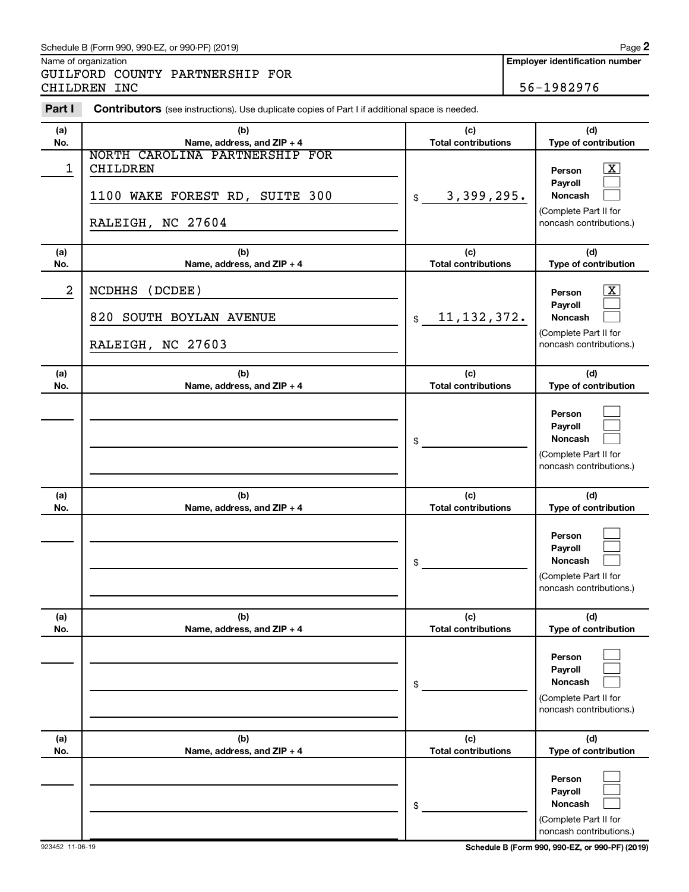Schedule B (Form 990, 990-EZ, or 990-PF) (2019)

Name of organization: GUILFORD COUNTY PARTNERSHIP FOR CHILDREN INC

**Employer identification number:** 56-1982976

**Part I** **Contributors** (see instructions). Use duplicate copies of Part I if additional space is needed.

| (a) No. | (b) Name, address, and ZIP + 4 | (c) Total contributions | (d) Type of contribution |
|---|---|---|---|
| 1 | NORTH CAROLINA PARTNERSHIP FOR CHILDREN<br>1100 WAKE FOREST RD, SUITE 300<br>RALEIGH, NC 27604 | $ 3,399,295. | Person [X]<br>Payroll [ ]<br>Noncash [ ]<br>(Complete Part II for noncash contributions.) |
| 2 | NCDHHS (DCDEE)<br>820 SOUTH BOYLAN AVENUE<br>RALEIGH, NC 27603 | $ 11,132,372. | Person [X]<br>Payroll [ ]<br>Noncash [ ]<br>(Complete Part II for noncash contributions.) |
| | | $ | Person [ ]<br>Payroll [ ]<br>Noncash [ ]<br>(Complete Part II for noncash contributions.) |
| | | $ | Person [ ]<br>Payroll [ ]<br>Noncash [ ]<br>(Complete Part II for noncash contributions.) |
| | | $ | Person [ ]<br>Payroll [ ]<br>Noncash [ ]<br>(Complete Part II for noncash contributions.) |
| | | $ | Person [ ]<br>Payroll [ ]<br>Noncash [ ]<br>(Complete Part II for noncash contributions.) |

923452 11-06-19

Schedule B (Form 990, 990-EZ, or 990-PF) (2019)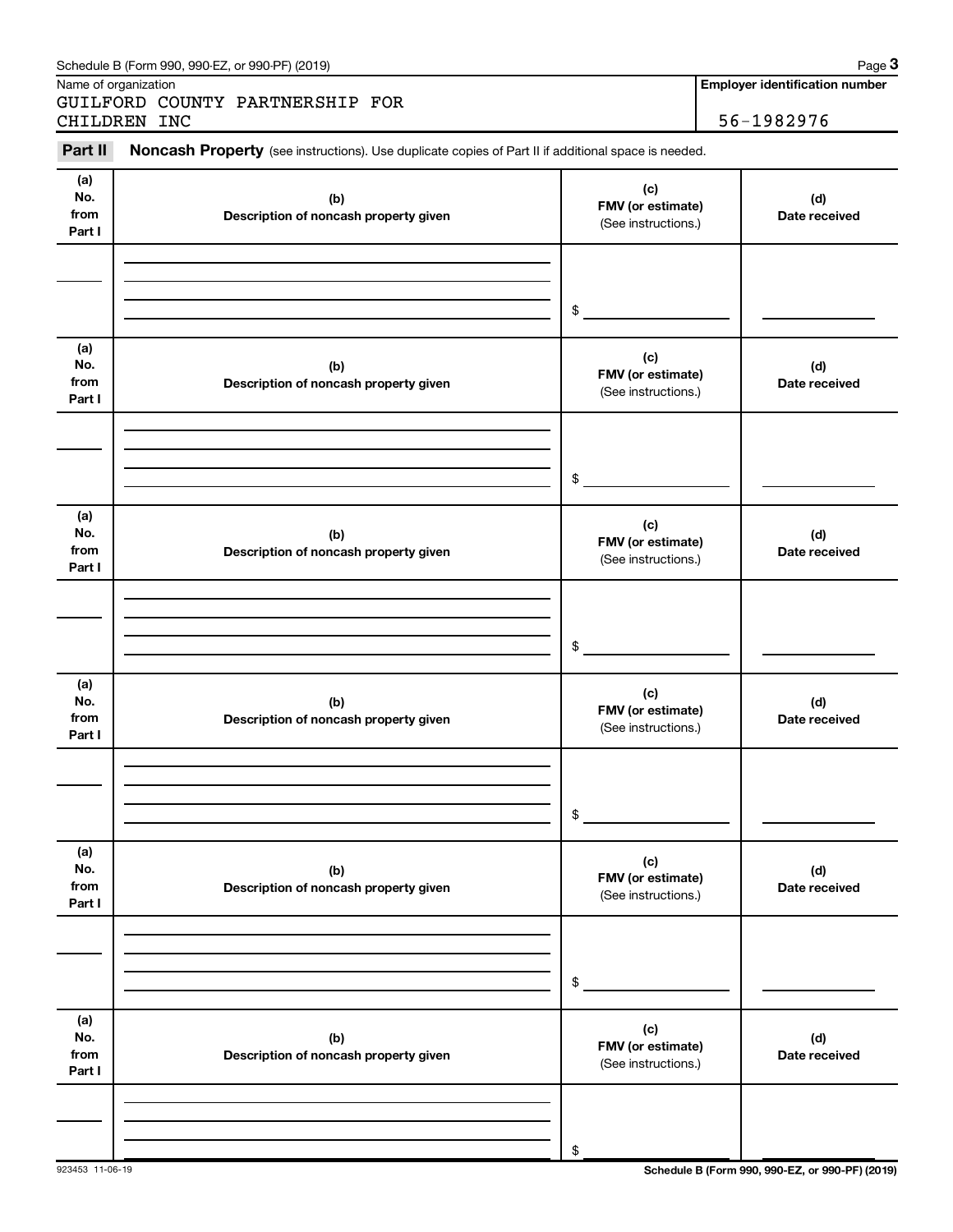Schedule B (Form 990, 990-EZ, or 990-PF) (2019) Page **3**

| Name of organization | Employer identification number |
|---|---|
| GUILFORD COUNTY PARTNERSHIP FOR CHILDREN INC | 56-1982976 |

**Part II** **Noncash Property** (see instructions). Use duplicate copies of Part II if additional space is needed.

| (a) No. from Part I | (b) Description of noncash property given | (c) FMV (or estimate) (See instructions.) | (d) Date received |
|---|---|---|---|
| | | $ | |

| (a) No. from Part I | (b) Description of noncash property given | (c) FMV (or estimate) (See instructions.) | (d) Date received |
|---|---|---|---|
| | | $ | |

| (a) No. from Part I | (b) Description of noncash property given | (c) FMV (or estimate) (See instructions.) | (d) Date received |
|---|---|---|---|
| | | $ | |

| (a) No. from Part I | (b) Description of noncash property given | (c) FMV (or estimate) (See instructions.) | (d) Date received |
|---|---|---|---|
| | | $ | |

| (a) No. from Part I | (b) Description of noncash property given | (c) FMV (or estimate) (See instructions.) | (d) Date received |
|---|---|---|---|
| | | $ | |

| (a) No. from Part I | (b) Description of noncash property given | (c) FMV (or estimate) (See instructions.) | (d) Date received |
|---|---|---|---|
| | | $ | |

923453 11-06-19 **Schedule B (Form 990, 990-EZ, or 990-PF) (2019)**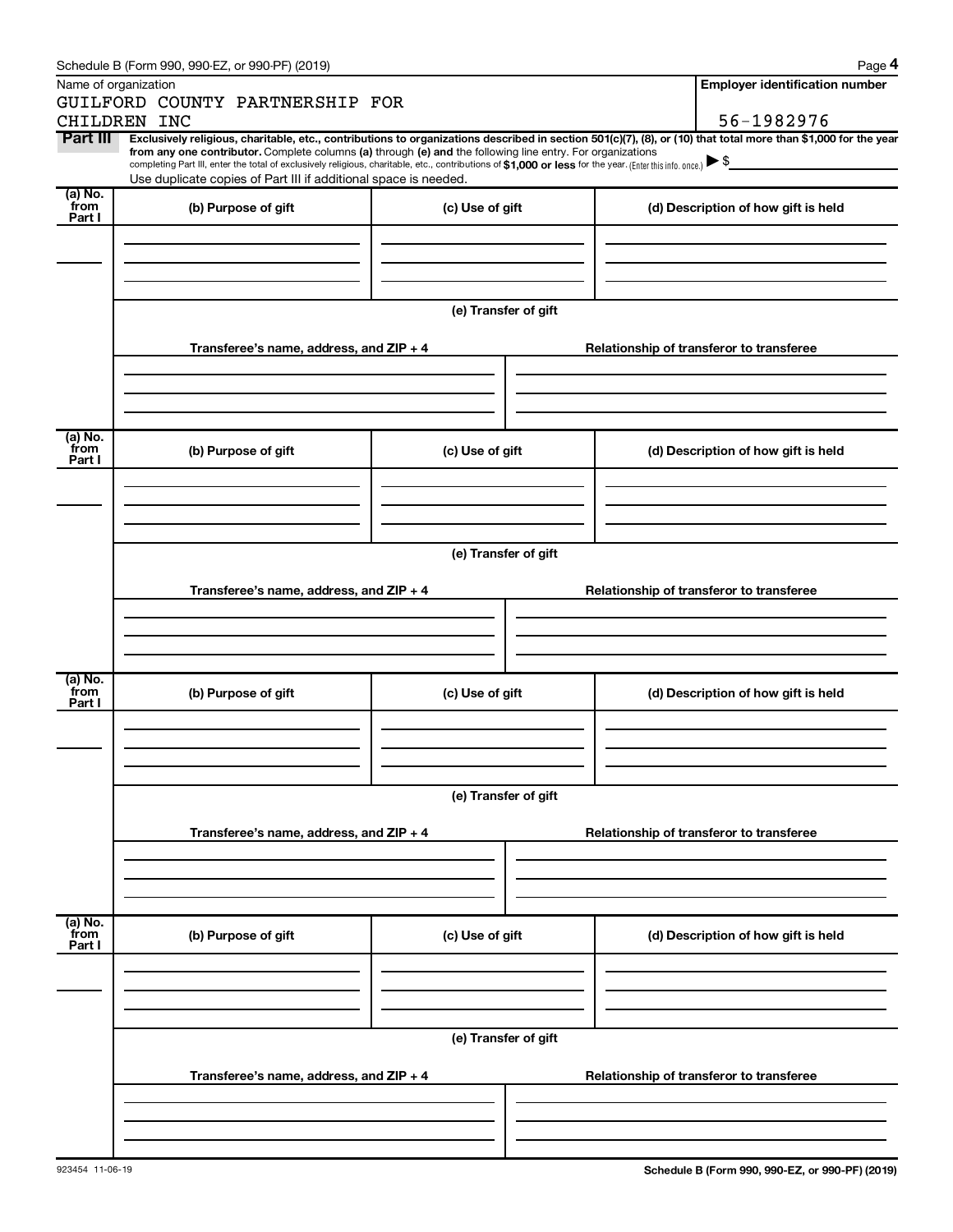Name of organization

GUILFORD COUNTY PARTNERSHIP FOR CHILDREN INC

**Employer identification number**

56-1982976

**Part III** **Exclusively religious, charitable, etc., contributions to organizations described in section 501(c)(7), (8), or (10) that total more than $1,000 for the year from any one contributor.** Complete columns **(a)** through **(e) and** the following line entry. For organizations completing Part III, enter the total of exclusively religious, charitable, etc., contributions of **$1,000 or less** for the year. (Enter this info. once.) ▶ $

Use duplicate copies of Part III if additional space is needed.

| (a) No. from Part I | (b) Purpose of gift | (c) Use of gift | (d) Description of how gift is held |
|---|---|---|---|
| | | | |

(e) Transfer of gift

| Transferee's name, address, and ZIP + 4 | Relationship of transferor to transferee |
|---|---|
| | |

| (a) No. from Part I | (b) Purpose of gift | (c) Use of gift | (d) Description of how gift is held |
|---|---|---|---|
| | | | |

(e) Transfer of gift

| Transferee's name, address, and ZIP + 4 | Relationship of transferor to transferee |
|---|---|
| | |

| (a) No. from Part I | (b) Purpose of gift | (c) Use of gift | (d) Description of how gift is held |
|---|---|---|---|
| | | | |

(e) Transfer of gift

| Transferee's name, address, and ZIP + 4 | Relationship of transferor to transferee |
|---|---|
| | |

| (a) No. from Part I | (b) Purpose of gift | (c) Use of gift | (d) Description of how gift is held |
|---|---|---|---|
| | | | |

(e) Transfer of gift

| Transferee's name, address, and ZIP + 4 | Relationship of transferor to transferee |
|---|---|
| | |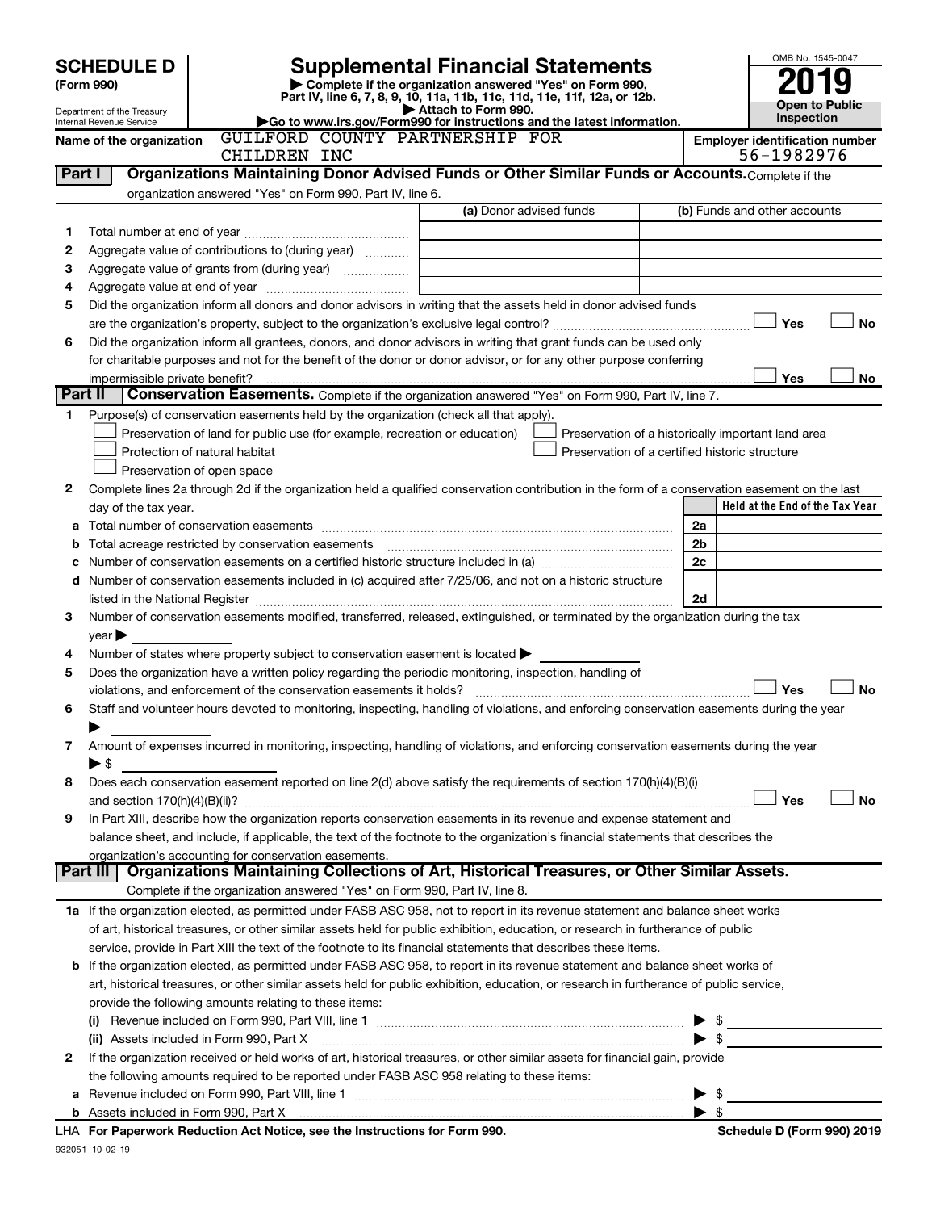# SCHEDULE D (Form 990)

Department of the Treasury
Internal Revenue Service

## Supplemental Financial Statements

▶ Complete if the organization answered "Yes" on Form 990, Part IV, line 6, 7, 8, 9, 10, 11a, 11b, 11c, 11d, 11e, 11f, 12a, or 12b.
▶ Attach to Form 990.
▶Go to www.irs.gov/Form990 for instructions and the latest information.

OMB No. 1545-0047

**2019**

**Open to Public Inspection**

Name of the organization: GUILFORD COUNTY PARTNERSHIP FOR CHILDREN INC

Employer identification number: 56-1982976

### Part I — Organizations Maintaining Donor Advised Funds or Other Similar Funds or Accounts.
Complete if the organization answered "Yes" on Form 990, Part IV, line 6.

| | | (a) Donor advised funds | (b) Funds and other accounts |
|---|---|---|---|
| 1 | Total number at end of year | | |
| 2 | Aggregate value of contributions to (during year) | | |
| 3 | Aggregate value of grants from (during year) | | |
| 4 | Aggregate value at end of year | | |

5 Did the organization inform all donors and donor advisors in writing that the assets held in donor advised funds are the organization's property, subject to the organization's exclusive legal control? ☐ Yes ☐ No

6 Did the organization inform all grantees, donors, and donor advisors in writing that grant funds can be used only for charitable purposes and not for the benefit of the donor or donor advisor, or for any other purpose conferring impermissible private benefit? ☐ Yes ☐ No

### Part II — Conservation Easements.
Complete if the organization answered "Yes" on Form 990, Part IV, line 7.

1 Purpose(s) of conservation easements held by the organization (check all that apply).

- ☐ Preservation of land for public use (for example, recreation or education)
- ☐ Protection of natural habitat
- ☐ Preservation of open space
- ☐ Preservation of a historically important land area
- ☐ Preservation of a certified historic structure

2 Complete lines 2a through 2d if the organization held a qualified conservation contribution in the form of a conservation easement on the last day of the tax year.

| | | | Held at the End of the Tax Year |
|---|---|---|---|
| a | Total number of conservation easements | 2a | |
| b | Total acreage restricted by conservation easements | 2b | |
| c | Number of conservation easements on a certified historic structure included in (a) | 2c | |
| d | Number of conservation easements included in (c) acquired after 7/25/06, and not on a historic structure listed in the National Register | 2d | |

3 Number of conservation easements modified, transferred, released, extinguished, or terminated by the organization during the tax year ▶

4 Number of states where property subject to conservation easement is located ▶

5 Does the organization have a written policy regarding the periodic monitoring, inspection, handling of violations, and enforcement of the conservation easements it holds? ☐ Yes ☐ No

6 Staff and volunteer hours devoted to monitoring, inspecting, handling of violations, and enforcing conservation easements during the year ▶

7 Amount of expenses incurred in monitoring, inspecting, handling of violations, and enforcing conservation easements during the year ▶ $

8 Does each conservation easement reported on line 2(d) above satisfy the requirements of section 170(h)(4)(B)(i) and section 170(h)(4)(B)(ii)? ☐ Yes ☐ No

9 In Part XIII, describe how the organization reports conservation easements in its revenue and expense statement and balance sheet, and include, if applicable, the text of the footnote to the organization's financial statements that describes the organization's accounting for conservation easements.

### Part III — Organizations Maintaining Collections of Art, Historical Treasures, or Other Similar Assets.
Complete if the organization answered "Yes" on Form 990, Part IV, line 8.

1a If the organization elected, as permitted under FASB ASC 958, not to report in its revenue statement and balance sheet works of art, historical treasures, or other similar assets held for public exhibition, education, or research in furtherance of public service, provide in Part XIII the text of the footnote to its financial statements that describes these items.

b If the organization elected, as permitted under FASB ASC 958, to report in its revenue statement and balance sheet works of art, historical treasures, or other similar assets held for public exhibition, education, or research in furtherance of public service, provide the following amounts relating to these items:

(i) Revenue included on Form 990, Part VIII, line 1 ▶ $

(ii) Assets included in Form 990, Part X ▶ $

2 If the organization received or held works of art, historical treasures, or other similar assets for financial gain, provide the following amounts required to be reported under FASB ASC 958 relating to these items:

a Revenue included on Form 990, Part VIII, line 1 ▶ $

b Assets included in Form 990, Part X ▶ $

LHA For Paperwork Reduction Act Notice, see the Instructions for Form 990. Schedule D (Form 990) 2019

932051 10-02-19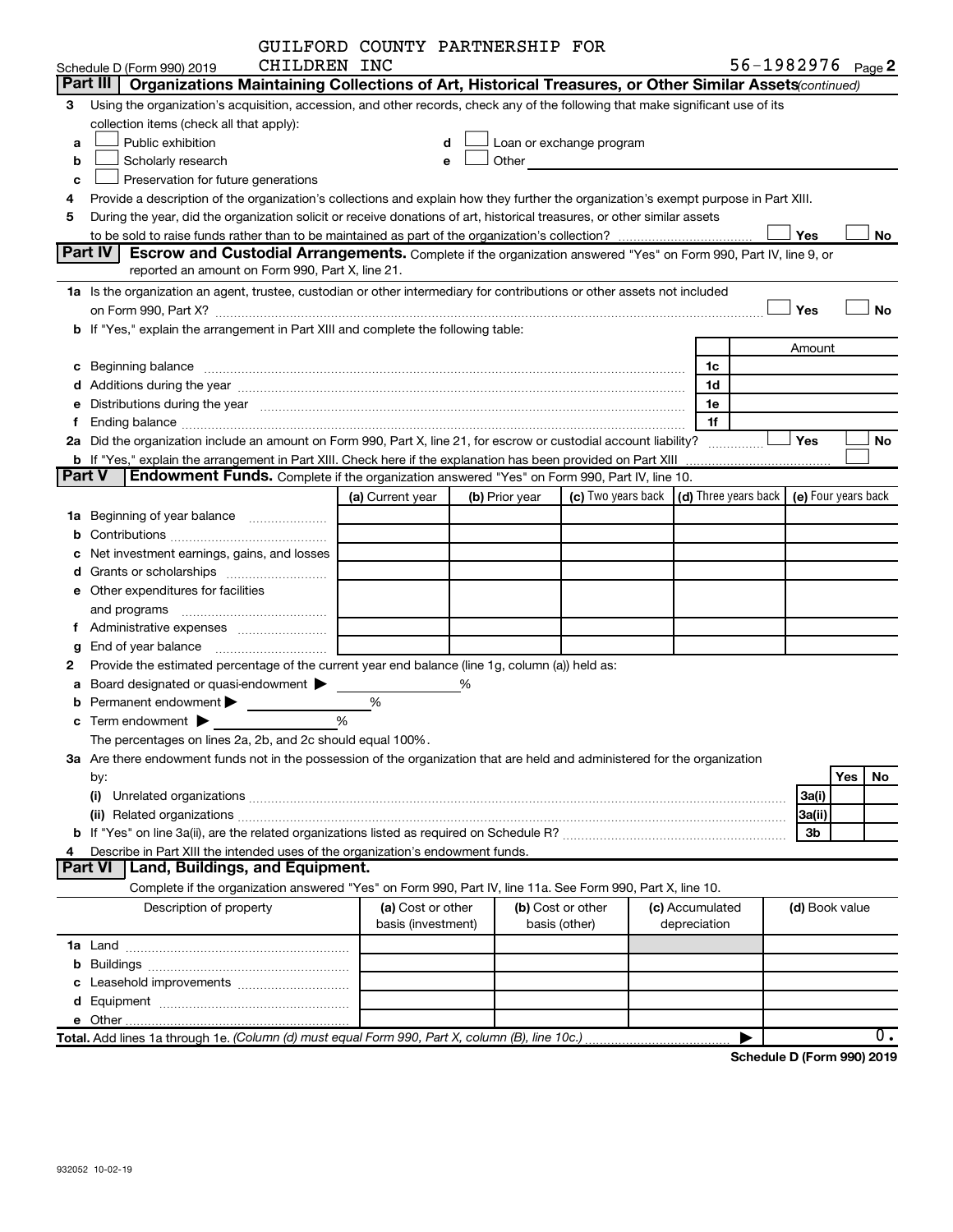GUILFORD COUNTY PARTNERSHIP FOR CHILDREN INC

Schedule D (Form 990) 2019 — 56-1982976 Page 2

## Part III Organizations Maintaining Collections of Art, Historical Treasures, or Other Similar Assets *(continued)*

3 Using the organization's acquisition, accession, and other records, check any of the following that make significant use of its collection items (check all that apply):

- a ☐ Public exhibition
- b ☐ Scholarly research
- c ☐ Preservation for future generations
- d ☐ Loan or exchange program
- e ☐ Other

4 Provide a description of the organization's collections and explain how they further the organization's exempt purpose in Part XIII.

5 During the year, did the organization solicit or receive donations of art, historical treasures, or other similar assets to be sold to raise funds rather than to be maintained as part of the organization's collection? ☐ Yes ☐ No

## Part IV Escrow and Custodial Arrangements.

Complete if the organization answered "Yes" on Form 990, Part IV, line 9, or reported an amount on Form 990, Part X, line 21.

1a Is the organization an agent, trustee, custodian or other intermediary for contributions or other assets not included on Form 990, Part X? ☐ Yes ☐ No

b If "Yes," explain the arrangement in Part XIII and complete the following table:

| | | Amount |
|---|---|---|
| c Beginning balance | 1c | |
| d Additions during the year | 1d | |
| e Distributions during the year | 1e | |
| f Ending balance | 1f | |

2a Did the organization include an amount on Form 990, Part X, line 21, for escrow or custodial account liability? ☐ Yes ☐ No

b If "Yes," explain the arrangement in Part XIII. Check here if the explanation has been provided on Part XIII ☐

## Part V Endowment Funds.

Complete if the organization answered "Yes" on Form 990, Part IV, line 10.

| | (a) Current year | (b) Prior year | (c) Two years back | (d) Three years back | (e) Four years back |
|---|---|---|---|---|---|
| 1a Beginning of year balance | | | | | |
| b Contributions | | | | | |
| c Net investment earnings, gains, and losses | | | | | |
| d Grants or scholarships | | | | | |
| e Other expenditures for facilities and programs | | | | | |
| f Administrative expenses | | | | | |
| g End of year balance | | | | | |

2 Provide the estimated percentage of the current year end balance (line 1g, column (a)) held as:

- a Board designated or quasi-endowment ▶ %
- b Permanent endowment ▶ %
- c Term endowment ▶ %

The percentages on lines 2a, 2b, and 2c should equal 100%.

3a Are there endowment funds not in the possession of the organization that are held and administered for the organization by:

| | | Yes | No |
|---|---|---|---|
| (i) Unrelated organizations | 3a(i) | | |
| (ii) Related organizations | 3a(ii) | | |
| b If "Yes" on line 3a(ii), are the related organizations listed as required on Schedule R? | 3b | | |

4 Describe in Part XIII the intended uses of the organization's endowment funds.

## Part VI Land, Buildings, and Equipment.

Complete if the organization answered "Yes" on Form 990, Part IV, line 11a. See Form 990, Part X, line 10.

| Description of property | (a) Cost or other basis (investment) | (b) Cost or other basis (other) | (c) Accumulated depreciation | (d) Book value |
|---|---|---|---|---|
| 1a Land | | | | |
| b Buildings | | | | |
| c Leasehold improvements | | | | |
| d Equipment | | | | |
| e Other | | | | |
| **Total.** Add lines 1a through 1e. *(Column (d) must equal Form 990, Part X, column (B), line 10c.)* | | | ▶ | 0. |

**Schedule D (Form 990) 2019**

932052 10-02-19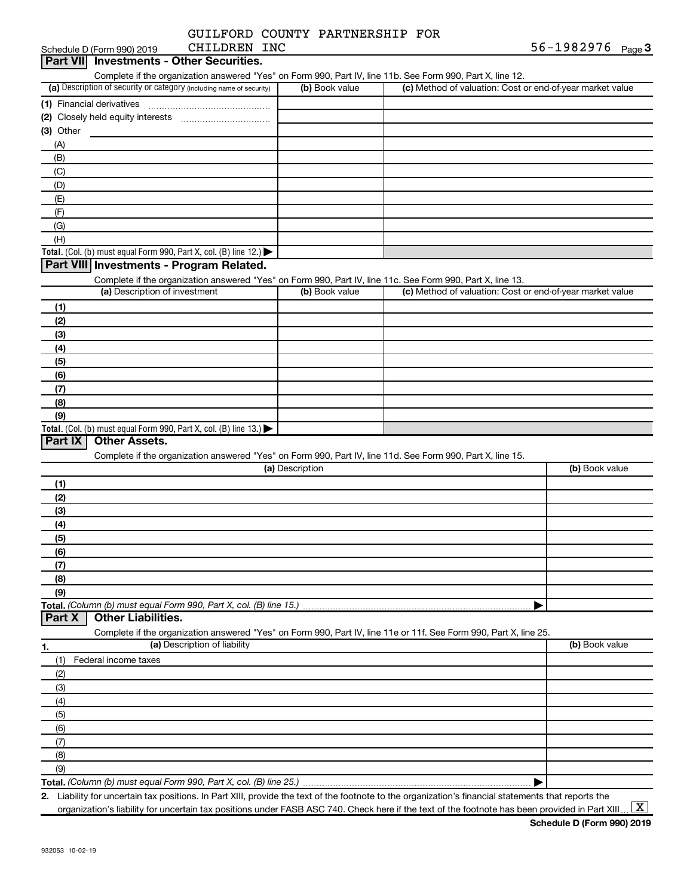Schedule D (Form 990) 2019 GUILFORD COUNTY PARTNERSHIP FOR CHILDREN INC 56-1982976 Page 3

## Part VII Investments - Other Securities.

Complete if the organization answered "Yes" on Form 990, Part IV, line 11b. See Form 990, Part X, line 12.

| (a) Description of security or category (including name of security) | (b) Book value | (c) Method of valuation: Cost or end-of-year market value |
|---|---|---|
| (1) Financial derivatives | | |
| (2) Closely held equity interests | | |
| (3) Other | | |
| (A) | | |
| (B) | | |
| (C) | | |
| (D) | | |
| (E) | | |
| (F) | | |
| (G) | | |
| (H) | | |
| **Total.** (Col. (b) must equal Form 990, Part X, col. (B) line 12.) | | |

## Part VIII Investments - Program Related.

Complete if the organization answered "Yes" on Form 990, Part IV, line 11c. See Form 990, Part X, line 13.

| (a) Description of investment | (b) Book value | (c) Method of valuation: Cost or end-of-year market value |
|---|---|---|
| (1) | | |
| (2) | | |
| (3) | | |
| (4) | | |
| (5) | | |
| (6) | | |
| (7) | | |
| (8) | | |
| (9) | | |
| **Total.** (Col. (b) must equal Form 990, Part X, col. (B) line 13.) | | |

## Part IX Other Assets.

Complete if the organization answered "Yes" on Form 990, Part IV, line 11d. See Form 990, Part X, line 15.

| (a) Description | (b) Book value |
|---|---|
| (1) | |
| (2) | |
| (3) | |
| (4) | |
| (5) | |
| (6) | |
| (7) | |
| (8) | |
| (9) | |
| **Total.** *(Column (b) must equal Form 990, Part X, col. (B) line 15.)* | |

## Part X Other Liabilities.

Complete if the organization answered "Yes" on Form 990, Part IV, line 11e or 11f. See Form 990, Part X, line 25.

| 1. (a) Description of liability | (b) Book value |
|---|---|
| (1) Federal income taxes | |
| (2) | |
| (3) | |
| (4) | |
| (5) | |
| (6) | |
| (7) | |
| (8) | |
| (9) | |
| **Total.** *(Column (b) must equal Form 990, Part X, col. (B) line 25.)* | |

2. Liability for uncertain tax positions. In Part XIII, provide the text of the footnote to the organization's financial statements that reports the organization's liability for uncertain tax positions under FASB ASC 740. Check here if the text of the footnote has been provided in Part XIII [X]

Schedule D (Form 990) 2019

932053 10-02-19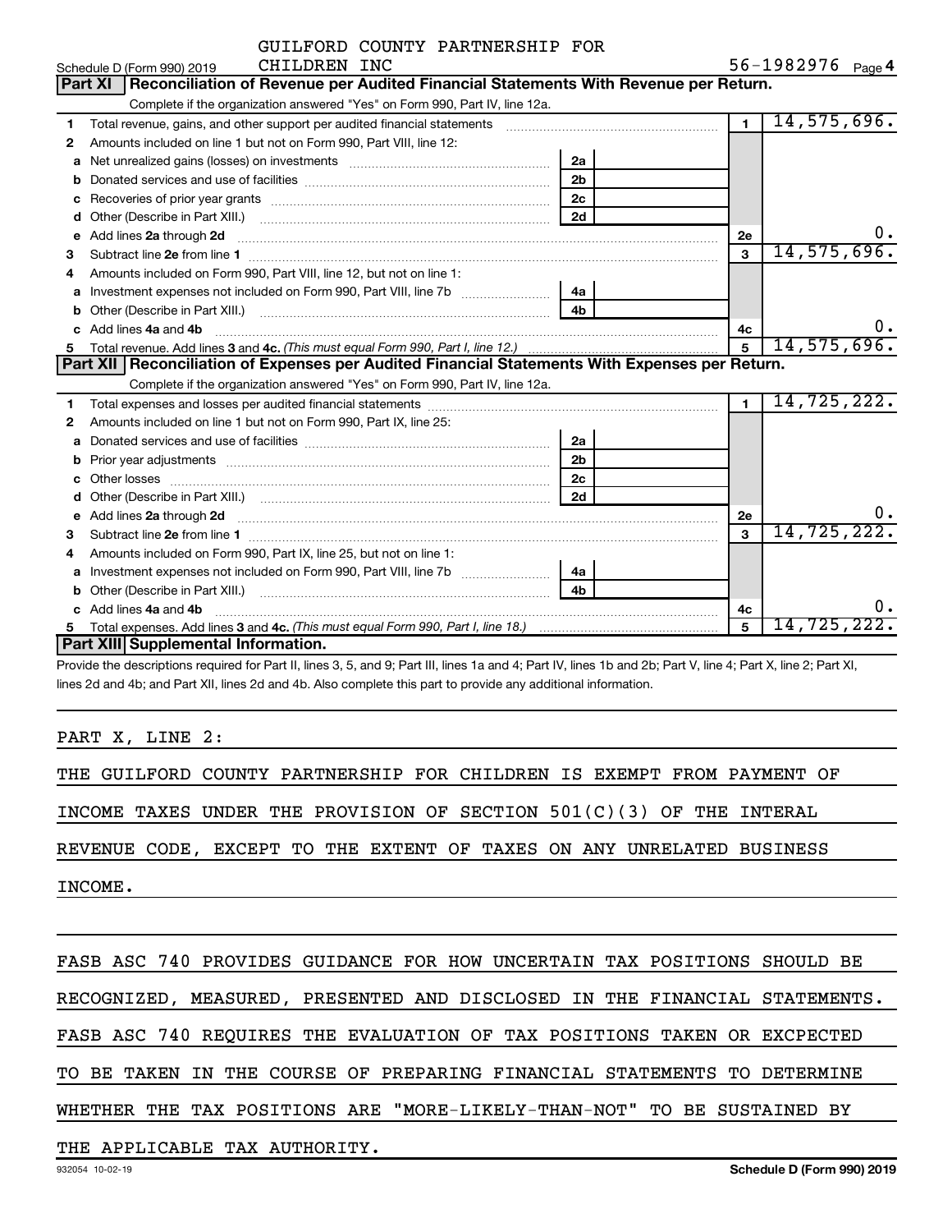GUILFORD COUNTY PARTNERSHIP FOR CHILDREN INC

Schedule D (Form 990) 2019 — 56-1982976 Page 4

## Part XI Reconciliation of Revenue per Audited Financial Statements With Revenue per Return.

Complete if the organization answered "Yes" on Form 990, Part IV, line 12a.

| | | | | | |
|---|---|---|---|---|---|
| 1 | Total revenue, gains, and other support per audited financial statements | | | 1 | 14,575,696. |
| 2 | Amounts included on line 1 but not on Form 990, Part VIII, line 12: | | | | |
| a | Net unrealized gains (losses) on investments | 2a | | | |
| b | Donated services and use of facilities | 2b | | | |
| c | Recoveries of prior year grants | 2c | | | |
| d | Other (Describe in Part XIII.) | 2d | | | |
| e | Add lines **2a** through **2d** | | | 2e | 0. |
| 3 | Subtract line **2e** from line **1** | | | 3 | 14,575,696. |
| 4 | Amounts included on Form 990, Part VIII, line 12, but not on line 1: | | | | |
| a | Investment expenses not included on Form 990, Part VIII, line 7b | 4a | | | |
| b | Other (Describe in Part XIII.) | 4b | | | |
| c | Add lines **4a** and **4b** | | | 4c | 0. |
| 5 | Total revenue. Add lines **3** and **4c.** *(This must equal Form 990, Part I, line 12.)* | | | 5 | 14,575,696. |

## Part XII Reconciliation of Expenses per Audited Financial Statements With Expenses per Return.

Complete if the organization answered "Yes" on Form 990, Part IV, line 12a.

| | | | | | |
|---|---|---|---|---|---|
| 1 | Total expenses and losses per audited financial statements | | | 1 | 14,725,222. |
| 2 | Amounts included on line 1 but not on Form 990, Part IX, line 25: | | | | |
| a | Donated services and use of facilities | 2a | | | |
| b | Prior year adjustments | 2b | | | |
| c | Other losses | 2c | | | |
| d | Other (Describe in Part XIII.) | 2d | | | |
| e | Add lines **2a** through **2d** | | | 2e | 0. |
| 3 | Subtract line **2e** from line **1** | | | 3 | 14,725,222. |
| 4 | Amounts included on Form 990, Part IX, line 25, but not on line 1: | | | | |
| a | Investment expenses not included on Form 990, Part VIII, line 7b | 4a | | | |
| b | Other (Describe in Part XIII.) | 4b | | | |
| c | Add lines **4a** and **4b** | | | 4c | 0. |
| 5 | Total expenses. Add lines **3** and **4c.** *(This must equal Form 990, Part I, line 18.)* | | | 5 | 14,725,222. |

## Part XIII Supplemental Information.

Provide the descriptions required for Part II, lines 3, 5, and 9; Part III, lines 1a and 4; Part IV, lines 1b and 2b; Part V, line 4; Part X, line 2; Part XI, lines 2d and 4b; and Part XII, lines 2d and 4b. Also complete this part to provide any additional information.

PART X, LINE 2:

THE GUILFORD COUNTY PARTNERSHIP FOR CHILDREN IS EXEMPT FROM PAYMENT OF INCOME TAXES UNDER THE PROVISION OF SECTION 501(C)(3) OF THE INTERAL REVENUE CODE, EXCEPT TO THE EXTENT OF TAXES ON ANY UNRELATED BUSINESS INCOME.

FASB ASC 740 PROVIDES GUIDANCE FOR HOW UNCERTAIN TAX POSITIONS SHOULD BE RECOGNIZED, MEASURED, PRESENTED AND DISCLOSED IN THE FINANCIAL STATEMENTS. FASB ASC 740 REQUIRES THE EVALUATION OF TAX POSITIONS TAKEN OR EXCPECTED TO BE TAKEN IN THE COURSE OF PREPARING FINANCIAL STATEMENTS TO DETERMINE WHETHER THE TAX POSITIONS ARE "MORE-LIKELY-THAN-NOT" TO BE SUSTAINED BY THE APPLICABLE TAX AUTHORITY.

932054 10-02-19 **Schedule D (Form 990) 2019**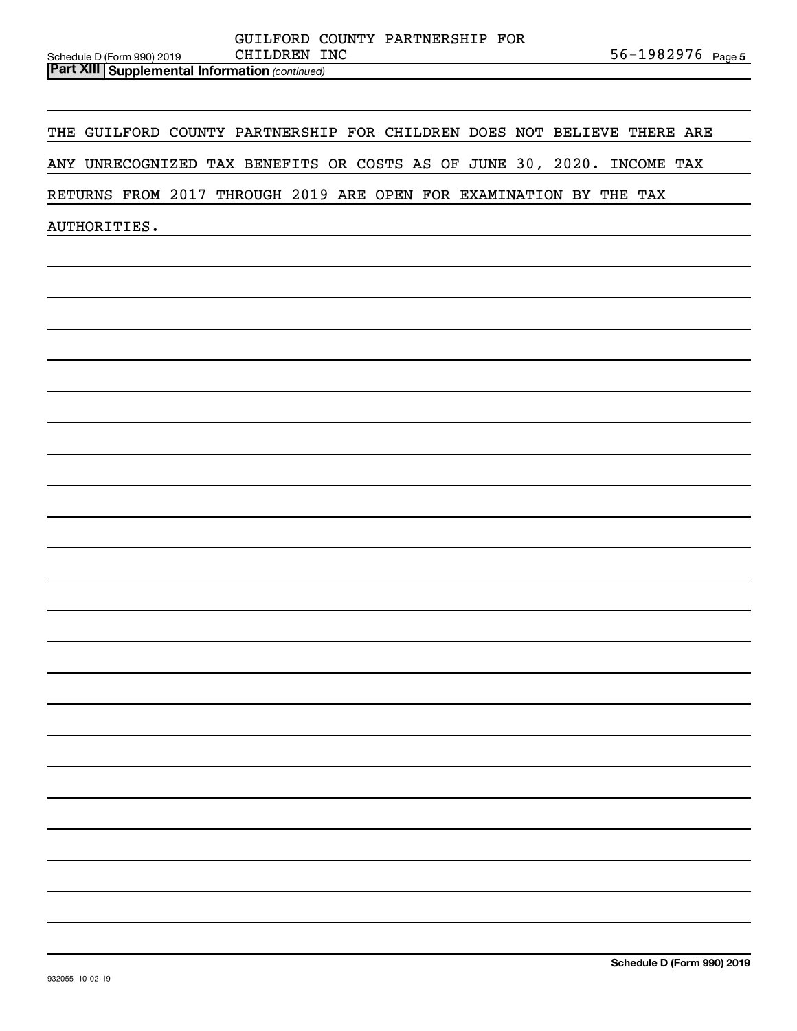GUILFORD COUNTY PARTNERSHIP FOR CHILDREN INC 56-1982976

**Part XIII Supplemental Information** *(continued)*

THE GUILFORD COUNTY PARTNERSHIP FOR CHILDREN DOES NOT BELIEVE THERE ARE ANY UNRECOGNIZED TAX BENEFITS OR COSTS AS OF JUNE 30, 2020. INCOME TAX RETURNS FROM 2017 THROUGH 2019 ARE OPEN FOR EXAMINATION BY THE TAX AUTHORITIES.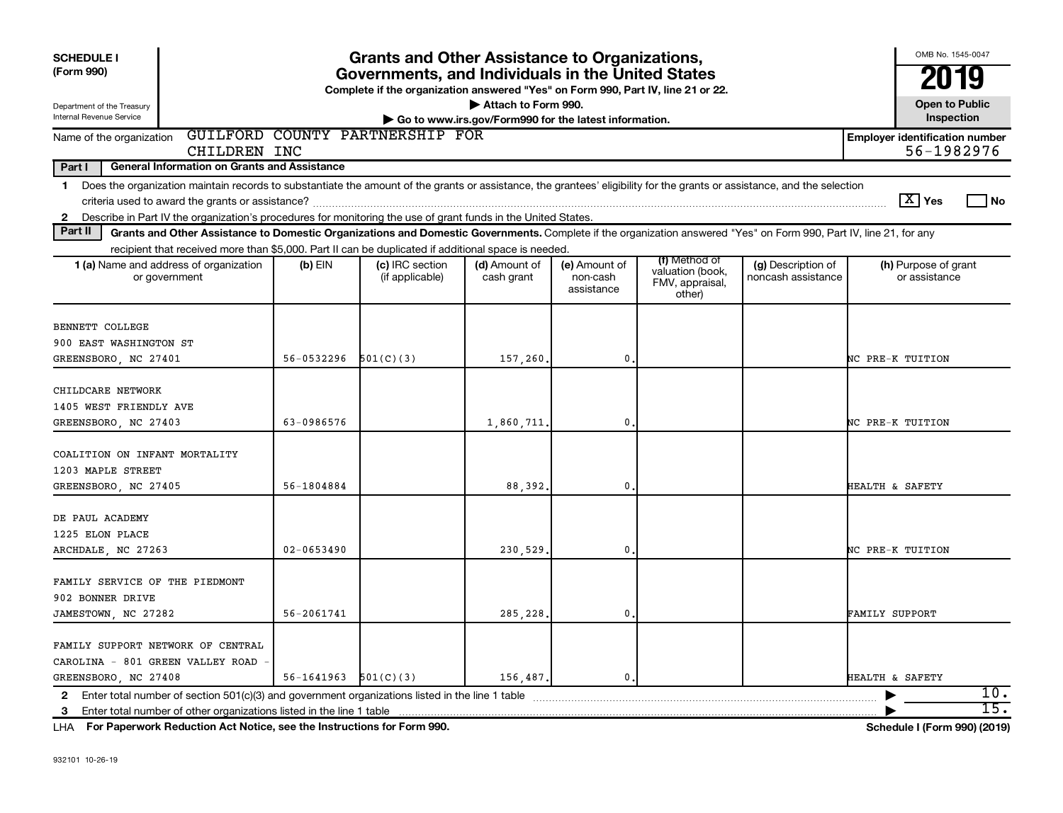**SCHEDULE I**
**(Form 990)**

Department of the Treasury
Internal Revenue Service

# Grants and Other Assistance to Organizations, Governments, and Individuals in the United States

**Complete if the organization answered "Yes" on Form 990, Part IV, line 21 or 22.**
**▶ Attach to Form 990.**
**▶ Go to www.irs.gov/Form990 for the latest information.**

OMB No. 1545-0047
**2019**
**Open to Public Inspection**

Name of the organization: GUILFORD COUNTY PARTNERSHIP FOR CHILDREN INC

**Employer identification number** 56-1982976

**Part I — General Information on Grants and Assistance**

1 Does the organization maintain records to substantiate the amount of the grants or assistance, the grantees' eligibility for the grants or assistance, and the selection criteria used to award the grants or assistance? [X] Yes [ ] No

2 Describe in Part IV the organization's procedures for monitoring the use of grant funds in the United States.

**Part II — Grants and Other Assistance to Domestic Organizations and Domestic Governments.** Complete if the organization answered "Yes" on Form 990, Part IV, line 21, for any recipient that received more than $5,000. Part II can be duplicated if additional space is needed.

| 1 (a) Name and address of organization or government | (b) EIN | (c) IRC section (if applicable) | (d) Amount of cash grant | (e) Amount of non-cash assistance | (f) Method of valuation (book, FMV, appraisal, other) | (g) Description of noncash assistance | (h) Purpose of grant or assistance |
|---|---|---|---|---|---|---|---|
| BENNETT COLLEGE<br>900 EAST WASHINGTON ST<br>GREENSBORO, NC 27401 | 56-0532296 | 501(C)(3) | 157,260. | 0. | | | NC PRE-K TUITION |
| CHILDCARE NETWORK<br>1405 WEST FRIENDLY AVE<br>GREENSBORO, NC 27403 | 63-0986576 | | 1,860,711. | 0. | | | NC PRE-K TUITION |
| COALITION ON INFANT MORTALITY<br>1203 MAPLE STREET<br>GREENSBORO, NC 27405 | 56-1804884 | | 88,392. | 0. | | | HEALTH & SAFETY |
| DE PAUL ACADEMY<br>1225 ELON PLACE<br>ARCHDALE, NC 27263 | 02-0653490 | | 230,529. | 0. | | | NC PRE-K TUITION |
| FAMILY SERVICE OF THE PIEDMONT<br>902 BONNER DRIVE<br>JAMESTOWN, NC 27282 | 56-2061741 | | 285,228. | 0. | | | FAMILY SUPPORT |
| FAMILY SUPPORT NETWORK OF CENTRAL CAROLINA - 801 GREEN VALLEY ROAD -<br>GREENSBORO, NC 27408 | 56-1641963 | 501(C)(3) | 156,487. | 0. | | | HEALTH & SAFETY |

2 Enter total number of section 501(c)(3) and government organizations listed in the line 1 table ▶ 10.

3 Enter total number of other organizations listed in the line 1 table ▶ 15.

LHA For Paperwork Reduction Act Notice, see the Instructions for Form 990. Schedule I (Form 990) (2019)

932101 10-26-19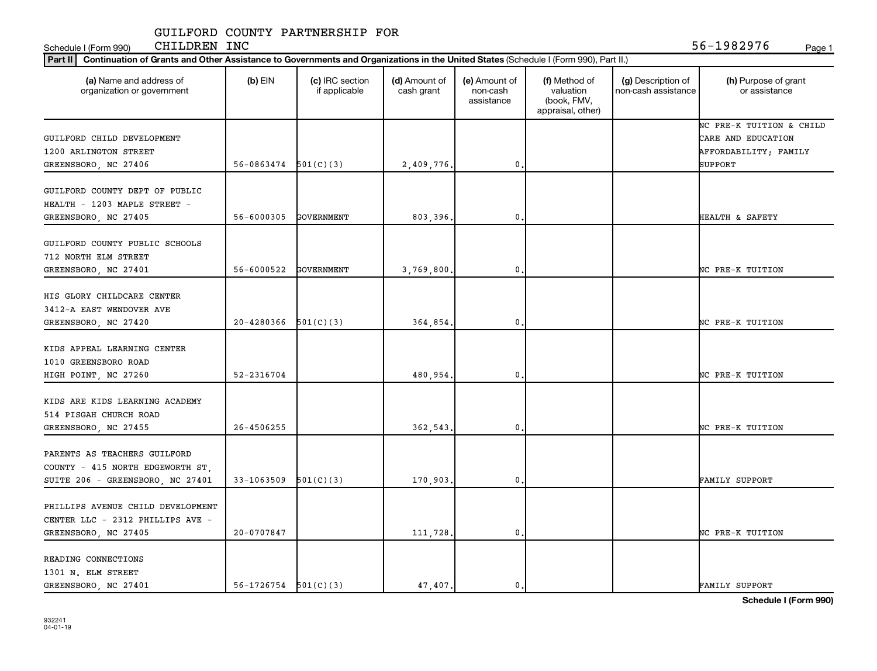GUILFORD COUNTY PARTNERSHIP FOR CHILDREN INC

Schedule I (Form 990) 56-1982976

**Part II** **Continuation of Grants and Other Assistance to Governments and Organizations in the United States** (Schedule I (Form 990), Part II.)

| (a) Name and address of organization or government | (b) EIN | (c) IRC section if applicable | (d) Amount of cash grant | (e) Amount of non-cash assistance | (f) Method of valuation (book, FMV, appraisal, other) | (g) Description of non-cash assistance | (h) Purpose of grant or assistance |
|---|---|---|---|---|---|---|---|
| GUILFORD CHILD DEVELOPMENT 1200 ARLINGTON STREET GREENSBORO, NC 27406 | 56-0863474 | 501(C)(3) | 2,409,776. | 0. | | | NC PRE-K TUITION & CHILD CARE AND EDUCATION AFFORDABILITY; FAMILY SUPPORT |
| GUILFORD COUNTY DEPT OF PUBLIC HEALTH - 1203 MAPLE STREET - GREENSBORO, NC 27405 | 56-6000305 | GOVERNMENT | 803,396. | 0. | | | HEALTH & SAFETY |
| GUILFORD COUNTY PUBLIC SCHOOLS 712 NORTH ELM STREET GREENSBORO, NC 27401 | 56-6000522 | GOVERNMENT | 3,769,800. | 0. | | | NC PRE-K TUITION |
| HIS GLORY CHILDCARE CENTER 3412-A EAST WENDOVER AVE GREENSBORO, NC 27420 | 20-4280366 | 501(C)(3) | 364,854. | 0. | | | NC PRE-K TUITION |
| KIDS APPEAL LEARNING CENTER 1010 GREENSBORO ROAD HIGH POINT, NC 27260 | 52-2316704 | | 480,954. | 0. | | | NC PRE-K TUITION |
| KIDS ARE KIDS LEARNING ACADEMY 514 PISGAH CHURCH ROAD GREENSBORO, NC 27455 | 26-4506255 | | 362,543. | 0. | | | NC PRE-K TUITION |
| PARENTS AS TEACHERS GUILFORD COUNTY - 415 NORTH EDGEWORTH ST, SUITE 206 - GREENSBORO, NC 27401 | 33-1063509 | 501(C)(3) | 170,903. | 0. | | | FAMILY SUPPORT |
| PHILLIPS AVENUE CHILD DEVELOPMENT CENTER LLC - 2312 PHILLIPS AVE - GREENSBORO, NC 27405 | 20-0707847 | | 111,728. | 0. | | | NC PRE-K TUITION |
| READING CONNECTIONS 1301 N. ELM STREET GREENSBORO, NC 27401 | 56-1726754 | 501(C)(3) | 47,407. | 0. | | | FAMILY SUPPORT |

**Schedule I (Form 990)**

932241
04-01-19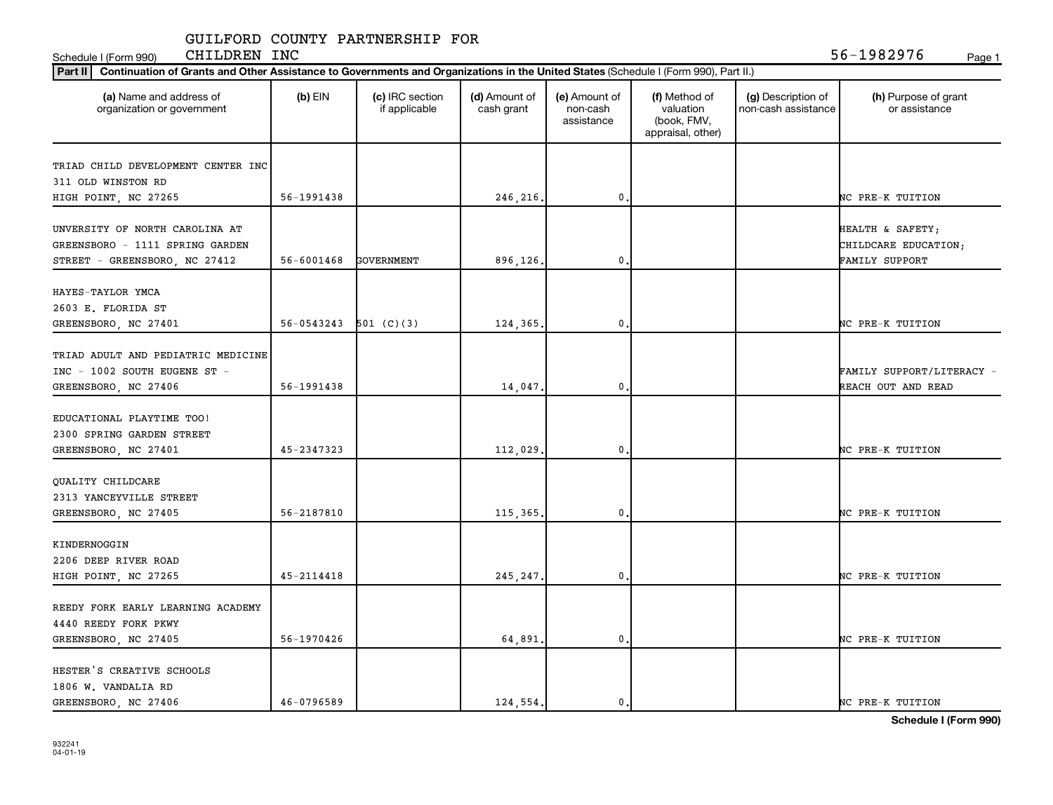GUILFORD COUNTY PARTNERSHIP FOR CHILDREN INC

Schedule I (Form 990) — 56-1982976

**Part II** **Continuation of Grants and Other Assistance to Governments and Organizations in the United States** (Schedule I (Form 990), Part II.)

| (a) Name and address of organization or government | (b) EIN | (c) IRC section if applicable | (d) Amount of cash grant | (e) Amount of non-cash assistance | (f) Method of valuation (book, FMV, appraisal, other) | (g) Description of non-cash assistance | (h) Purpose of grant or assistance |
|---|---|---|---|---|---|---|---|
| TRIAD CHILD DEVELOPMENT CENTER INC 311 OLD WINSTON RD HIGH POINT, NC 27265 | 56-1991438 | | 246,216. | 0. | | | NC PRE-K TUITION |
| UNVERSITY OF NORTH CAROLINA AT GREENSBORO - 1111 SPRING GARDEN STREET - GREENSBORO, NC 27412 | 56-6001468 | GOVERNMENT | 896,126. | 0. | | | HEALTH & SAFETY; CHILDCARE EDUCATION; FAMILY SUPPORT |
| HAYES-TAYLOR YMCA 2603 E. FLORIDA ST GREENSBORO, NC 27401 | 56-0543243 | 501 (C)(3) | 124,365. | 0. | | | NC PRE-K TUITION |
| TRIAD ADULT AND PEDIATRIC MEDICINE INC - 1002 SOUTH EUGENE ST - GREENSBORO, NC 27406 | 56-1991438 | | 14,047. | 0. | | | FAMILY SUPPORT/LITERACY - REACH OUT AND READ |
| EDUCATIONAL PLAYTIME TOO! 2300 SPRING GARDEN STREET GREENSBORO, NC 27401 | 45-2347323 | | 112,029. | 0. | | | NC PRE-K TUITION |
| QUALITY CHILDCARE 2313 YANCEYVILLE STREET GREENSBORO, NC 27405 | 56-2187810 | | 115,365. | 0. | | | NC PRE-K TUITION |
| KINDERNOGGIN 2206 DEEP RIVER ROAD HIGH POINT, NC 27265 | 45-2114418 | | 245,247. | 0. | | | NC PRE-K TUITION |
| REEDY FORK EARLY LEARNING ACADEMY 4440 REEDY FORK PKWY GREENSBORO, NC 27405 | 56-1970426 | | 64,891. | 0. | | | NC PRE-K TUITION |
| HESTER'S CREATIVE SCHOOLS 1806 W. VANDALIA RD GREENSBORO, NC 27406 | 46-0796589 | | 124,554. | 0. | | | NC PRE-K TUITION |

932241 04-01-19

**Schedule I (Form 990)**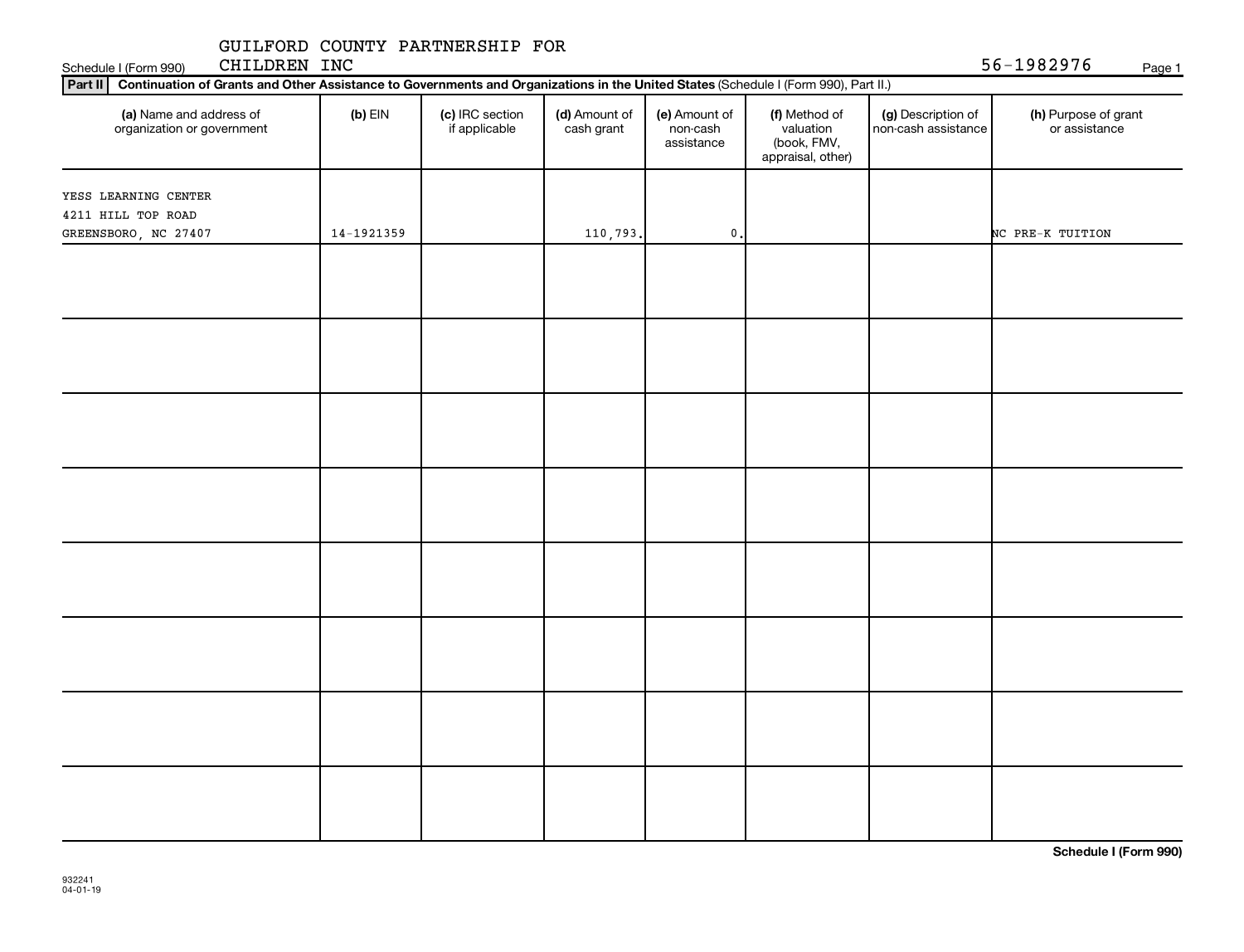Schedule I (Form 990) GUILFORD COUNTY PARTNERSHIP FOR CHILDREN INC 56-1982976 Page 1

**Part II** **Continuation of Grants and Other Assistance to Governments and Organizations in the United States** (Schedule I (Form 990), Part II.)

| (a) Name and address of organization or government | (b) EIN | (c) IRC section if applicable | (d) Amount of cash grant | (e) Amount of non-cash assistance | (f) Method of valuation (book, FMV, appraisal, other) | (g) Description of non-cash assistance | (h) Purpose of grant or assistance |
|---|---|---|---|---|---|---|---|
| YESS LEARNING CENTER<br>4211 HILL TOP ROAD<br>GREENSBORO, NC 27407 | 14-1921359 | | 110,793. | 0. | | | NC PRE-K TUITION |
| | | | | | | | |
| | | | | | | | |
| | | | | | | | |
| | | | | | | | |
| | | | | | | | |
| | | | | | | | |
| | | | | | | | |
| | | | | | | | |

**Schedule I (Form 990)**

932241
04-01-19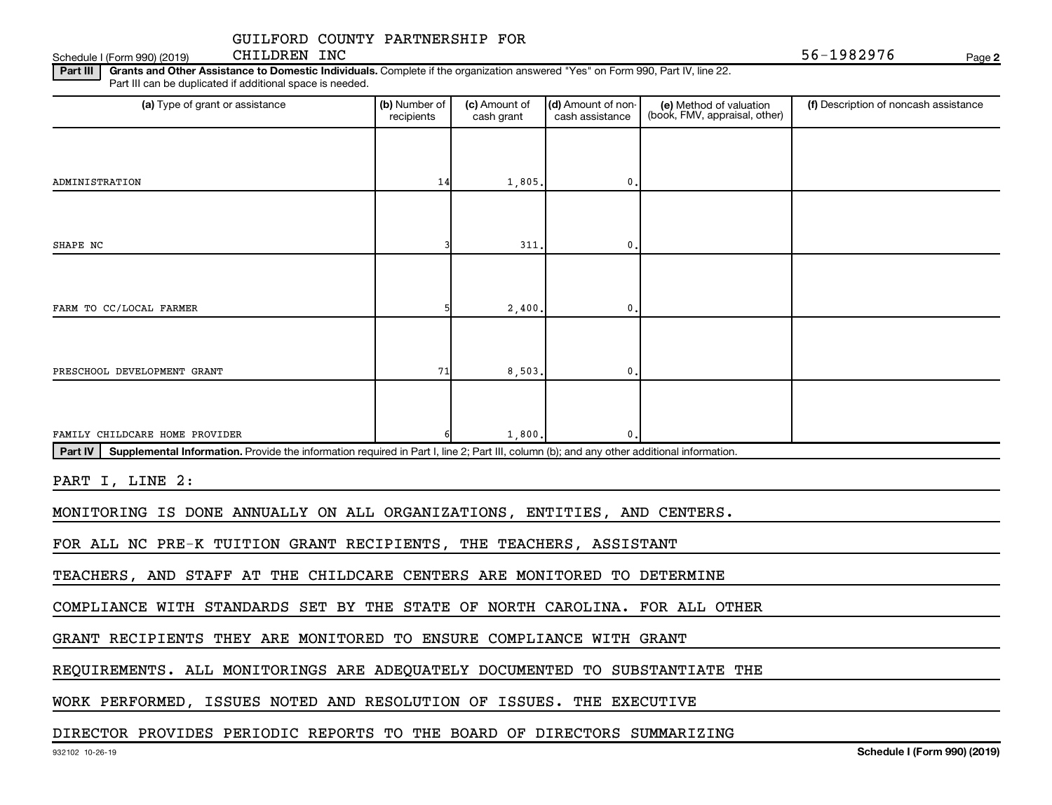Schedule I (Form 990) (2019) GUILFORD COUNTY PARTNERSHIP FOR CHILDREN INC 56-1982976 Page 2

**Part III** **Grants and Other Assistance to Domestic Individuals.** Complete if the organization answered "Yes" on Form 990, Part IV, line 22. Part III can be duplicated if additional space is needed.

| (a) Type of grant or assistance | (b) Number of recipients | (c) Amount of cash grant | (d) Amount of non-cash assistance | (e) Method of valuation (book, FMV, appraisal, other) | (f) Description of noncash assistance |
|---|---|---|---|---|---|
| ADMINISTRATION | 14 | 1,805. | 0. | | |
| SHAPE NC | 3 | 311. | 0. | | |
| FARM TO CC/LOCAL FARMER | 5 | 2,400. | 0. | | |
| PRESCHOOL DEVELOPMENT GRANT | 71 | 8,503. | 0. | | |
| FAMILY CHILDCARE HOME PROVIDER | 6 | 1,800. | 0. | | |

**Part IV** **Supplemental Information.** Provide the information required in Part I, line 2; Part III, column (b); and any other additional information.

PART I, LINE 2:

MONITORING IS DONE ANNUALLY ON ALL ORGANIZATIONS, ENTITIES, AND CENTERS.

FOR ALL NC PRE-K TUITION GRANT RECIPIENTS, THE TEACHERS, ASSISTANT TEACHERS, AND STAFF AT THE CHILDCARE CENTERS ARE MONITORED TO DETERMINE COMPLIANCE WITH STANDARDS SET BY THE STATE OF NORTH CAROLINA. FOR ALL OTHER GRANT RECIPIENTS THEY ARE MONITORED TO ENSURE COMPLIANCE WITH GRANT REQUIREMENTS. ALL MONITORINGS ARE ADEQUATELY DOCUMENTED TO SUBSTANTIATE THE WORK PERFORMED, ISSUES NOTED AND RESOLUTION OF ISSUES. THE EXECUTIVE DIRECTOR PROVIDES PERIODIC REPORTS TO THE BOARD OF DIRECTORS SUMMARIZING

932102 10-26-19 Schedule I (Form 990) (2019)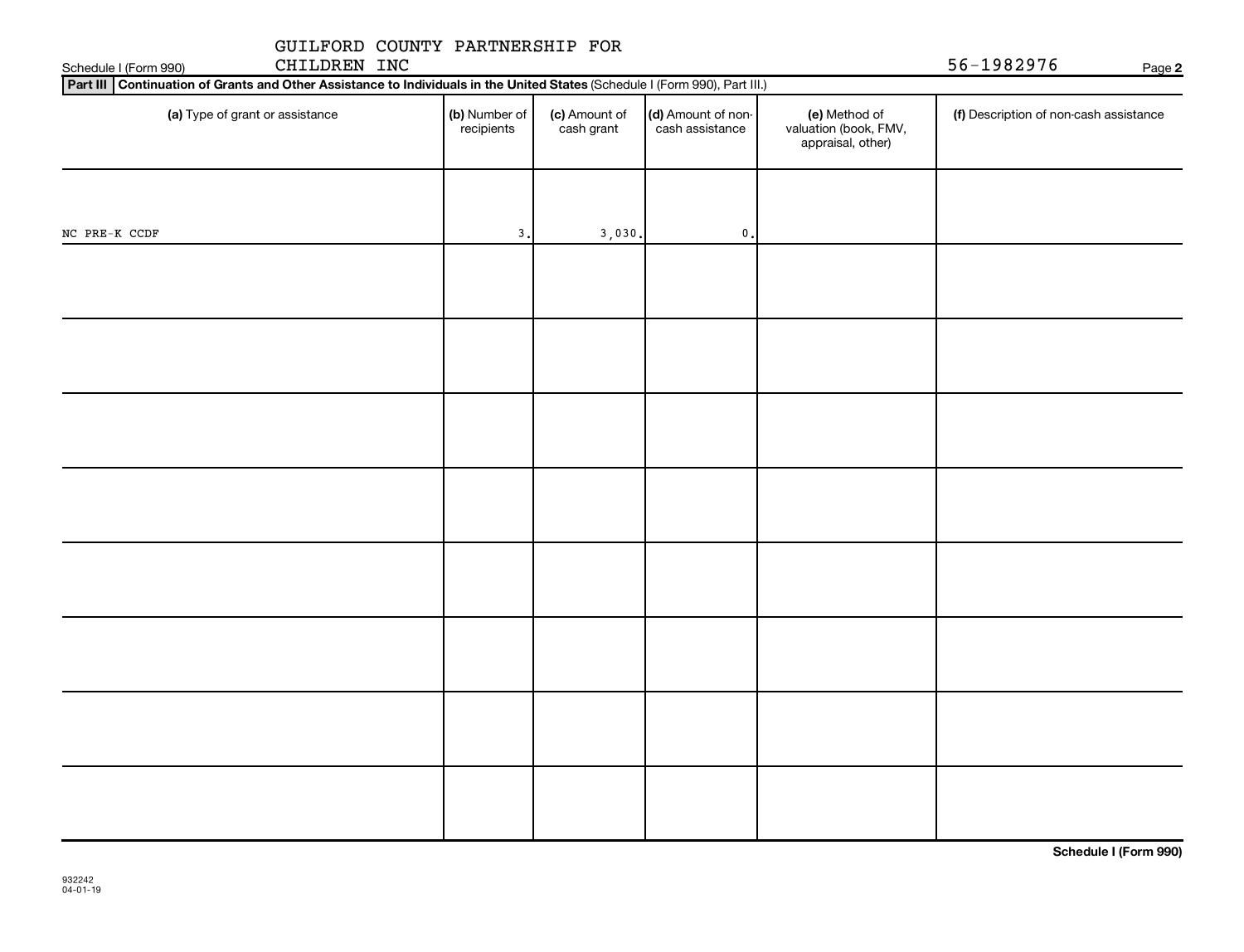GUILFORD COUNTY PARTNERSHIP FOR CHILDREN INC

56-1982976

Schedule I (Form 990)

**Part III** **Continuation of Grants and Other Assistance to Individuals in the United States** (Schedule I (Form 990), Part III.)

| (a) Type of grant or assistance | (b) Number of recipients | (c) Amount of cash grant | (d) Amount of non-cash assistance | (e) Method of valuation (book, FMV, appraisal, other) | (f) Description of non-cash assistance |
|---|---|---|---|---|---|
| NC PRE-K CCDF | 3. | 3,030. | 0. | | |
| | | | | | |
| | | | | | |
| | | | | | |
| | | | | | |
| | | | | | |
| | | | | | |
| | | | | | |
| | | | | | |

**Schedule I (Form 990)**

932242
04-01-19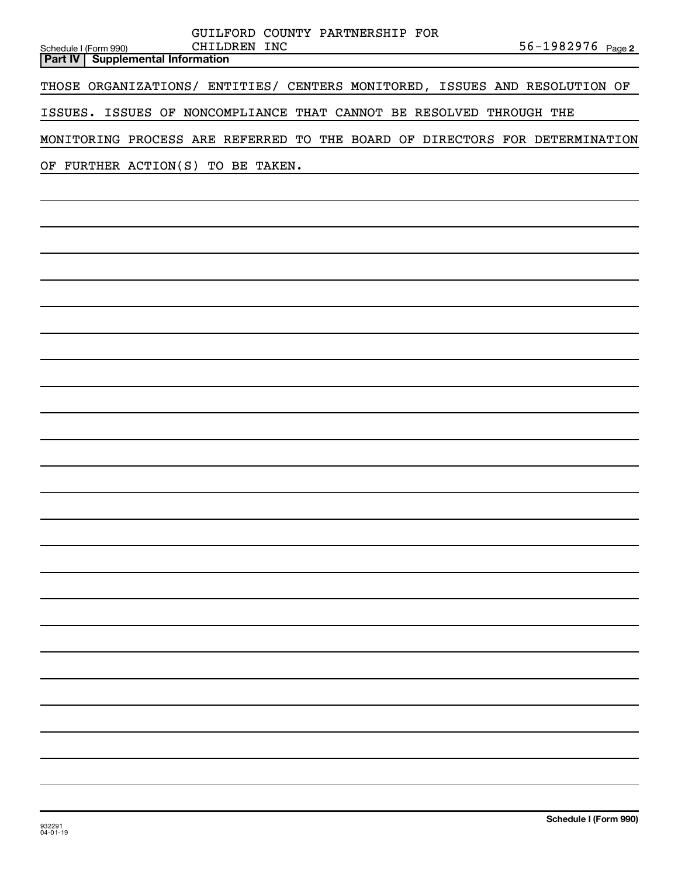Schedule I (Form 990) GUILFORD COUNTY PARTNERSHIP FOR CHILDREN INC 56-1982976 Page 2

**Part IV Supplemental Information**

THOSE ORGANIZATIONS/ ENTITIES/ CENTERS MONITORED, ISSUES AND RESOLUTION OF ISSUES. ISSUES OF NONCOMPLIANCE THAT CANNOT BE RESOLVED THROUGH THE MONITORING PROCESS ARE REFERRED TO THE BOARD OF DIRECTORS FOR DETERMINATION OF FURTHER ACTION(S) TO BE TAKEN.

932291 04-01-19

**Schedule I (Form 990)**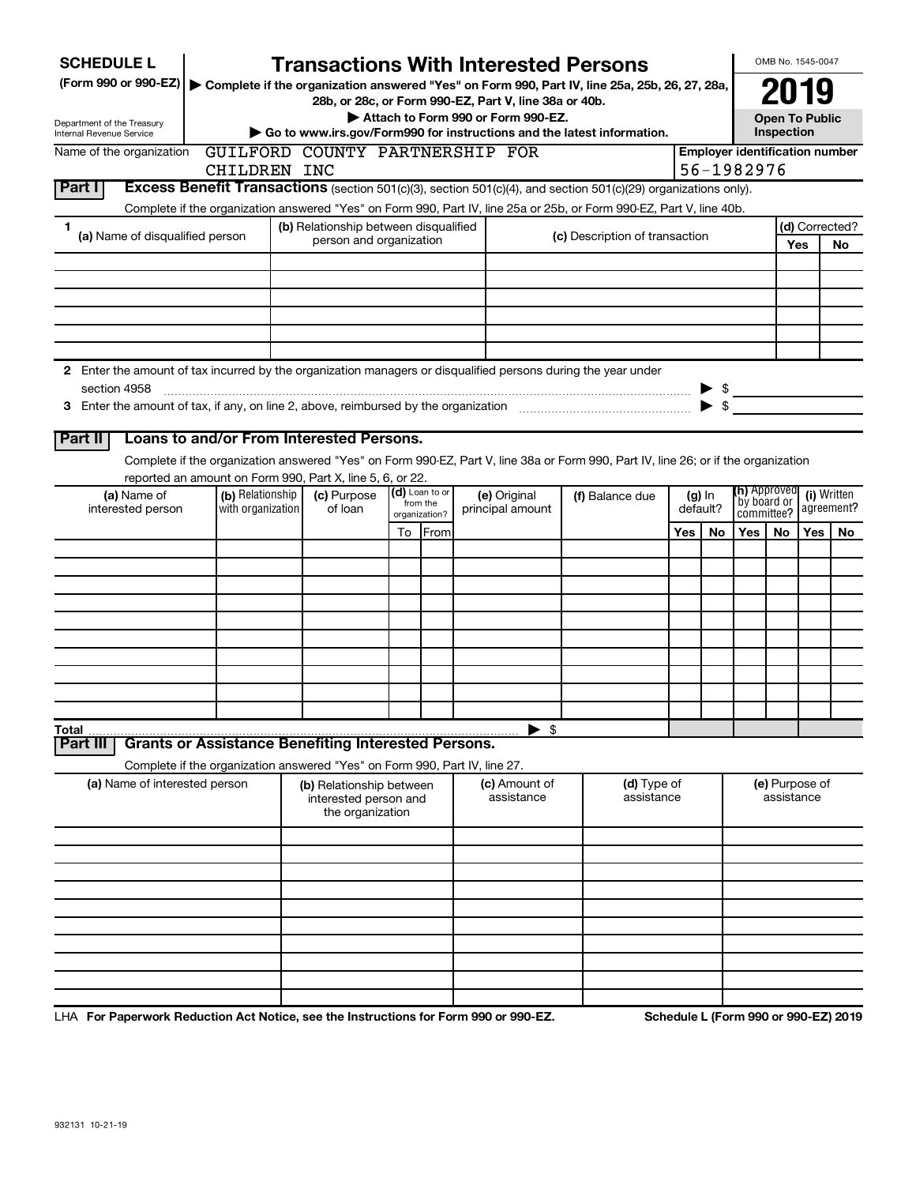**SCHEDULE L**
**(Form 990 or 990-EZ)**

Department of the Treasury
Internal Revenue Service

# Transactions With Interested Persons

▶ **Complete if the organization answered "Yes" on Form 990, Part IV, line 25a, 25b, 26, 27, 28a, 28b, or 28c, or Form 990-EZ, Part V, line 38a or 40b.**
▶ **Attach to Form 990 or Form 990-EZ.**
▶ **Go to www.irs.gov/Form990 for instructions and the latest information.**

OMB No. 1545-0047

**2019**

**Open To Public Inspection**

Name of the organization: GUILFORD COUNTY PARTNERSHIP FOR CHILDREN INC

**Employer identification number**: 56-1982976

## Part I Excess Benefit Transactions (section 501(c)(3), section 501(c)(4), and section 501(c)(29) organizations only).

Complete if the organization answered "Yes" on Form 990, Part IV, line 25a or 25b, or Form 990-EZ, Part V, line 40b.

| 1 (a) Name of disqualified person | (b) Relationship between disqualified person and organization | (c) Description of transaction | (d) Corrected? Yes | No |
|---|---|---|---|---|
| | | | | |
| | | | | |
| | | | | |
| | | | | |
| | | | | |
| | | | | |

**2** Enter the amount of tax incurred by the organization managers or disqualified persons during the year under section 4958 ▶ $

**3** Enter the amount of tax, if any, on line 2, above, reimbursed by the organization ▶ $

## Part II Loans to and/or From Interested Persons.

Complete if the organization answered "Yes" on Form 990-EZ, Part V, line 38a or Form 990, Part IV, line 26; or if the organization reported an amount on Form 990, Part X, line 5, 6, or 22.

| (a) Name of interested person | (b) Relationship with organization | (c) Purpose of loan | (d) Loan to or from the organization? To | From | (e) Original principal amount | (f) Balance due | (g) In default? Yes | No | (h) Approved by board or committee? Yes | No | (i) Written agreement? Yes | No |
|---|---|---|---|---|---|---|---|---|---|---|---|---|
| | | | | | | | | | | | | |
| | | | | | | | | | | | | |
| | | | | | | | | | | | | |
| | | | | | | | | | | | | |
| | | | | | | | | | | | | |
| | | | | | | | | | | | | |
| | | | | | | | | | | | | |
| | | | | | | | | | | | | |
| | | | | | | | | | | | | |
| | | | | | | | | | | | | |
| **Total** | | | | | ▶ $ | | | | | | | |

## Part III Grants or Assistance Benefiting Interested Persons.

Complete if the organization answered "Yes" on Form 990, Part IV, line 27.

| (a) Name of interested person | (b) Relationship between interested person and the organization | (c) Amount of assistance | (d) Type of assistance | (e) Purpose of assistance |
|---|---|---|---|---|
| | | | | |
| | | | | |
| | | | | |
| | | | | |
| | | | | |
| | | | | |
| | | | | |
| | | | | |
| | | | | |
| | | | | |

LHA **For Paperwork Reduction Act Notice, see the Instructions for Form 990 or 990-EZ.** **Schedule L (Form 990 or 990-EZ) 2019**

932131 10-21-19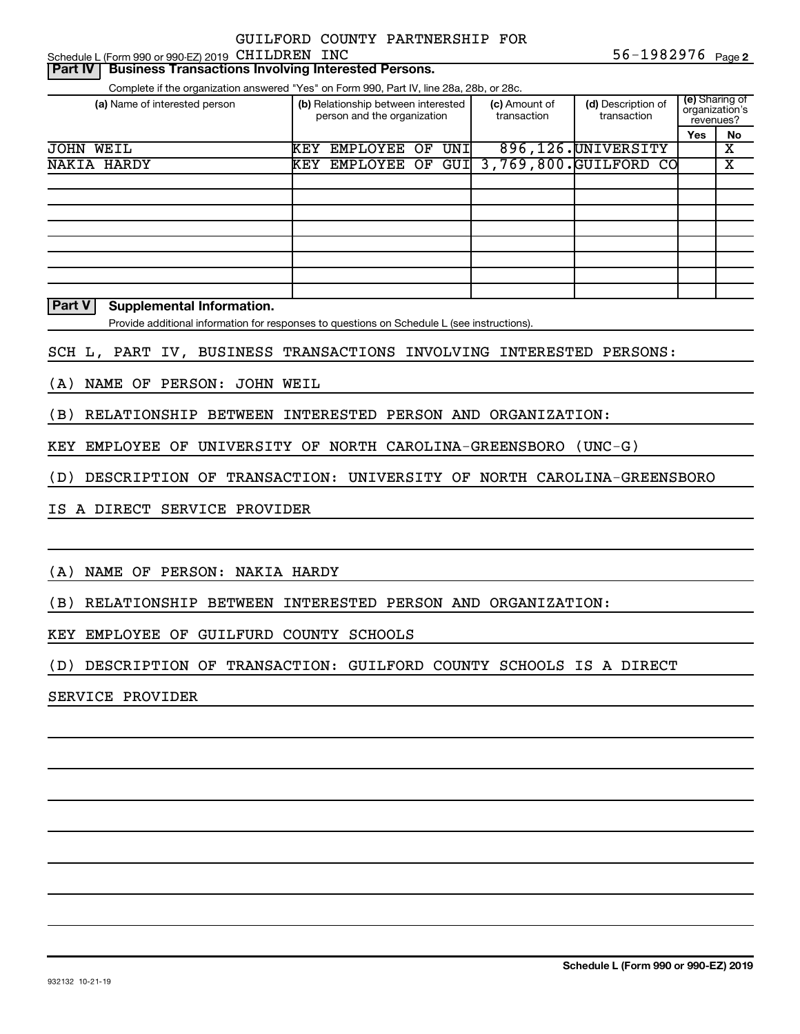Schedule L (Form 990 or 990-EZ) 2019 GUILFORD COUNTY PARTNERSHIP FOR CHILDREN INC 56-1982976 Page 2

**Part IV** **Business Transactions Involving Interested Persons.**

Complete if the organization answered "Yes" on Form 990, Part IV, line 28a, 28b, or 28c.

| (a) Name of interested person | (b) Relationship between interested person and the organization | (c) Amount of transaction | (d) Description of transaction | (e) Sharing of organization's revenues? | |
|---|---|---|---|---|---|
| | | | | Yes | No |
| JOHN WEIL | KEY EMPLOYEE OF UNI | 896,126. | UNIVERSITY | | X |
| NAKIA HARDY | KEY EMPLOYEE OF GUI | 3,769,800. | GUILFORD CO | | X |
| | | | | | |
| | | | | | |
| | | | | | |
| | | | | | |
| | | | | | |
| | | | | | |
| | | | | | |
| | | | | | |

**Part V** **Supplemental Information.**

Provide additional information for responses to questions on Schedule L (see instructions).

SCH L, PART IV, BUSINESS TRANSACTIONS INVOLVING INTERESTED PERSONS:

(A) NAME OF PERSON: JOHN WEIL

(B) RELATIONSHIP BETWEEN INTERESTED PERSON AND ORGANIZATION:

KEY EMPLOYEE OF UNIVERSITY OF NORTH CAROLINA-GREENSBORO (UNC-G)

(D) DESCRIPTION OF TRANSACTION: UNIVERSITY OF NORTH CAROLINA-GREENSBORO

IS A DIRECT SERVICE PROVIDER

(A) NAME OF PERSON: NAKIA HARDY

(B) RELATIONSHIP BETWEEN INTERESTED PERSON AND ORGANIZATION:

KEY EMPLOYEE OF GUILFURD COUNTY SCHOOLS

(D) DESCRIPTION OF TRANSACTION: GUILFORD COUNTY SCHOOLS IS A DIRECT

SERVICE PROVIDER

Schedule L (Form 990 or 990-EZ) 2019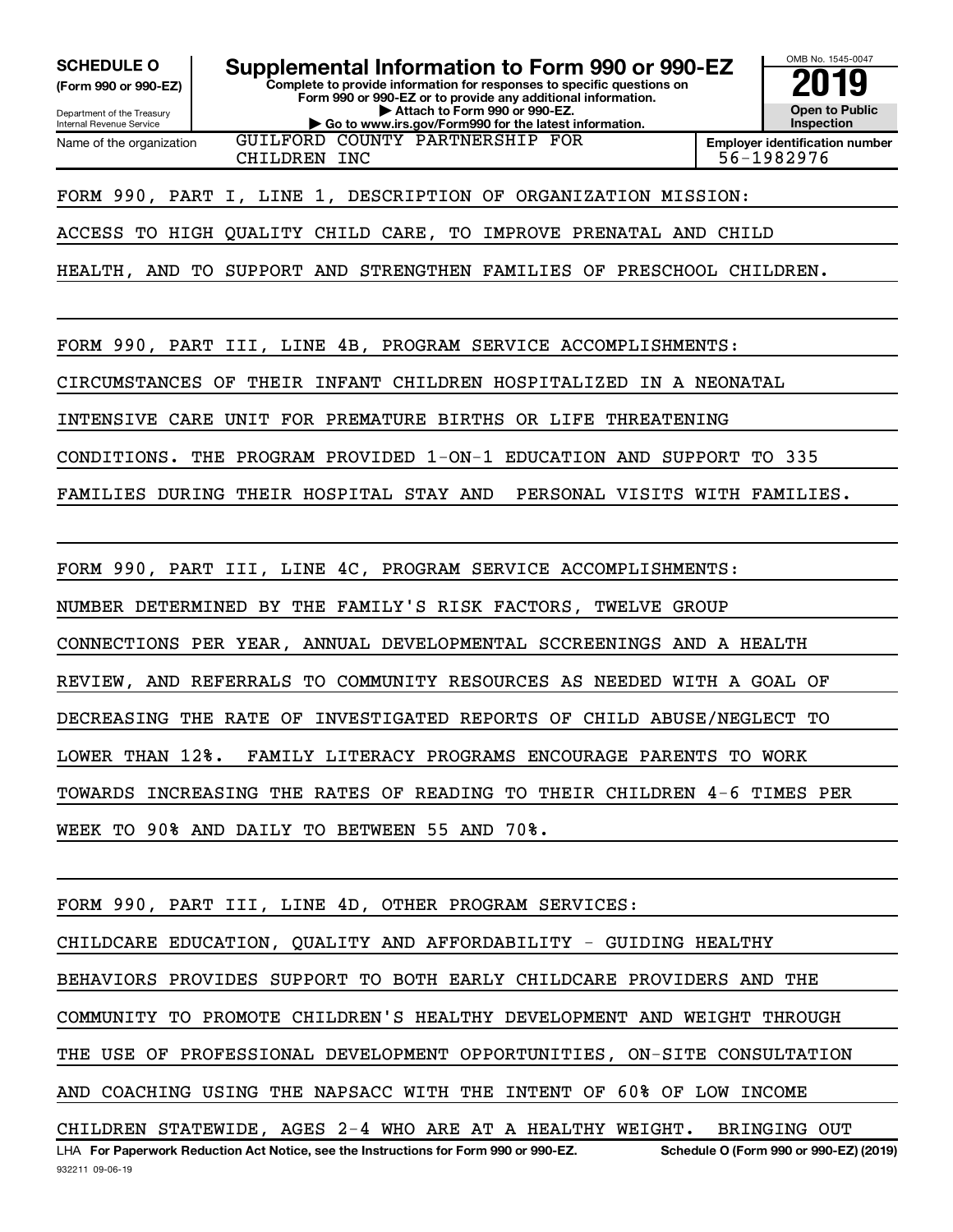**SCHEDULE O (Form 990 or 990-EZ)**

Department of the Treasury
Internal Revenue Service

# Supplemental Information to Form 990 or 990-EZ

**Complete to provide information for responses to specific questions on Form 990 or 990-EZ or to provide any additional information.**
**▶ Attach to Form 990 or 990-EZ.**
**▶ Go to www.irs.gov/Form990 for the latest information.**

OMB No. 1545-0047

**2019**

**Open to Public Inspection**

Name of the organization: GUILFORD COUNTY PARTNERSHIP FOR CHILDREN INC

**Employer identification number**: 56-1982976

FORM 990, PART I, LINE 1, DESCRIPTION OF ORGANIZATION MISSION:

ACCESS TO HIGH QUALITY CHILD CARE, TO IMPROVE PRENATAL AND CHILD HEALTH, AND TO SUPPORT AND STRENGTHEN FAMILIES OF PRESCHOOL CHILDREN.

FORM 990, PART III, LINE 4B, PROGRAM SERVICE ACCOMPLISHMENTS:

CIRCUMSTANCES OF THEIR INFANT CHILDREN HOSPITALIZED IN A NEONATAL INTENSIVE CARE UNIT FOR PREMATURE BIRTHS OR LIFE THREATENING CONDITIONS. THE PROGRAM PROVIDED 1-ON-1 EDUCATION AND SUPPORT TO 335 FAMILIES DURING THEIR HOSPITAL STAY AND PERSONAL VISITS WITH FAMILIES.

FORM 990, PART III, LINE 4C, PROGRAM SERVICE ACCOMPLISHMENTS:

NUMBER DETERMINED BY THE FAMILY'S RISK FACTORS, TWELVE GROUP CONNECTIONS PER YEAR, ANNUAL DEVELOPMENTAL SCCREENINGS AND A HEALTH REVIEW, AND REFERRALS TO COMMUNITY RESOURCES AS NEEDED WITH A GOAL OF DECREASING THE RATE OF INVESTIGATED REPORTS OF CHILD ABUSE/NEGLECT TO LOWER THAN 12%. FAMILY LITERACY PROGRAMS ENCOURAGE PARENTS TO WORK TOWARDS INCREASING THE RATES OF READING TO THEIR CHILDREN 4-6 TIMES PER WEEK TO 90% AND DAILY TO BETWEEN 55 AND 70%.

FORM 990, PART III, LINE 4D, OTHER PROGRAM SERVICES:

CHILDCARE EDUCATION, QUALITY AND AFFORDABILITY - GUIDING HEALTHY BEHAVIORS PROVIDES SUPPORT TO BOTH EARLY CHILDCARE PROVIDERS AND THE COMMUNITY TO PROMOTE CHILDREN'S HEALTHY DEVELOPMENT AND WEIGHT THROUGH THE USE OF PROFESSIONAL DEVELOPMENT OPPORTUNITIES, ON-SITE CONSULTATION AND COACHING USING THE NAPSACC WITH THE INTENT OF 60% OF LOW INCOME CHILDREN STATEWIDE, AGES 2-4 WHO ARE AT A HEALTHY WEIGHT. BRINGING OUT

LHA **For Paperwork Reduction Act Notice, see the Instructions for Form 990 or 990-EZ.** **Schedule O (Form 990 or 990-EZ) (2019)**

932211 09-06-19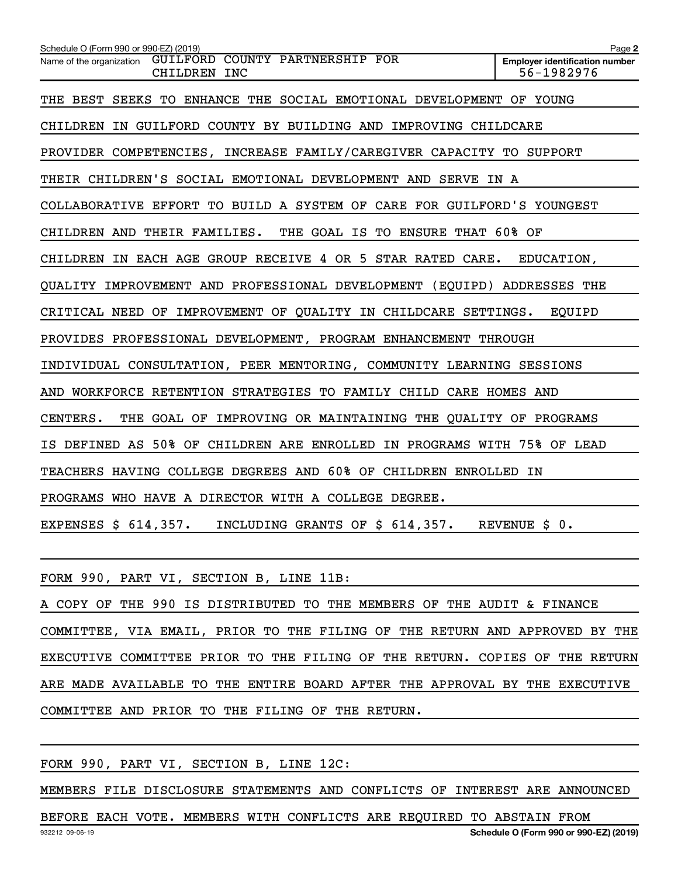Name of the organization: GUILFORD COUNTY PARTNERSHIP FOR CHILDREN INC

Employer identification number: 56-1982976

THE BEST SEEKS TO ENHANCE THE SOCIAL EMOTIONAL DEVELOPMENT OF YOUNG CHILDREN IN GUILFORD COUNTY BY BUILDING AND IMPROVING CHILDCARE PROVIDER COMPETENCIES, INCREASE FAMILY/CAREGIVER CAPACITY TO SUPPORT THEIR CHILDREN'S SOCIAL EMOTIONAL DEVELOPMENT AND SERVE IN A COLLABORATIVE EFFORT TO BUILD A SYSTEM OF CARE FOR GUILFORD'S YOUNGEST CHILDREN AND THEIR FAMILIES. THE GOAL IS TO ENSURE THAT 60% OF CHILDREN IN EACH AGE GROUP RECEIVE 4 OR 5 STAR RATED CARE. EDUCATION, QUALITY IMPROVEMENT AND PROFESSIONAL DEVELOPMENT (EQUIPD) ADDRESSES THE CRITICAL NEED OF IMPROVEMENT OF QUALITY IN CHILDCARE SETTINGS. EQUIPD PROVIDES PROFESSIONAL DEVELOPMENT, PROGRAM ENHANCEMENT THROUGH INDIVIDUAL CONSULTATION, PEER MENTORING, COMMUNITY LEARNING SESSIONS AND WORKFORCE RETENTION STRATEGIES TO FAMILY CHILD CARE HOMES AND CENTERS. THE GOAL OF IMPROVING OR MAINTAINING THE QUALITY OF PROGRAMS IS DEFINED AS 50% OF CHILDREN ARE ENROLLED IN PROGRAMS WITH 75% OF LEAD TEACHERS HAVING COLLEGE DEGREES AND 60% OF CHILDREN ENROLLED IN PROGRAMS WHO HAVE A DIRECTOR WITH A COLLEGE DEGREE.

EXPENSES $ 614,357. INCLUDING GRANTS OF $ 614,357. REVENUE $ 0.

FORM 990, PART VI, SECTION B, LINE 11B:

A COPY OF THE 990 IS DISTRIBUTED TO THE MEMBERS OF THE AUDIT & FINANCE COMMITTEE, VIA EMAIL, PRIOR TO THE FILING OF THE RETURN AND APPROVED BY THE EXECUTIVE COMMITTEE PRIOR TO THE FILING OF THE RETURN. COPIES OF THE RETURN ARE MADE AVAILABLE TO THE ENTIRE BOARD AFTER THE APPROVAL BY THE EXECUTIVE COMMITTEE AND PRIOR TO THE FILING OF THE RETURN.

FORM 990, PART VI, SECTION B, LINE 12C:

MEMBERS FILE DISCLOSURE STATEMENTS AND CONFLICTS OF INTEREST ARE ANNOUNCED BEFORE EACH VOTE. MEMBERS WITH CONFLICTS ARE REQUIRED TO ABSTAIN FROM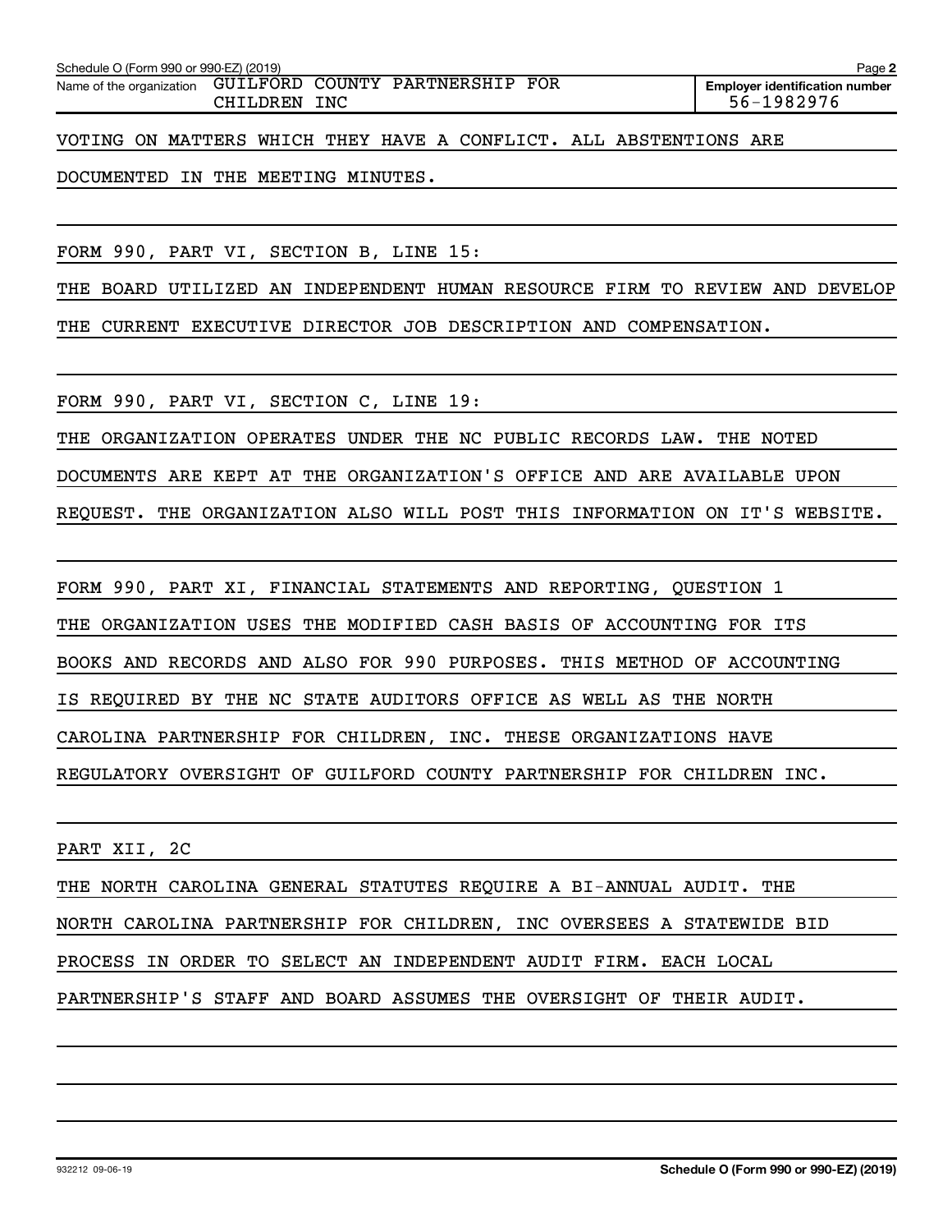Schedule O (Form 990 or 990-EZ) (2019) Page **2**

| Name of the organization | Employer identification number |
|---|---|
| GUILFORD COUNTY PARTNERSHIP FOR CHILDREN INC | 56-1982976 |

VOTING ON MATTERS WHICH THEY HAVE A CONFLICT. ALL ABSTENTIONS ARE DOCUMENTED IN THE MEETING MINUTES.

FORM 990, PART VI, SECTION B, LINE 15:

THE BOARD UTILIZED AN INDEPENDENT HUMAN RESOURCE FIRM TO REVIEW AND DEVELOP THE CURRENT EXECUTIVE DIRECTOR JOB DESCRIPTION AND COMPENSATION.

FORM 990, PART VI, SECTION C, LINE 19:

THE ORGANIZATION OPERATES UNDER THE NC PUBLIC RECORDS LAW. THE NOTED DOCUMENTS ARE KEPT AT THE ORGANIZATION'S OFFICE AND ARE AVAILABLE UPON REQUEST. THE ORGANIZATION ALSO WILL POST THIS INFORMATION ON IT'S WEBSITE.

FORM 990, PART XI, FINANCIAL STATEMENTS AND REPORTING, QUESTION 1

THE ORGANIZATION USES THE MODIFIED CASH BASIS OF ACCOUNTING FOR ITS BOOKS AND RECORDS AND ALSO FOR 990 PURPOSES. THIS METHOD OF ACCOUNTING IS REQUIRED BY THE NC STATE AUDITORS OFFICE AS WELL AS THE NORTH CAROLINA PARTNERSHIP FOR CHILDREN, INC. THESE ORGANIZATIONS HAVE REGULATORY OVERSIGHT OF GUILFORD COUNTY PARTNERSHIP FOR CHILDREN INC.

PART XII, 2C

THE NORTH CAROLINA GENERAL STATUTES REQUIRE A BI-ANNUAL AUDIT. THE NORTH CAROLINA PARTNERSHIP FOR CHILDREN, INC OVERSEES A STATEWIDE BID PROCESS IN ORDER TO SELECT AN INDEPENDENT AUDIT FIRM. EACH LOCAL PARTNERSHIP'S STAFF AND BOARD ASSUMES THE OVERSIGHT OF THEIR AUDIT.

932212 09-06-19 **Schedule O (Form 990 or 990-EZ) (2019)**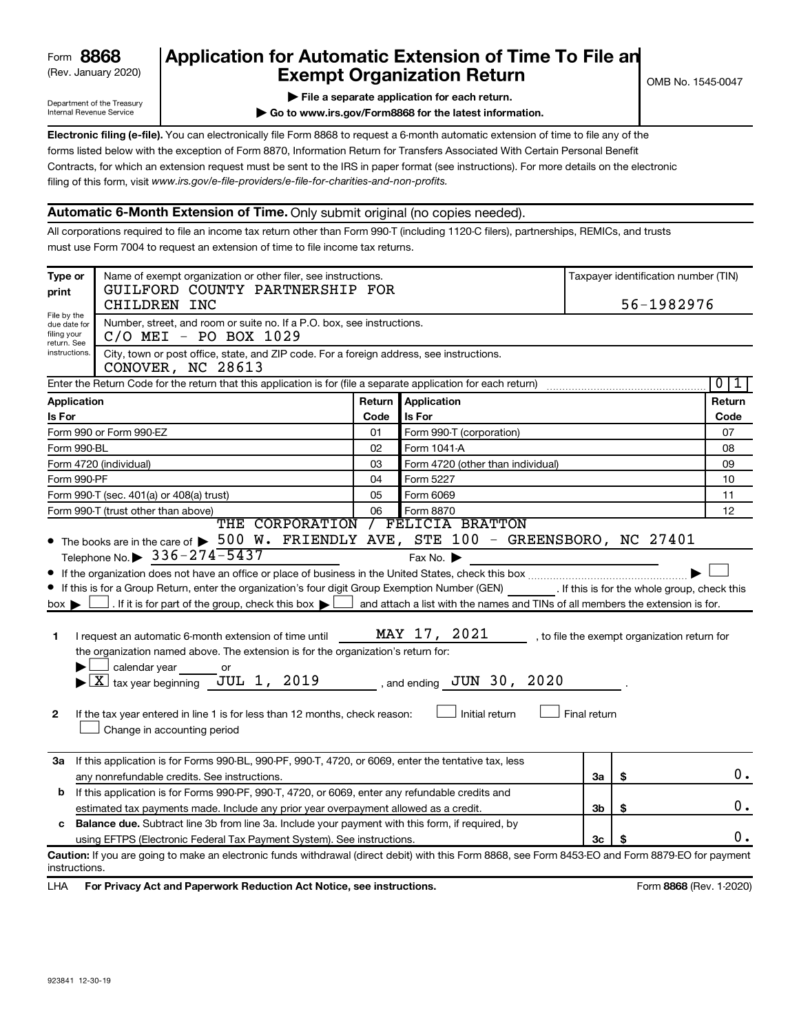Form **8868**
(Rev. January 2020)

Department of the Treasury
Internal Revenue Service

# Application for Automatic Extension of Time To File an Exempt Organization Return

▶ **File a separate application for each return.**

▶ **Go to www.irs.gov/Form8868 for the latest information.**

OMB No. 1545-0047

**Electronic filing (e-file).** You can electronically file Form 8868 to request a 6-month automatic extension of time to file any of the forms listed below with the exception of Form 8870, Information Return for Transfers Associated With Certain Personal Benefit Contracts, for which an extension request must be sent to the IRS in paper format (see instructions). For more details on the electronic filing of this form, visit *www.irs.gov/e-file-providers/e-file-for-charities-and-non-profits.*

## Automatic 6-Month Extension of Time. Only submit original (no copies needed).

All corporations required to file an income tax return other than Form 990-T (including 1120-C filers), partnerships, REMICs, and trusts must use Form 7004 to request an extension of time to file income tax returns.

**Type or print**

File by the due date for filing your return. See instructions.

Name of exempt organization or other filer, see instructions.
GUILFORD COUNTY PARTNERSHIP FOR CHILDREN INC

Taxpayer identification number (TIN)
56-1982976

Number, street, and room or suite no. If a P.O. box, see instructions.
C/O MEI - PO BOX 1029

City, town or post office, state, and ZIP code. For a foreign address, see instructions.
CONOVER, NC 28613

Enter the Return Code for the return that this application is for (file a separate application for each return) .......... 0 1

| Application Is For | Return Code | Application Is For | Return Code |
|---|---|---|---|
| Form 990 or Form 990-EZ | 01 | Form 990-T (corporation) | 07 |
| Form 990-BL | 02 | Form 1041-A | 08 |
| Form 4720 (individual) | 03 | Form 4720 (other than individual) | 09 |
| Form 990-PF | 04 | Form 5227 | 10 |
| Form 990-T (sec. 401(a) or 408(a) trust) | 05 | Form 6069 | 11 |
| Form 990-T (trust other than above) | 06 | Form 8870 | 12 |

THE CORPORATION / FELICIA BRATTON

- The books are in the care of ▶ 500 W. FRIENDLY AVE, STE 100 - GREENSBORO, NC 27401
  Telephone No. ▶ 336-274-5437 Fax No. ▶
- If the organization does not have an office or place of business in the United States, check this box ☐
- If this is for a Group Return, enter the organization's four digit Group Exemption Number (GEN) ______. If this is for the whole group, check this box ▶ ☐. If it is for part of the group, check this box ▶ ☐ and attach a list with the names and TINs of all members the extension is for.

**1** I request an automatic 6-month extension of time until MAY 17, 2021, to file the exempt organization return for the organization named above. The extension is for the organization's return for:
▶ ☐ calendar year ______ or
▶ ☒ tax year beginning JUL 1, 2019, and ending JUN 30, 2020.

**2** If the tax year entered in line 1 is for less than 12 months, check reason: ☐ Initial return ☐ Final return ☐ Change in accounting period

| | | | |
|---|---|---|---|
| **3a** If this application is for Forms 990-BL, 990-PF, 990-T, 4720, or 6069, enter the tentative tax, less any nonrefundable credits. See instructions. | 3a | $ | 0. |
| **b** If this application is for Forms 990-PF, 990-T, 4720, or 6069, enter any refundable credits and estimated tax payments made. Include any prior year overpayment allowed as a credit. | 3b | $ | 0. |
| **c** **Balance due.** Subtract line 3b from line 3a. Include your payment with this form, if required, by using EFTPS (Electronic Federal Tax Payment System). See instructions. | 3c | $ | 0. |

**Caution:** If you are going to make an electronic funds withdrawal (direct debit) with this Form 8868, see Form 8453-EO and Form 8879-EO for payment instructions.

LHA **For Privacy Act and Paperwork Reduction Act Notice, see instructions.** Form **8868** (Rev. 1-2020)

923841 12-30-19